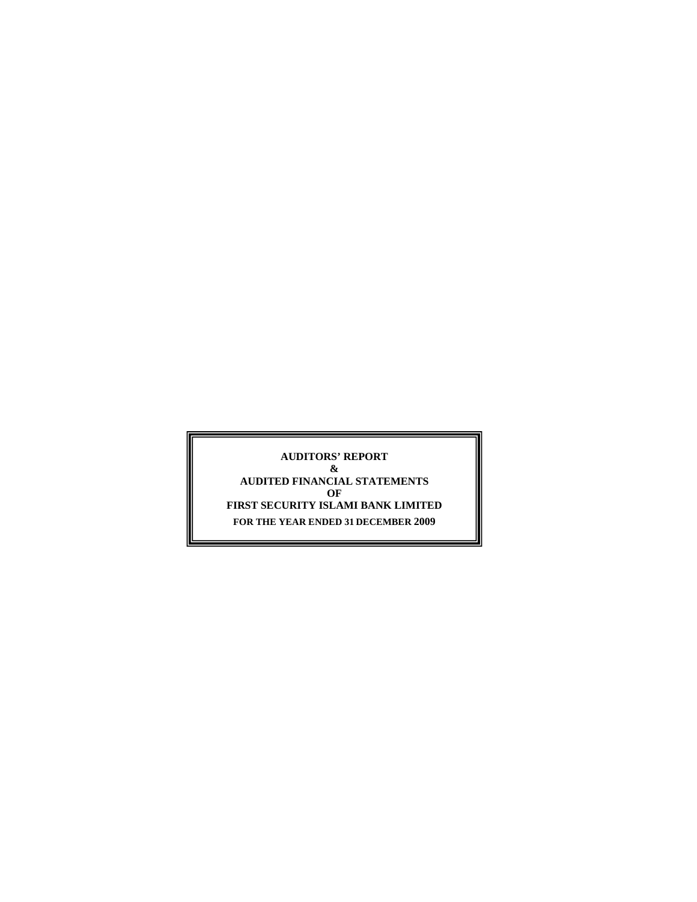# AUDITORS' REPORT
# &
# AUDITED FINANCIAL STATEMENTS
# OF
# FIRST SECURITY ISLAMI BANK LIMITED

**FOR THE YEAR ENDED 31 DECEMBER 2009**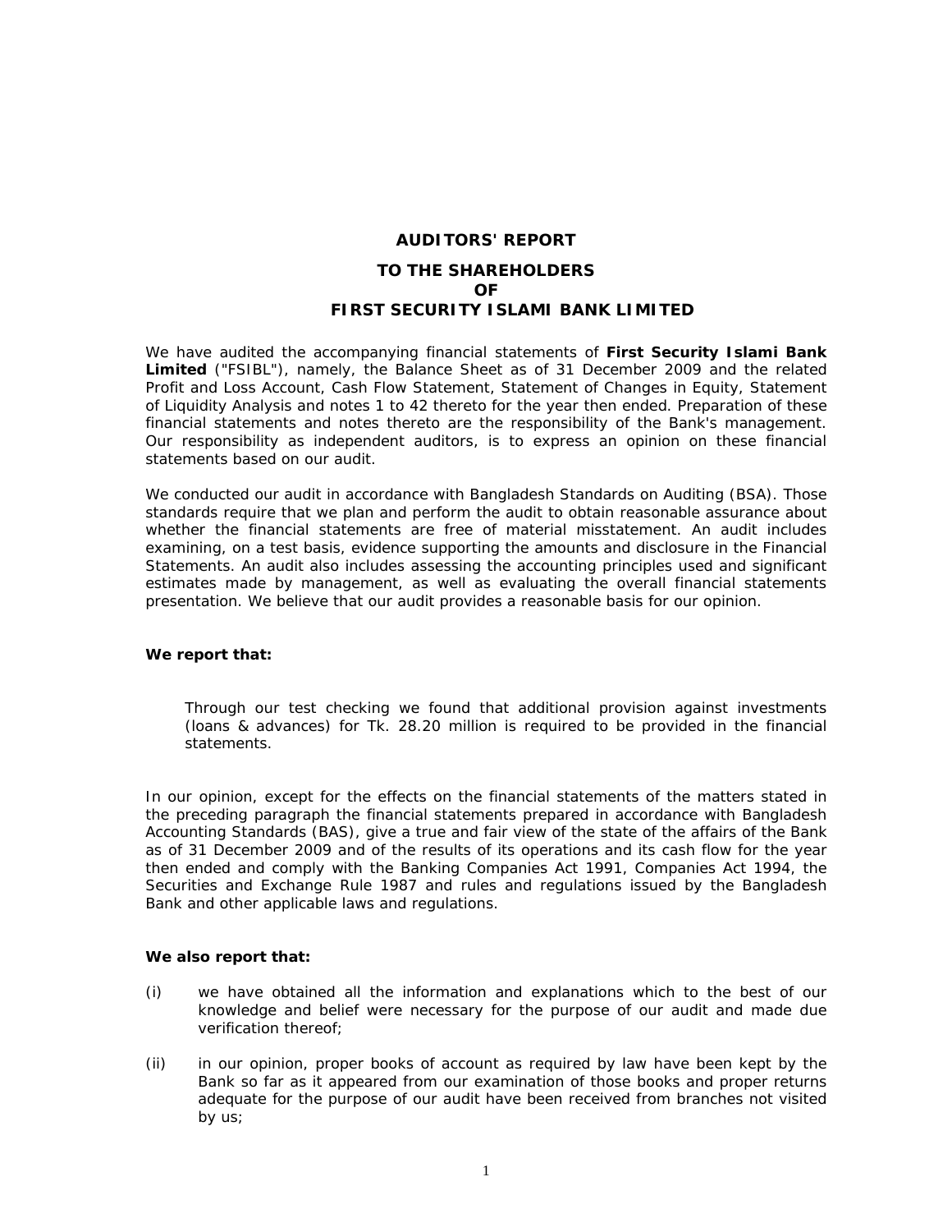# AUDITORS' REPORT

## TO THE SHAREHOLDERS
## OF
## FIRST SECURITY ISLAMI BANK LIMITED

We have audited the accompanying financial statements of **First Security Islami Bank Limited** ("FSIBL"), namely, the Balance Sheet as of 31 December 2009 and the related Profit and Loss Account, Cash Flow Statement, Statement of Changes in Equity, Statement of Liquidity Analysis and notes 1 to 42 thereto for the year then ended. Preparation of these financial statements and notes thereto are the responsibility of the Bank's management. Our responsibility as independent auditors, is to express an opinion on these financial statements based on our audit.

We conducted our audit in accordance with Bangladesh Standards on Auditing (BSA). Those standards require that we plan and perform the audit to obtain reasonable assurance about whether the financial statements are free of material misstatement. An audit includes examining, on a test basis, evidence supporting the amounts and disclosure in the Financial Statements. An audit also includes assessing the accounting principles used and significant estimates made by management, as well as evaluating the overall financial statements presentation. We believe that our audit provides a reasonable basis for our opinion.

**We report that:**

Through our test checking we found that additional provision against investments (loans & advances) for Tk. 28.20 million is required to be provided in the financial statements.

In our opinion, except for the effects on the financial statements of the matters stated in the preceding paragraph the financial statements prepared in accordance with Bangladesh Accounting Standards (BAS), give a true and fair view of the state of the affairs of the Bank as of 31 December 2009 and of the results of its operations and its cash flow for the year then ended and comply with the Banking Companies Act 1991, Companies Act 1994, the Securities and Exchange Rule 1987 and rules and regulations issued by the Bangladesh Bank and other applicable laws and regulations.

**We also report that:**

(i) we have obtained all the information and explanations which to the best of our knowledge and belief were necessary for the purpose of our audit and made due verification thereof;

(ii) in our opinion, proper books of account as required by law have been kept by the Bank so far as it appeared from our examination of those books and proper returns adequate for the purpose of our audit have been received from branches not visited by us;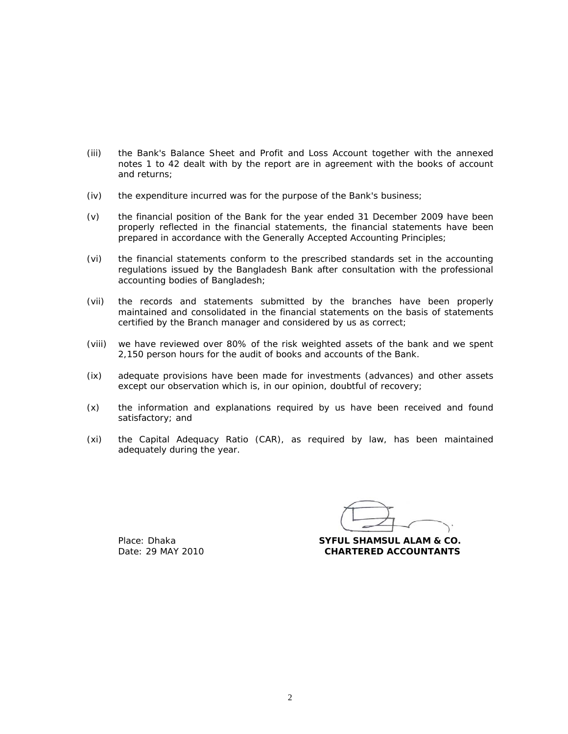(iii) the Bank's Balance Sheet and Profit and Loss Account together with the annexed notes 1 to 42 dealt with by the report are in agreement with the books of account and returns;

(iv) the expenditure incurred was for the purpose of the Bank's business;

(v) the financial position of the Bank for the year ended 31 December 2009 have been properly reflected in the financial statements, the financial statements have been prepared in accordance with the Generally Accepted Accounting Principles;

(vi) the financial statements conform to the prescribed standards set in the accounting regulations issued by the Bangladesh Bank after consultation with the professional accounting bodies of Bangladesh;

(vii) the records and statements submitted by the branches have been properly maintained and consolidated in the financial statements on the basis of statements certified by the Branch manager and considered by us as correct;

(viii) we have reviewed over 80% of the risk weighted assets of the bank and we spent 2,150 person hours for the audit of books and accounts of the Bank.

(ix) adequate provisions have been made for investments (advances) and other assets except our observation which is, in our opinion, doubtful of recovery;

(x) the information and explanations required by us have been received and found satisfactory; and

(xi) the Capital Adequacy Ratio (CAR), as required by law, has been maintained adequately during the year.

Place: Dhaka
Date: 29 MAY 2010

**SYFUL SHAMSUL ALAM & CO.**
**CHARTERED ACCOUNTANTS**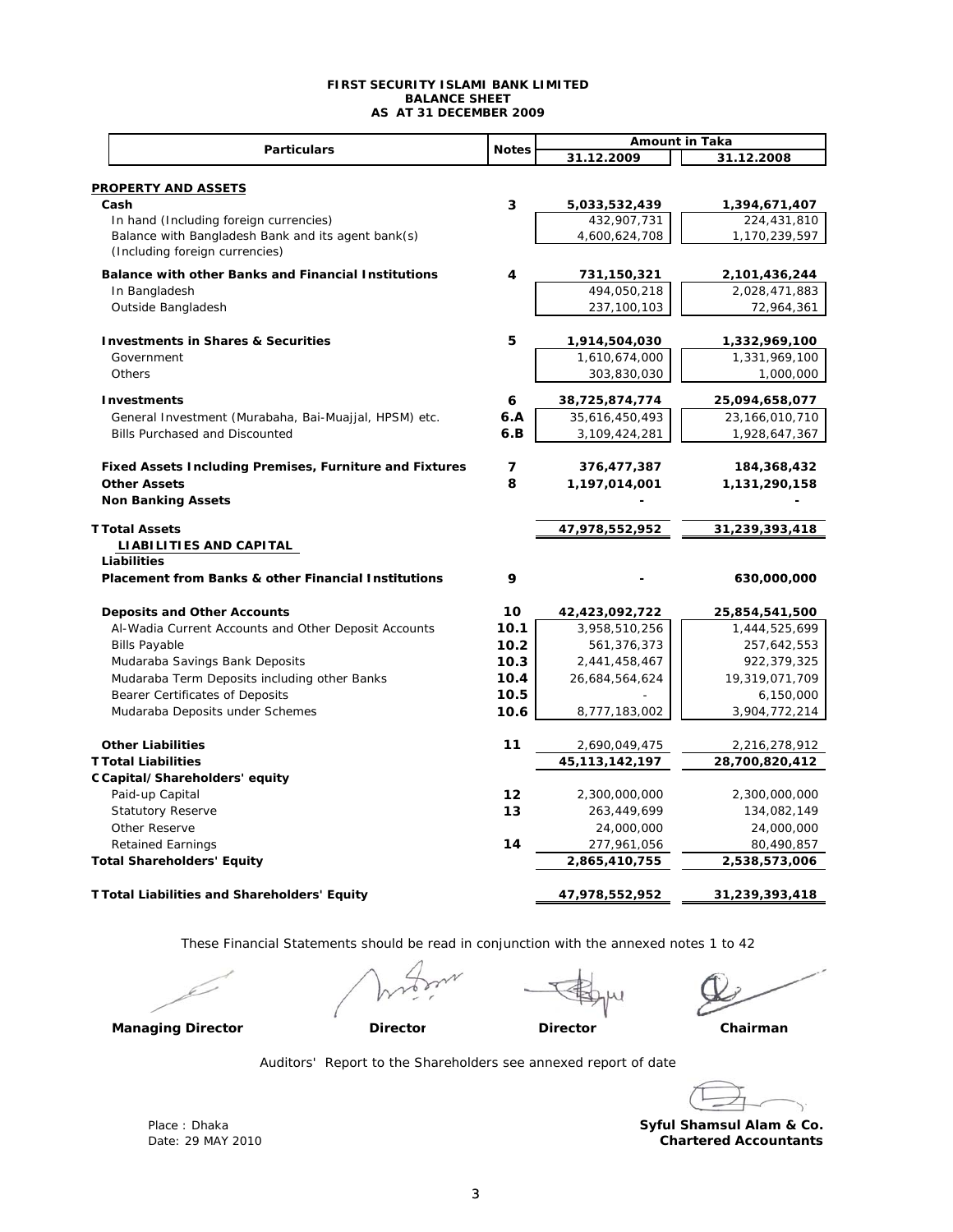**FIRST SECURITY ISLAMI BANK LIMITED**
**BALANCE SHEET**
**AS AT 31 DECEMBER 2009**

| Particulars | Notes | Amount in Taka 31.12.2009 | Amount in Taka 31.12.2008 |
|---|---|---|---|
| **PROPERTY AND ASSETS** | | | |
| **Cash** | **3** | **5,033,532,439** | **1,394,671,407** |
| In hand (Including foreign currencies) | | 432,907,731 | 224,431,810 |
| Balance with Bangladesh Bank and its agent bank(s) (Including foreign currencies) | | 4,600,624,708 | 1,170,239,597 |
| **Balance with other Banks and Financial Institutions** | **4** | **731,150,321** | **2,101,436,244** |
| In Bangladesh | | 494,050,218 | 2,028,471,883 |
| Outside Bangladesh | | 237,100,103 | 72,964,361 |
| **Investments in Shares & Securities** | **5** | **1,914,504,030** | **1,332,969,100** |
| Government | | 1,610,674,000 | 1,331,969,100 |
| Others | | 303,830,030 | 1,000,000 |
| **Investments** | **6** | **38,725,874,774** | **25,094,658,077** |
| General Investment (Murabaha, Bai-Muajjal, HPSM) etc. | **6.A** | 35,616,450,493 | 23,166,010,710 |
| Bills Purchased and Discounted | **6.B** | 3,109,424,281 | 1,928,647,367 |
| **Fixed Assets Including Premises, Furniture and Fixtures** | **7** | **376,477,387** | **184,368,432** |
| **Other Assets** | **8** | **1,197,014,001** | **1,131,290,158** |
| **Non Banking Assets** | | **-** | **-** |
| **Total Assets** | | **47,978,552,952** | **31,239,393,418** |
| **LIABILITIES AND CAPITAL** | | | |
| **Liabilities** | | | |
| **Placement from Banks & other Financial Institutions** | **9** | **-** | **630,000,000** |
| **Deposits and Other Accounts** | **10** | **42,423,092,722** | **25,854,541,500** |
| Al-Wadia Current Accounts and Other Deposit Accounts | **10.1** | 3,958,510,256 | 1,444,525,699 |
| Bills Payable | **10.2** | 561,376,373 | 257,642,553 |
| Mudaraba Savings Bank Deposits | **10.3** | 2,441,458,467 | 922,379,325 |
| Mudaraba Term Deposits including other Banks | **10.4** | 26,684,564,624 | 19,319,071,709 |
| Bearer Certificates of Deposits | **10.5** | - | 6,150,000 |
| Mudaraba Deposits under Schemes | **10.6** | 8,777,183,002 | 3,904,772,214 |
| **Other Liabilities** | **11** | 2,690,049,475 | 2,216,278,912 |
| **Total Liabilities** | | **45,113,142,197** | **28,700,820,412** |
| **Capital/Shareholders' equity** | | | |
| Paid-up Capital | **12** | 2,300,000,000 | 2,300,000,000 |
| Statutory Reserve | **13** | 263,449,699 | 134,082,149 |
| Other Reserve | | 24,000,000 | 24,000,000 |
| Retained Earnings | **14** | 277,961,056 | 80,490,857 |
| **Total Shareholders' Equity** | | **2,865,410,755** | **2,538,573,006** |
| **Total Liabilities and Shareholders' Equity** | | **47,978,552,952** | **31,239,393,418** |

These Financial Statements should be read in conjunction with the annexed notes 1 to 42

| **Managing Director** | **Director** | **Director** | **Chairman** |
|---|---|---|---|

Auditors' Report to the Shareholders see annexed report of date

Place : Dhaka
Date: 29 MAY 2010

**Syful Shamsul Alam & Co.**
**Chartered Accountants**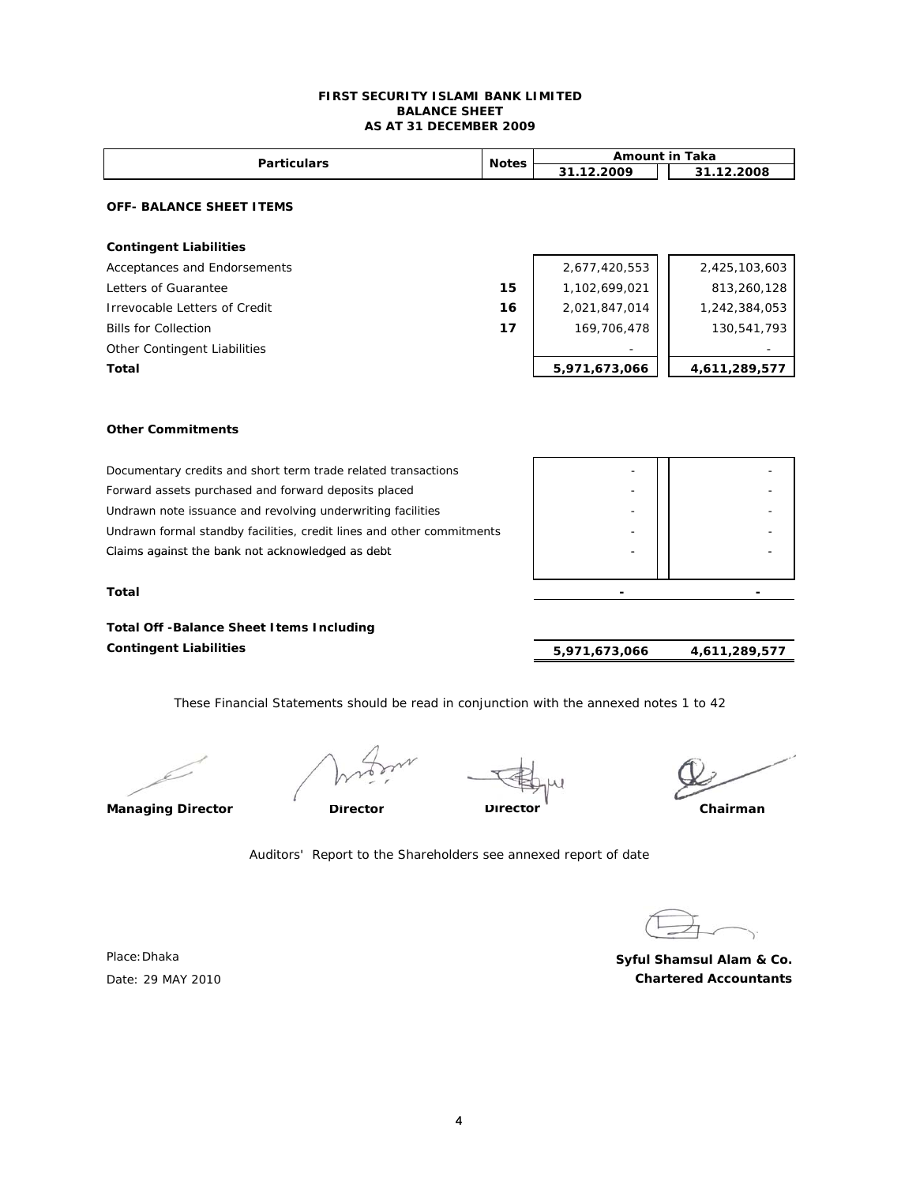**FIRST SECURITY ISLAMI BANK LIMITED**
**BALANCE SHEET**
**AS AT 31 DECEMBER 2009**

| Particulars | Notes | Amount in Taka 31.12.2009 | Amount in Taka 31.12.2008 |
|---|---|---|---|
| **OFF- BALANCE SHEET ITEMS** | | | |
| **Contingent Liabilities** | | | |
| Acceptances and Endorsements | | 2,677,420,553 | 2,425,103,603 |
| Letters of Guarantee | 15 | 1,102,699,021 | 813,260,128 |
| Irrevocable Letters of Credit | 16 | 2,021,847,014 | 1,242,384,053 |
| Bills for Collection | 17 | 169,706,478 | 130,541,793 |
| Other Contingent Liabilities | | - | - |
| **Total** | | **5,971,673,066** | **4,611,289,577** |
| **Other Commitments** | | | |
| Documentary credits and short term trade related transactions | | - | - |
| Forward assets purchased and forward deposits placed | | - | - |
| Undrawn note issuance and revolving underwriting facilities | | - | - |
| Undrawn formal standby facilities, credit lines and other commitments | | - | - |
| Claims against the bank not acknowledged as debt | | - | - |
| **Total** | | **-** | **-** |
| **Total Off -Balance Sheet Items Including Contingent Liabilities** | | **5,971,673,066** | **4,611,289,577** |

These Financial Statements should be read in conjunction with the annexed notes 1 to 42

**Managing Director** **Director** **Director** **Chairman**

Auditors' Report to the Shareholders see annexed report of date

Place: Dhaka
Date: 29 MAY 2010

**Syful Shamsul Alam & Co.**
**Chartered Accountants**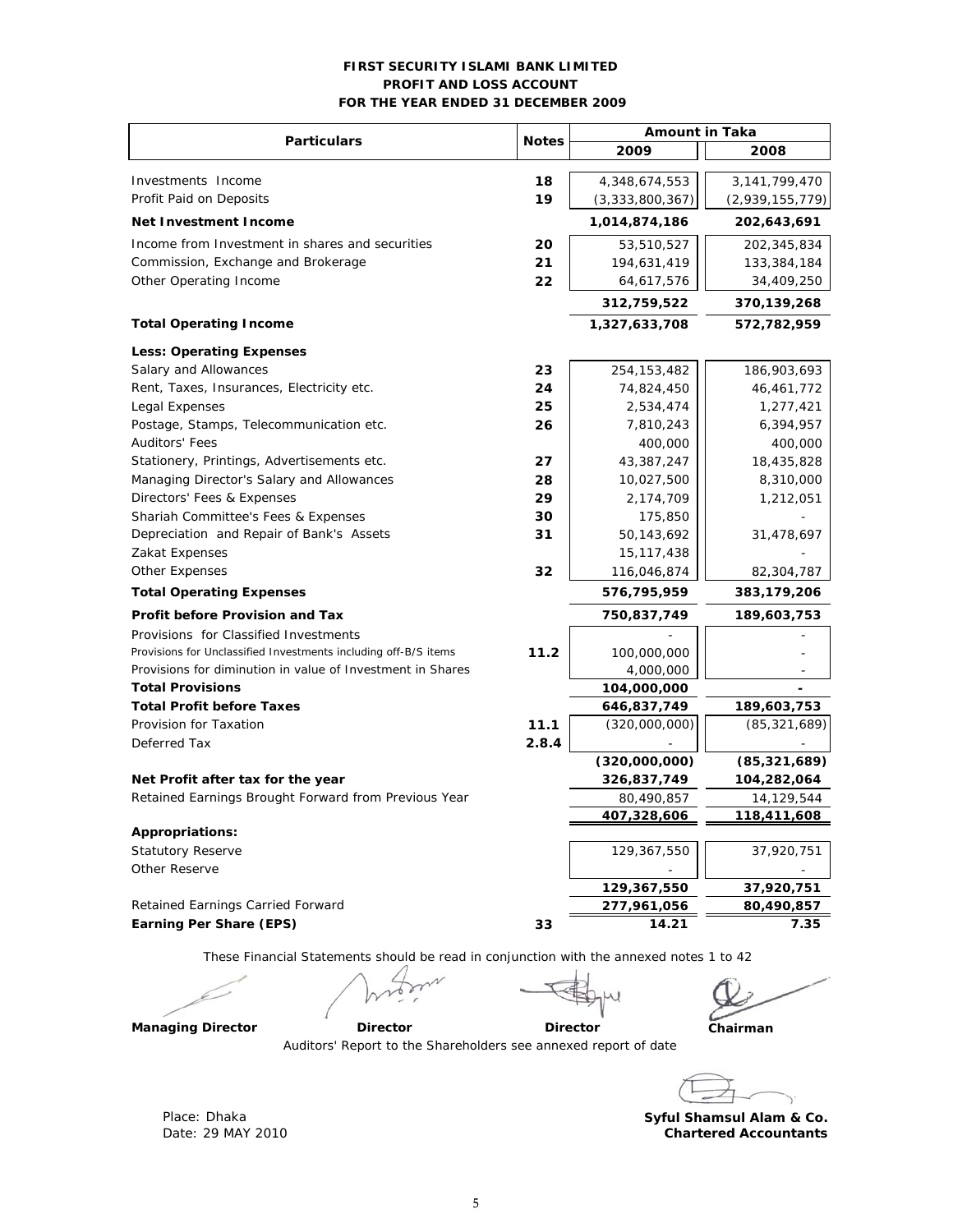# FIRST SECURITY ISLAMI BANK LIMITED
## PROFIT AND LOSS ACCOUNT
### FOR THE YEAR ENDED 31 DECEMBER 2009

| Particulars | Notes | Amount in Taka 2009 | Amount in Taka 2008 |
|---|---|---|---|
| Investments Income | 18 | 4,348,674,553 | 3,141,799,470 |
| Profit Paid on Deposits | 19 | (3,333,800,367) | (2,939,155,779) |
| **Net Investment Income** | | **1,014,874,186** | **202,643,691** |
| Income from Investment in shares and securities | 20 | 53,510,527 | 202,345,834 |
| Commission, Exchange and Brokerage | 21 | 194,631,419 | 133,384,184 |
| Other Operating Income | 22 | 64,617,576 | 34,409,250 |
| | | **312,759,522** | **370,139,268** |
| **Total Operating Income** | | **1,327,633,708** | **572,782,959** |
| **Less: Operating Expenses** | | | |
| Salary and Allowances | 23 | 254,153,482 | 186,903,693 |
| Rent, Taxes, Insurances, Electricity etc. | 24 | 74,824,450 | 46,461,772 |
| Legal Expenses | 25 | 2,534,474 | 1,277,421 |
| Postage, Stamps, Telecommunication etc. | 26 | 7,810,243 | 6,394,957 |
| Auditors' Fees | | 400,000 | 400,000 |
| Stationery, Printings, Advertisements etc. | 27 | 43,387,247 | 18,435,828 |
| Managing Director's Salary and Allowances | 28 | 10,027,500 | 8,310,000 |
| Directors' Fees & Expenses | 29 | 2,174,709 | 1,212,051 |
| Shariah Committee's Fees & Expenses | 30 | 175,850 | - |
| Depreciation and Repair of Bank's Assets | 31 | 50,143,692 | 31,478,697 |
| Zakat Expenses | | 15,117,438 | - |
| Other Expenses | 32 | 116,046,874 | 82,304,787 |
| **Total Operating Expenses** | | **576,795,959** | **383,179,206** |
| **Profit before Provision and Tax** | | **750,837,749** | **189,603,753** |
| Provisions for Classified Investments | | - | - |
| Provisions for Unclassified Investments including off-B/S items | 11.2 | 100,000,000 | - |
| Provisions for diminution in value of Investment in Shares | | 4,000,000 | - |
| **Total Provisions** | | **104,000,000** | **-** |
| **Total Profit before Taxes** | | **646,837,749** | **189,603,753** |
| Provision for Taxation | 11.1 | (320,000,000) | (85,321,689) |
| Deferred Tax | 2.8.4 | - | - |
| | | **(320,000,000)** | **(85,321,689)** |
| **Net Profit after tax for the year** | | **326,837,749** | **104,282,064** |
| Retained Earnings Brought Forward from Previous Year | | 80,490,857 | 14,129,544 |
| | | **407,328,606** | **118,411,608** |
| **Appropriations:** | | | |
| Statutory Reserve | | 129,367,550 | 37,920,751 |
| Other Reserve | | - | - |
| | | **129,367,550** | **37,920,751** |
| Retained Earnings Carried Forward | | **277,961,056** | **80,490,857** |
| **Earning Per Share (EPS)** | 33 | **14.21** | **7.35** |

These Financial Statements should be read in conjunction with the annexed notes 1 to 42

**Managing Director** **Director** **Director** **Chairman**

Auditors' Report to the Shareholders see annexed report of date

Place: Dhaka
Date: 29 MAY 2010

**Syful Shamsul Alam & Co.**
**Chartered Accountants**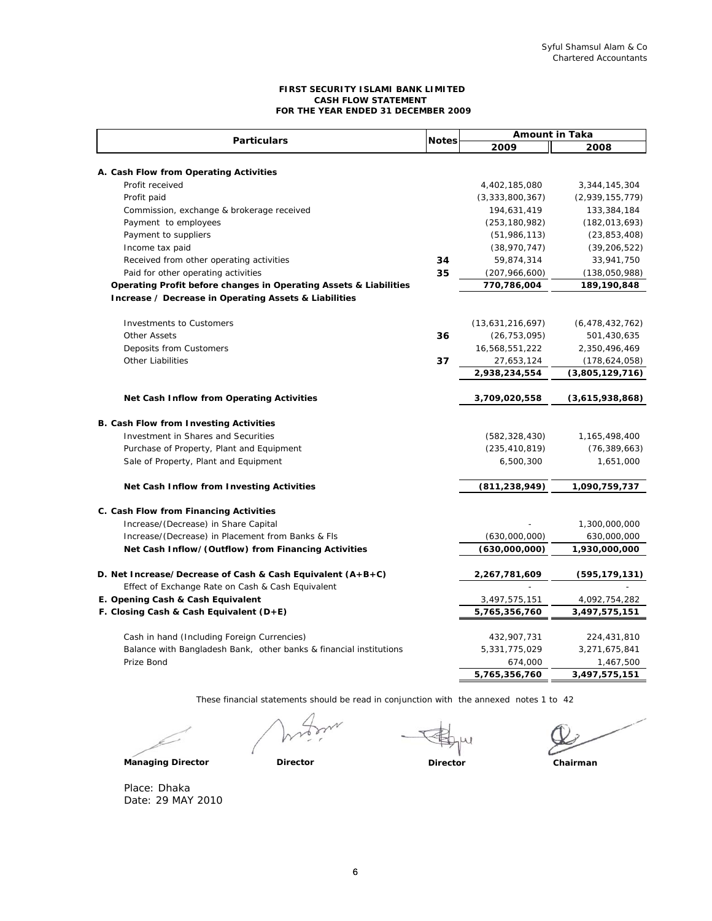Syful Shamsul Alam & Co
Chartered Accountants

# FIRST SECURITY ISLAMI BANK LIMITED
## CASH FLOW STATEMENT
### FOR THE YEAR ENDED 31 DECEMBER 2009

| Particulars | Notes | Amount in Taka | |
|---|---|---|---|
| | | 2009 | 2008 |
| **A. Cash Flow from Operating Activities** | | | |
| Profit received | | 4,402,185,080 | 3,344,145,304 |
| Profit paid | | (3,333,800,367) | (2,939,155,779) |
| Commission, exchange & brokerage received | | 194,631,419 | 133,384,184 |
| Payment to employees | | (253,180,982) | (182,013,693) |
| Payment to suppliers | | (51,986,113) | (23,853,408) |
| Income tax paid | | (38,970,747) | (39,206,522) |
| Received from other operating activities | 34 | 59,874,314 | 33,941,750 |
| Paid for other operating activities | 35 | (207,966,600) | (138,050,988) |
| **Operating Profit before changes in Operating Assets & Liabilities** | | **770,786,004** | **189,190,848** |
| **Increase / Decrease in Operating Assets & Liabilities** | | | |
| Investments to Customers | | (13,631,216,697) | (6,478,432,762) |
| Other Assets | 36 | (26,753,095) | 501,430,635 |
| Deposits from Customers | | 16,568,551,222 | 2,350,496,469 |
| Other Liabilities | 37 | 27,653,124 | (178,624,058) |
| | | **2,938,234,554** | **(3,805,129,716)** |
| **Net Cash Inflow from Operating Activities** | | **3,709,020,558** | **(3,615,938,868)** |
| **B. Cash Flow from Investing Activities** | | | |
| Investment in Shares and Securities | | (582,328,430) | 1,165,498,400 |
| Purchase of Property, Plant and Equipment | | (235,410,819) | (76,389,663) |
| Sale of Property, Plant and Equipment | | 6,500,300 | 1,651,000 |
| **Net Cash Inflow from Investing Activities** | | **(811,238,949)** | **1,090,759,737** |
| **C. Cash Flow from Financing Activities** | | | |
| Increase/(Decrease) in Share Capital | | - | 1,300,000,000 |
| Increase/(Decrease) in Placement from Banks & FIs | | (630,000,000) | 630,000,000 |
| **Net Cash Inflow/(Outflow) from Financing Activities** | | **(630,000,000)** | **1,930,000,000** |
| **D. Net Increase/Decrease of Cash & Cash Equivalent (A+B+C)** | | **2,267,781,609** | **(595,179,131)** |
| Effect of Exchange Rate on Cash & Cash Equivalent | | - | - |
| **E. Opening Cash & Cash Equivalent** | | 3,497,575,151 | 4,092,754,282 |
| **F. Closing Cash & Cash Equivalent (D+E)** | | **5,765,356,760** | **3,497,575,151** |
| Cash in hand (Including Foreign Currencies) | | 432,907,731 | 224,431,810 |
| Balance with Bangladesh Bank, other banks & financial institutions | | 5,331,775,029 | 3,271,675,841 |
| Prize Bond | | 674,000 | 1,467,500 |
| | | **5,765,356,760** | **3,497,575,151** |

These financial statements should be read in conjunction with the annexed notes 1 to 42

**Managing Director** **Director** **Director** **Chairman**

Place: Dhaka
Date: 29 MAY 2010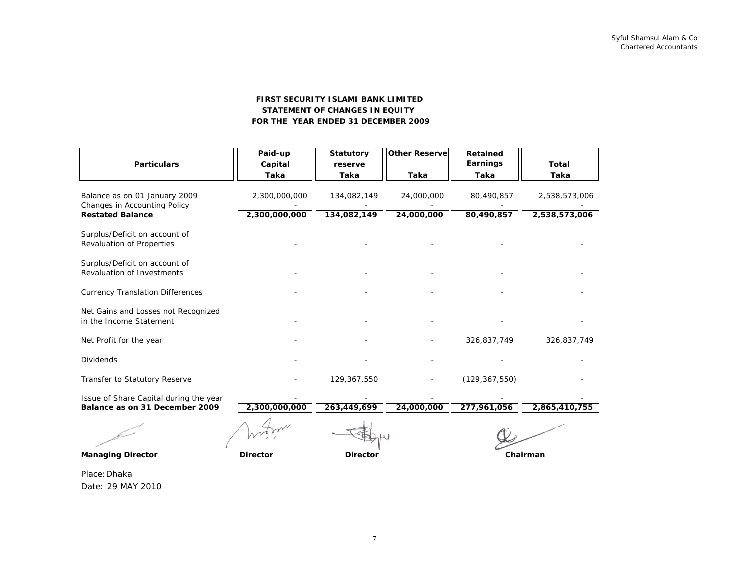Syful Shamsul Alam & Co
Chartered Accountants

# FIRST SECURITY ISLAMI BANK LIMITED
## STATEMENT OF CHANGES IN EQUITY
## FOR THE YEAR ENDED 31 DECEMBER 2009

| Particulars | Paid-up Capital Taka | Statutory reserve Taka | Other Reserve Taka | Retained Earnings Taka | Total Taka |
|---|---|---|---|---|---|
| Balance as on 01 January 2009 | 2,300,000,000 | 134,082,149 | 24,000,000 | 80,490,857 | 2,538,573,006 |
| Changes in Accounting Policy | - | - | - | - | - |
| **Restated Balance** | **2,300,000,000** | **134,082,149** | **24,000,000** | **80,490,857** | **2,538,573,006** |
| Surplus/Deficit on account of Revaluation of Properties | - | - | - | - | - |
| Surplus/Deficit on account of Revaluation of Investments | - | - | - | - | - |
| Currency Translation Differences | - | - | - | - | - |
| Net Gains and Losses not Recognized in the Income Statement | - | - | - | - | - |
| Net Profit for the year | - | - | - | 326,837,749 | 326,837,749 |
| Dividends | - | - | - | - | - |
| Transfer to Statutory Reserve | - | 129,367,550 | - | (129,367,550) | - |
| Issue of Share Capital during the year | - | - | - | - | - |
| **Balance as on 31 December 2009** | **2,300,000,000** | **263,449,699** | **24,000,000** | **277,961,056** | **2,865,410,755** |

**Managing Director** **Director** **Director** **Chairman**

Place: Dhaka
Date: 29 MAY 2010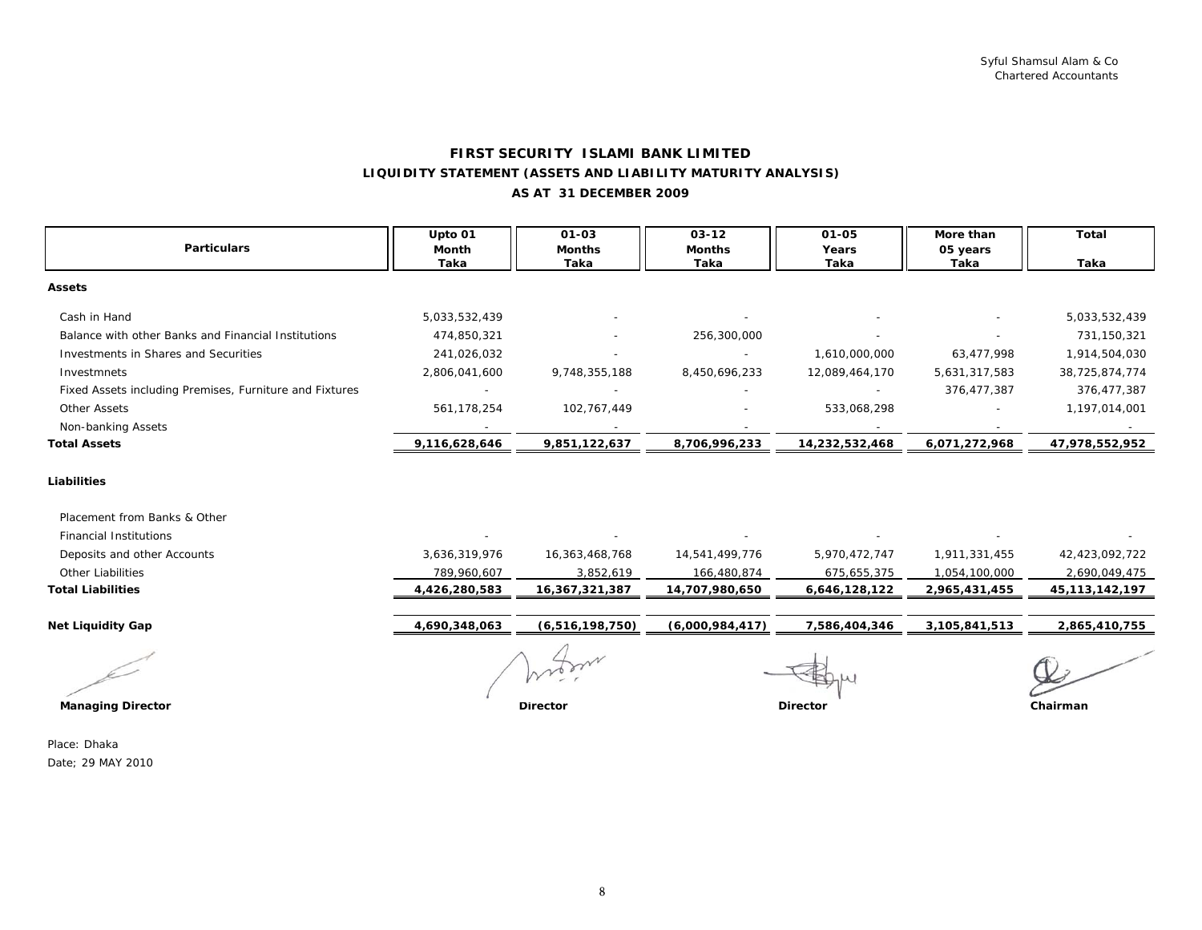Syful Shamsul Alam & Co
Chartered Accountants

# FIRST SECURITY ISLAMI BANK LIMITED
## LIQUIDITY STATEMENT (ASSETS AND LIABILITY MATURITY ANALYSIS)
### AS AT 31 DECEMBER 2009

| Particulars | Upto 01 Month Taka | 01-03 Months Taka | 03-12 Months Taka | 01-05 Years Taka | More than 05 years Taka | Total Taka |
|---|---|---|---|---|---|---|
| **Assets** | | | | | | |
| Cash in Hand | 5,033,532,439 | - | - | - | - | 5,033,532,439 |
| Balance with other Banks and Financial Institutions | 474,850,321 | - | 256,300,000 | - | - | 731,150,321 |
| Investments in Shares and Securities | 241,026,032 | - | - | 1,610,000,000 | 63,477,998 | 1,914,504,030 |
| Investmnets | 2,806,041,600 | 9,748,355,188 | 8,450,696,233 | 12,089,464,170 | 5,631,317,583 | 38,725,874,774 |
| Fixed Assets including Premises, Furniture and Fixtures | - | - | - | - | 376,477,387 | 376,477,387 |
| Other Assets | 561,178,254 | 102,767,449 | - | 533,068,298 | - | 1,197,014,001 |
| Non-banking Assets | - | - | - | - | - | - |
| **Total Assets** | **9,116,628,646** | **9,851,122,637** | **8,706,996,233** | **14,232,532,468** | **6,071,272,968** | **47,978,552,952** |
| **Liabilities** | | | | | | |
| Placement from Banks & Other Financial Institutions | - | - | - | - | - | - |
| Deposits and other Accounts | 3,636,319,976 | 16,363,468,768 | 14,541,499,776 | 5,970,472,747 | 1,911,331,455 | 42,423,092,722 |
| Other Liabilities | 789,960,607 | 3,852,619 | 166,480,874 | 675,655,375 | 1,054,100,000 | 2,690,049,475 |
| **Total Liabilities** | **4,426,280,583** | **16,367,321,387** | **14,707,980,650** | **6,646,128,122** | **2,965,431,455** | **45,113,142,197** |
| **Net Liquidity Gap** | **4,690,348,063** | **(6,516,198,750)** | **(6,000,984,417)** | **7,586,404,346** | **3,105,841,513** | **2,865,410,755** |

**Managing Director** **Director** **Director** **Chairman**

Place: Dhaka
Date; 29 MAY 2010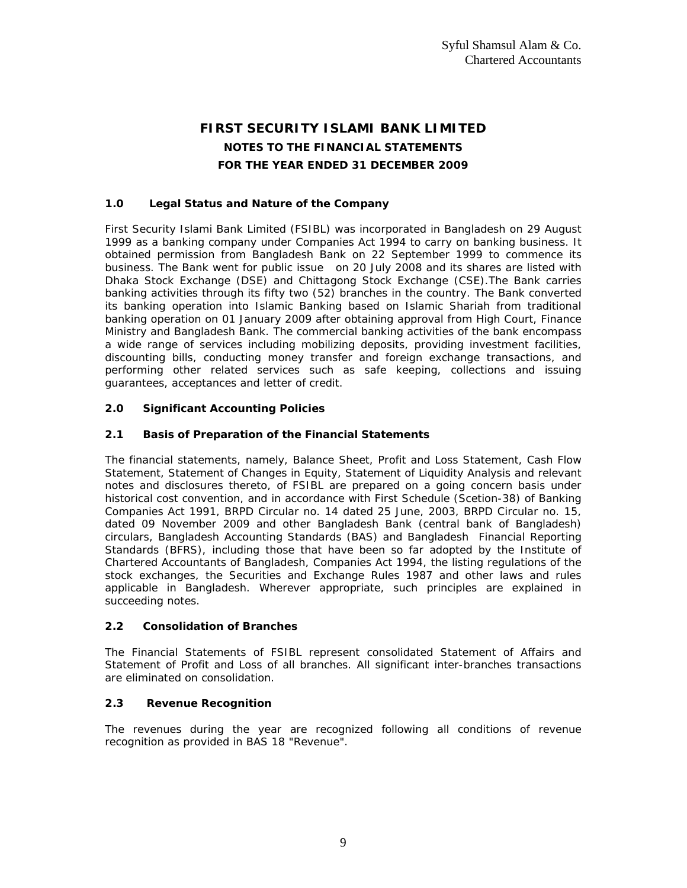# FIRST SECURITY ISLAMI BANK LIMITED

## NOTES TO THE FINANCIAL STATEMENTS

## FOR THE YEAR ENDED 31 DECEMBER 2009

### 1.0 Legal Status and Nature of the Company

First Security Islami Bank Limited (FSIBL) was incorporated in Bangladesh on 29 August 1999 as a banking company under Companies Act 1994 to carry on banking business. It obtained permission from Bangladesh Bank on 22 September 1999 to commence its business. The Bank went for public issue on 20 July 2008 and its shares are listed with Dhaka Stock Exchange (DSE) and Chittagong Stock Exchange (CSE).The Bank carries banking activities through its fifty two (52) branches in the country. The Bank converted its banking operation into Islamic Banking based on Islamic Shariah from traditional banking operation on 01 January 2009 after obtaining approval from High Court, Finance Ministry and Bangladesh Bank. The commercial banking activities of the bank encompass a wide range of services including mobilizing deposits, providing investment facilities, discounting bills, conducting money transfer and foreign exchange transactions, and performing other related services such as safe keeping, collections and issuing guarantees, acceptances and letter of credit.

### 2.0 Significant Accounting Policies

### 2.1 Basis of Preparation of the Financial Statements

The financial statements, namely, Balance Sheet, Profit and Loss Statement, Cash Flow Statement, Statement of Changes in Equity, Statement of Liquidity Analysis and relevant notes and disclosures thereto, of FSIBL are prepared on a going concern basis under historical cost convention, and in accordance with First Schedule (Scetion-38) of Banking Companies Act 1991, BRPD Circular no. 14 dated 25 June, 2003, BRPD Circular no. 15, dated 09 November 2009 and other Bangladesh Bank (central bank of Bangladesh) circulars, Bangladesh Accounting Standards (BAS) and Bangladesh Financial Reporting Standards (BFRS), including those that have been so far adopted by the Institute of Chartered Accountants of Bangladesh, Companies Act 1994, the listing regulations of the stock exchanges, the Securities and Exchange Rules 1987 and other laws and rules applicable in Bangladesh. Wherever appropriate, such principles are explained in succeeding notes.

### 2.2 Consolidation of Branches

The Financial Statements of FSIBL represent consolidated Statement of Affairs and Statement of Profit and Loss of all branches. All significant inter-branches transactions are eliminated on consolidation.

### 2.3 Revenue Recognition

The revenues during the year are recognized following all conditions of revenue recognition as provided in BAS 18 "Revenue".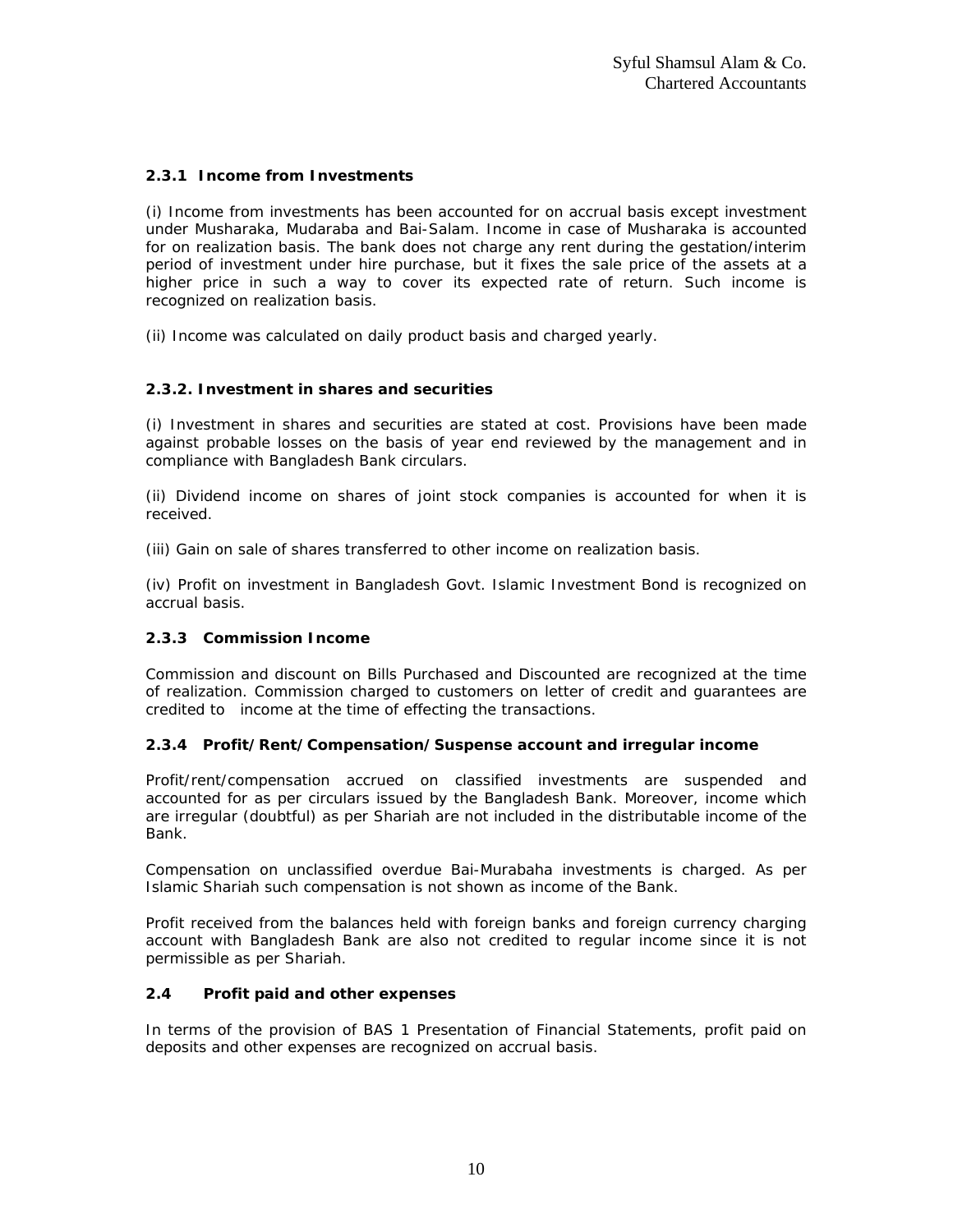#### 2.3.1 Income from Investments

(i) Income from investments has been accounted for on accrual basis except investment under Musharaka, Mudaraba and Bai-Salam. Income in case of Musharaka is accounted for on realization basis. The bank does not charge any rent during the gestation/interim period of investment under hire purchase, but it fixes the sale price of the assets at a higher price in such a way to cover its expected rate of return. Such income is recognized on realization basis.

(ii) Income was calculated on daily product basis and charged yearly.

#### 2.3.2. Investment in shares and securities

(i) Investment in shares and securities are stated at cost. Provisions have been made against probable losses on the basis of year end reviewed by the management and in compliance with Bangladesh Bank circulars.

(ii) Dividend income on shares of joint stock companies is accounted for when it is received.

(iii) Gain on sale of shares transferred to other income on realization basis.

(iv) Profit on investment in Bangladesh Govt. Islamic Investment Bond is recognized on accrual basis.

#### 2.3.3 Commission Income

Commission and discount on Bills Purchased and Discounted are recognized at the time of realization. Commission charged to customers on letter of credit and guarantees are credited to income at the time of effecting the transactions.

#### 2.3.4 Profit/Rent/Compensation/Suspense account and irregular income

Profit/rent/compensation accrued on classified investments are suspended and accounted for as per circulars issued by the Bangladesh Bank. Moreover, income which are irregular (doubtful) as per Shariah are not included in the distributable income of the Bank.

Compensation on unclassified overdue Bai-Murabaha investments is charged. As per Islamic Shariah such compensation is not shown as income of the Bank.

Profit received from the balances held with foreign banks and foreign currency charging account with Bangladesh Bank are also not credited to regular income since it is not permissible as per Shariah.

### 2.4 Profit paid and other expenses

In terms of the provision of BAS 1 Presentation of Financial Statements, profit paid on deposits and other expenses are recognized on accrual basis.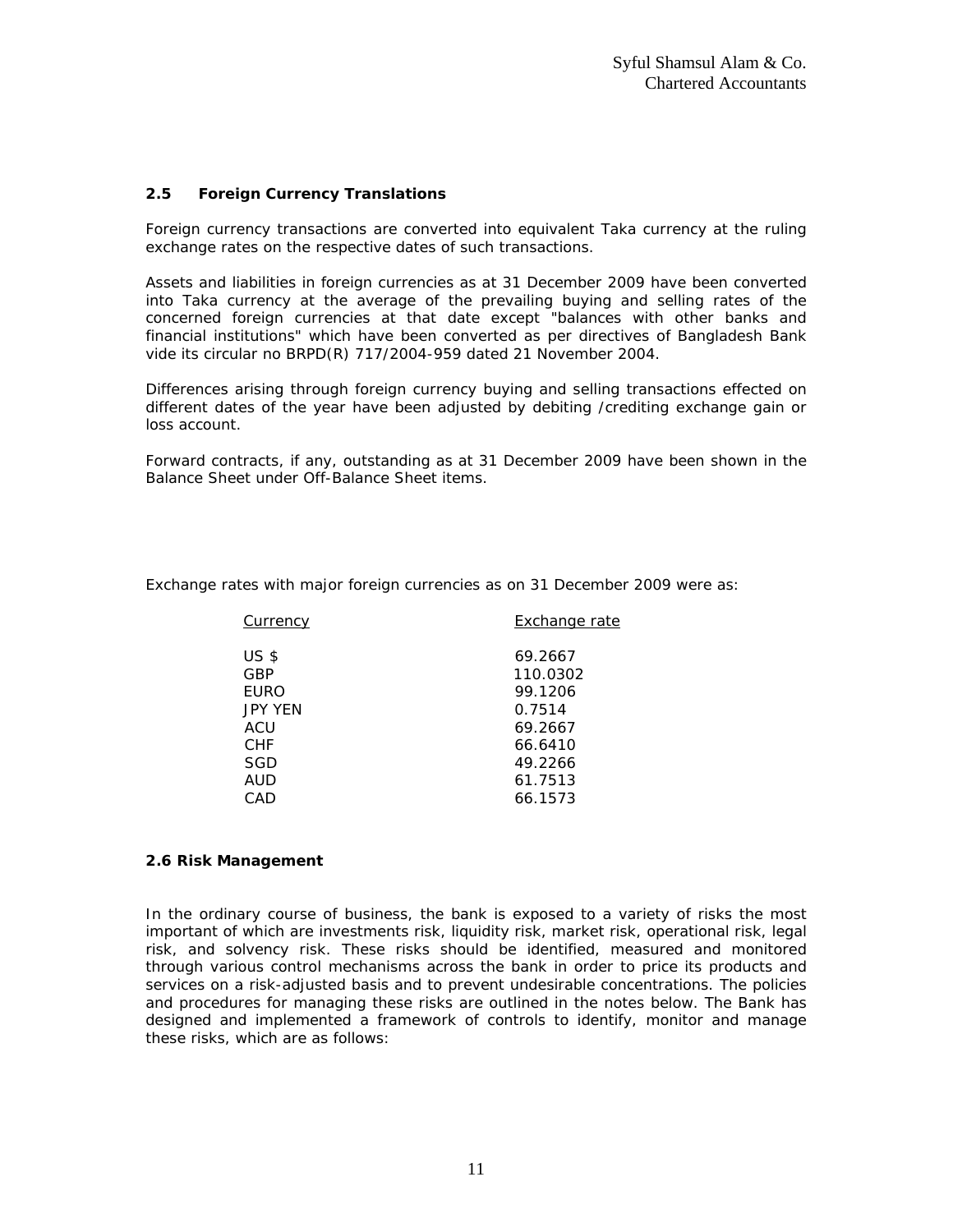### 2.5 Foreign Currency Translations

Foreign currency transactions are converted into equivalent Taka currency at the ruling exchange rates on the respective dates of such transactions.

Assets and liabilities in foreign currencies as at 31 December 2009 have been converted into Taka currency at the average of the prevailing buying and selling rates of the concerned foreign currencies at that date except "balances with other banks and financial institutions" which have been converted as per directives of Bangladesh Bank vide its circular no BRPD(R) 717/2004-959 dated 21 November 2004.

Differences arising through foreign currency buying and selling transactions effected on different dates of the year have been adjusted by debiting /crediting exchange gain or loss account.

Forward contracts, if any, outstanding as at 31 December 2009 have been shown in the Balance Sheet under Off-Balance Sheet items.

Exchange rates with major foreign currencies as on 31 December 2009 were as:

| Currency | Exchange rate |
|---|---|
| US $ | 69.2667 |
| GBP | 110.0302 |
| EURO | 99.1206 |
| JPY YEN | 0.7514 |
| ACU | 69.2667 |
| CHF | 66.6410 |
| SGD | 49.2266 |
| AUD | 61.7513 |
| CAD | 66.1573 |

### 2.6 Risk Management

In the ordinary course of business, the bank is exposed to a variety of risks the most important of which are investments risk, liquidity risk, market risk, operational risk, legal risk, and solvency risk. These risks should be identified, measured and monitored through various control mechanisms across the bank in order to price its products and services on a risk-adjusted basis and to prevent undesirable concentrations. The policies and procedures for managing these risks are outlined in the notes below. The Bank has designed and implemented a framework of controls to identify, monitor and manage these risks, which are as follows: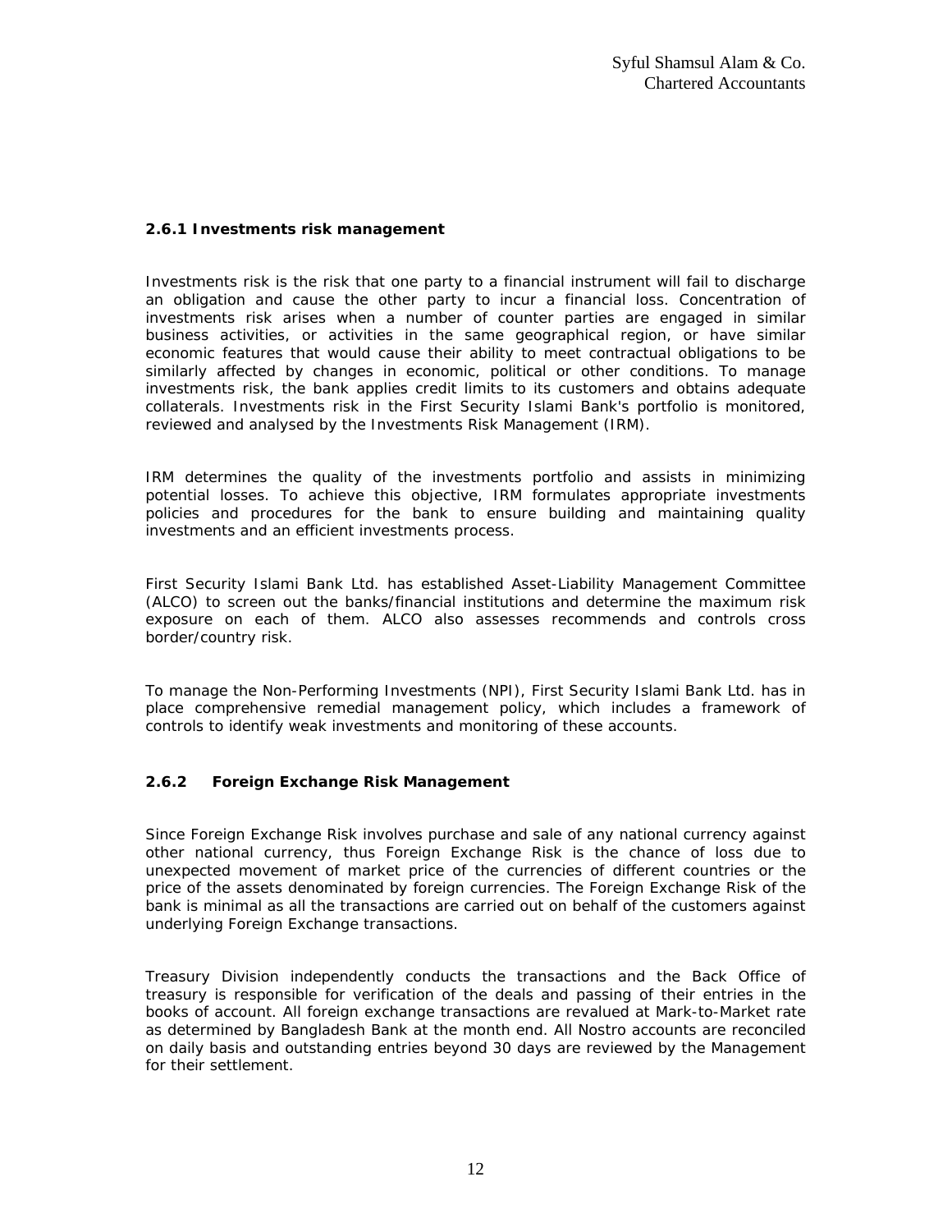#### 2.6.1 Investments risk management

Investments risk is the risk that one party to a financial instrument will fail to discharge an obligation and cause the other party to incur a financial loss. Concentration of investments risk arises when a number of counter parties are engaged in similar business activities, or activities in the same geographical region, or have similar economic features that would cause their ability to meet contractual obligations to be similarly affected by changes in economic, political or other conditions. To manage investments risk, the bank applies credit limits to its customers and obtains adequate collaterals. Investments risk in the First Security Islami Bank's portfolio is monitored, reviewed and analysed by the Investments Risk Management (IRM).

IRM determines the quality of the investments portfolio and assists in minimizing potential losses. To achieve this objective, IRM formulates appropriate investments policies and procedures for the bank to ensure building and maintaining quality investments and an efficient investments process.

First Security Islami Bank Ltd. has established Asset-Liability Management Committee (ALCO) to screen out the banks/financial institutions and determine the maximum risk exposure on each of them. ALCO also assesses recommends and controls cross border/country risk.

To manage the Non-Performing Investments (NPI), First Security Islami Bank Ltd. has in place comprehensive remedial management policy, which includes a framework of controls to identify weak investments and monitoring of these accounts.

#### 2.6.2 Foreign Exchange Risk Management

Since Foreign Exchange Risk involves purchase and sale of any national currency against other national currency, thus Foreign Exchange Risk is the chance of loss due to unexpected movement of market price of the currencies of different countries or the price of the assets denominated by foreign currencies. The Foreign Exchange Risk of the bank is minimal as all the transactions are carried out on behalf of the customers against underlying Foreign Exchange transactions.

Treasury Division independently conducts the transactions and the Back Office of treasury is responsible for verification of the deals and passing of their entries in the books of account. All foreign exchange transactions are revalued at Mark-to-Market rate as determined by Bangladesh Bank at the month end. All Nostro accounts are reconciled on daily basis and outstanding entries beyond 30 days are reviewed by the Management for their settlement.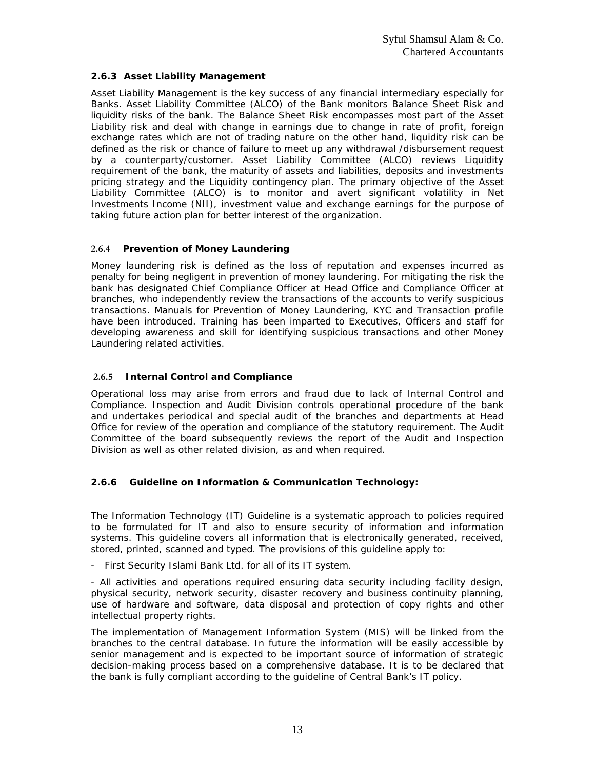### 2.6.3 Asset Liability Management

Asset Liability Management is the key success of any financial intermediary especially for Banks. Asset Liability Committee (ALCO) of the Bank monitors Balance Sheet Risk and liquidity risks of the bank. The Balance Sheet Risk encompasses most part of the Asset Liability risk and deal with change in earnings due to change in rate of profit, foreign exchange rates which are not of trading nature on the other hand, liquidity risk can be defined as the risk or chance of failure to meet up any withdrawal /disbursement request by a counterparty/customer. Asset Liability Committee (ALCO) reviews Liquidity requirement of the bank, the maturity of assets and liabilities, deposits and investments pricing strategy and the Liquidity contingency plan. The primary objective of the Asset Liability Committee (ALCO) is to monitor and avert significant volatility in Net Investments Income (NII), investment value and exchange earnings for the purpose of taking future action plan for better interest of the organization.

### 2.6.4 Prevention of Money Laundering

Money laundering risk is defined as the loss of reputation and expenses incurred as penalty for being negligent in prevention of money laundering. For mitigating the risk the bank has designated Chief Compliance Officer at Head Office and Compliance Officer at branches, who independently review the transactions of the accounts to verify suspicious transactions. Manuals for Prevention of Money Laundering, KYC and Transaction profile have been introduced. Training has been imparted to Executives, Officers and staff for developing awareness and skill for identifying suspicious transactions and other Money Laundering related activities.

### 2.6.5 Internal Control and Compliance

Operational loss may arise from errors and fraud due to lack of Internal Control and Compliance. Inspection and Audit Division controls operational procedure of the bank and undertakes periodical and special audit of the branches and departments at Head Office for review of the operation and compliance of the statutory requirement. The Audit Committee of the board subsequently reviews the report of the Audit and Inspection Division as well as other related division, as and when required.

### 2.6.6 Guideline on Information & Communication Technology:

The Information Technology (IT) Guideline is a systematic approach to policies required to be formulated for IT and also to ensure security of information and information systems. This guideline covers all information that is electronically generated, received, stored, printed, scanned and typed. The provisions of this guideline apply to:

- First Security Islami Bank Ltd. for all of its IT system.

- All activities and operations required ensuring data security including facility design, physical security, network security, disaster recovery and business continuity planning, use of hardware and software, data disposal and protection of copy rights and other intellectual property rights.

The implementation of Management Information System (MIS) will be linked from the branches to the central database. In future the information will be easily accessible by senior management and is expected to be important source of information of strategic decision-making process based on a comprehensive database. It is to be declared that the bank is fully compliant according to the guideline of Central Bank's IT policy.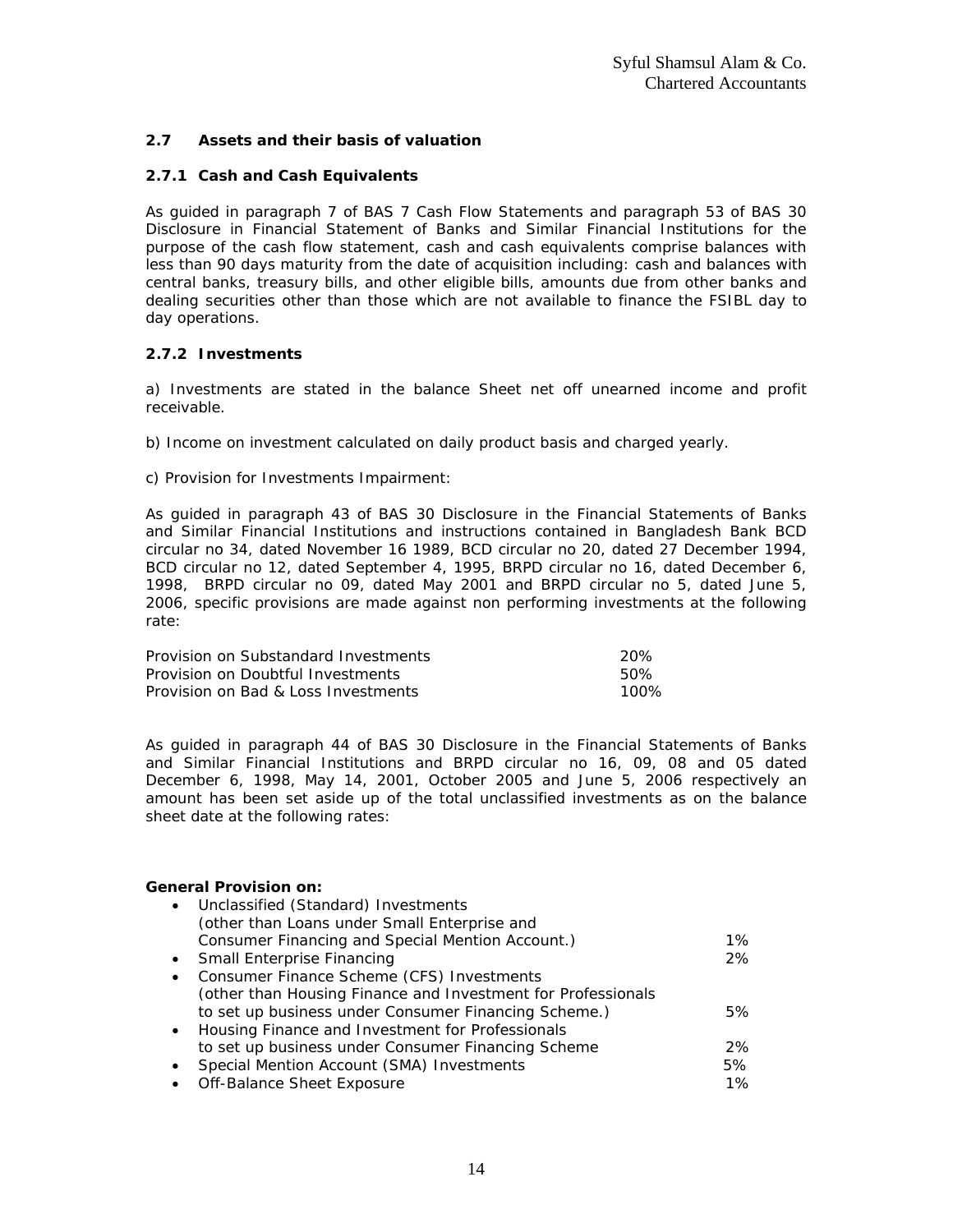## 2.7 Assets and their basis of valuation

### 2.7.1 Cash and Cash Equivalents

As guided in paragraph 7 of BAS 7 Cash Flow Statements and paragraph 53 of BAS 30 Disclosure in Financial Statement of Banks and Similar Financial Institutions for the purpose of the cash flow statement, cash and cash equivalents comprise balances with less than 90 days maturity from the date of acquisition including: cash and balances with central banks, treasury bills, and other eligible bills, amounts due from other banks and dealing securities other than those which are not available to finance the FSIBL day to day operations.

### 2.7.2 Investments

a) Investments are stated in the balance Sheet net off unearned income and profit receivable.

b) Income on investment calculated on daily product basis and charged yearly.

c) Provision for Investments Impairment:

As guided in paragraph 43 of BAS 30 Disclosure in the Financial Statements of Banks and Similar Financial Institutions and instructions contained in Bangladesh Bank BCD circular no 34, dated November 16 1989, BCD circular no 20, dated 27 December 1994, BCD circular no 12, dated September 4, 1995, BRPD circular no 16, dated December 6, 1998, BRPD circular no 09, dated May 2001 and BRPD circular no 5, dated June 5, 2006, specific provisions are made against non performing investments at the following rate:

| | |
|---|---|
| Provision on Substandard Investments | 20% |
| Provision on Doubtful Investments | 50% |
| Provision on Bad & Loss Investments | 100% |

As guided in paragraph 44 of BAS 30 Disclosure in the Financial Statements of Banks and Similar Financial Institutions and BRPD circular no 16, 09, 08 and 05 dated December 6, 1998, May 14, 2001, October 2005 and June 5, 2006 respectively an amount has been set aside up of the total unclassified investments as on the balance sheet date at the following rates:

**General Provision on:**

| | |
|---|---|
| • Unclassified (Standard) Investments (other than Loans under Small Enterprise and Consumer Financing and Special Mention Account.) | 1% |
| • Small Enterprise Financing | 2% |
| • Consumer Finance Scheme (CFS) Investments (other than Housing Finance and Investment for Professionals to set up business under Consumer Financing Scheme.) | 5% |
| • Housing Finance and Investment for Professionals to set up business under Consumer Financing Scheme | 2% |
| • Special Mention Account (SMA) Investments | 5% |
| • Off-Balance Sheet Exposure | 1% |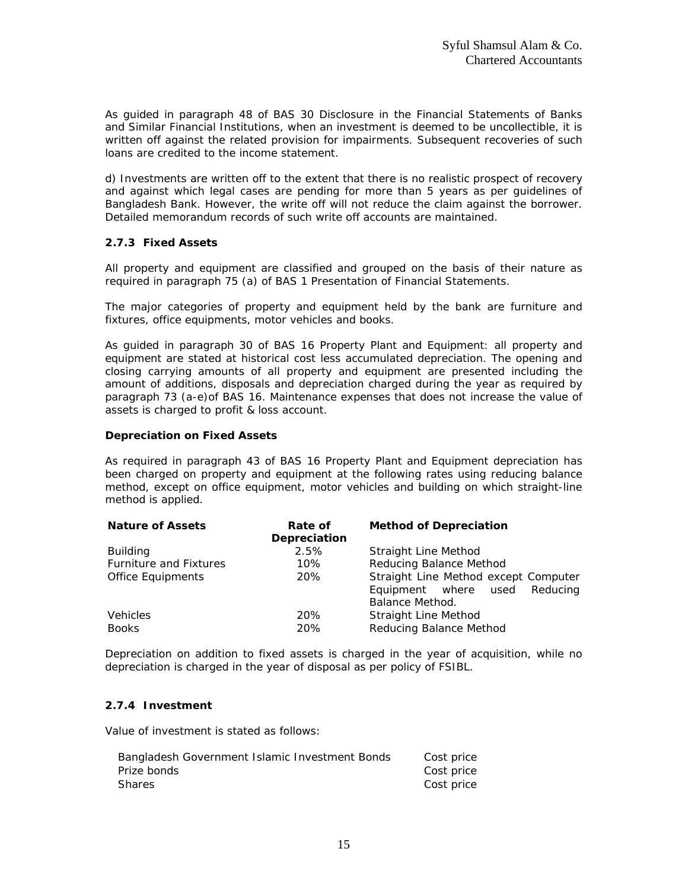As guided in paragraph 48 of BAS 30 Disclosure in the Financial Statements of Banks and Similar Financial Institutions, when an investment is deemed to be uncollectible, it is written off against the related provision for impairments. Subsequent recoveries of such loans are credited to the income statement.

d) Investments are written off to the extent that there is no realistic prospect of recovery and against which legal cases are pending for more than 5 years as per guidelines of Bangladesh Bank. However, the write off will not reduce the claim against the borrower. Detailed memorandum records of such write off accounts are maintained.

### 2.7.3 Fixed Assets

All property and equipment are classified and grouped on the basis of their nature as required in paragraph 75 (a) of BAS 1 Presentation of Financial Statements.

The major categories of property and equipment held by the bank are furniture and fixtures, office equipments, motor vehicles and books.

As guided in paragraph 30 of BAS 16 Property Plant and Equipment: all property and equipment are stated at historical cost less accumulated depreciation. The opening and closing carrying amounts of all property and equipment are presented including the amount of additions, disposals and depreciation charged during the year as required by paragraph 73 (a-e)of BAS 16. Maintenance expenses that does not increase the value of assets is charged to profit & loss account.

**Depreciation on Fixed Assets**

As required in paragraph 43 of BAS 16 Property Plant and Equipment depreciation has been charged on property and equipment at the following rates using reducing balance method, except on office equipment, motor vehicles and building on which straight-line method is applied.

| Nature of Assets | Rate of Depreciation | Method of Depreciation |
|---|---|---|
| Building | 2.5% | Straight Line Method |
| Furniture and Fixtures | 10% | Reducing Balance Method |
| Office Equipments | 20% | Straight Line Method except Computer Equipment where used Reducing Balance Method. |
| Vehicles | 20% | Straight Line Method |
| Books | 20% | Reducing Balance Method |

Depreciation on addition to fixed assets is charged in the year of acquisition, while no depreciation is charged in the year of disposal as per policy of FSIBL.

### 2.7.4 Investment

Value of investment is stated as follows:

| | |
|---|---|
| Bangladesh Government Islamic Investment Bonds | Cost price |
| Prize bonds | Cost price |
| Shares | Cost price |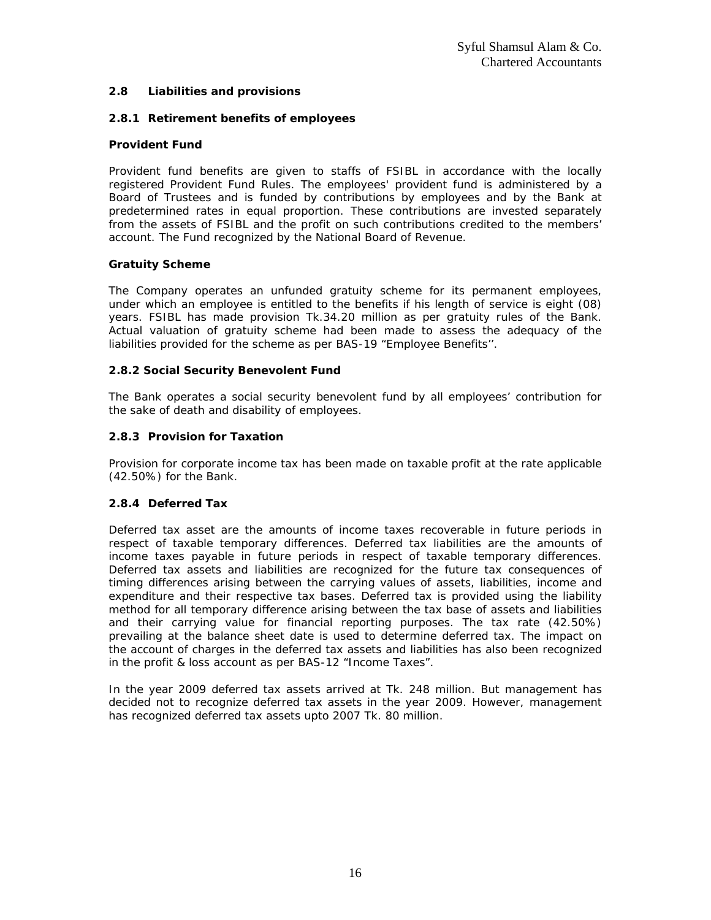## 2.8 Liabilities and provisions

### 2.8.1 Retirement benefits of employees

**Provident Fund**

Provident fund benefits are given to staffs of FSIBL in accordance with the locally registered Provident Fund Rules. The employees' provident fund is administered by a Board of Trustees and is funded by contributions by employees and by the Bank at predetermined rates in equal proportion. These contributions are invested separately from the assets of FSIBL and the profit on such contributions credited to the members' account. The Fund recognized by the National Board of Revenue.

**Gratuity Scheme**

The Company operates an unfunded gratuity scheme for its permanent employees, under which an employee is entitled to the benefits if his length of service is eight (08) years. FSIBL has made provision Tk.34.20 million as per gratuity rules of the Bank. Actual valuation of gratuity scheme had been made to assess the adequacy of the liabilities provided for the scheme as per BAS-19 "Employee Benefits''.

### 2.8.2 Social Security Benevolent Fund

The Bank operates a social security benevolent fund by all employees' contribution for the sake of death and disability of employees.

### 2.8.3 Provision for Taxation

Provision for corporate income tax has been made on taxable profit at the rate applicable (42.50%) for the Bank.

### 2.8.4 Deferred Tax

Deferred tax asset are the amounts of income taxes recoverable in future periods in respect of taxable temporary differences. Deferred tax liabilities are the amounts of income taxes payable in future periods in respect of taxable temporary differences. Deferred tax assets and liabilities are recognized for the future tax consequences of timing differences arising between the carrying values of assets, liabilities, income and expenditure and their respective tax bases. Deferred tax is provided using the liability method for all temporary difference arising between the tax base of assets and liabilities and their carrying value for financial reporting purposes. The tax rate (42.50%) prevailing at the balance sheet date is used to determine deferred tax. The impact on the account of charges in the deferred tax assets and liabilities has also been recognized in the profit & loss account as per BAS-12 "Income Taxes".

In the year 2009 deferred tax assets arrived at Tk. 248 million. But management has decided not to recognize deferred tax assets in the year 2009. However, management has recognized deferred tax assets upto 2007 Tk. 80 million.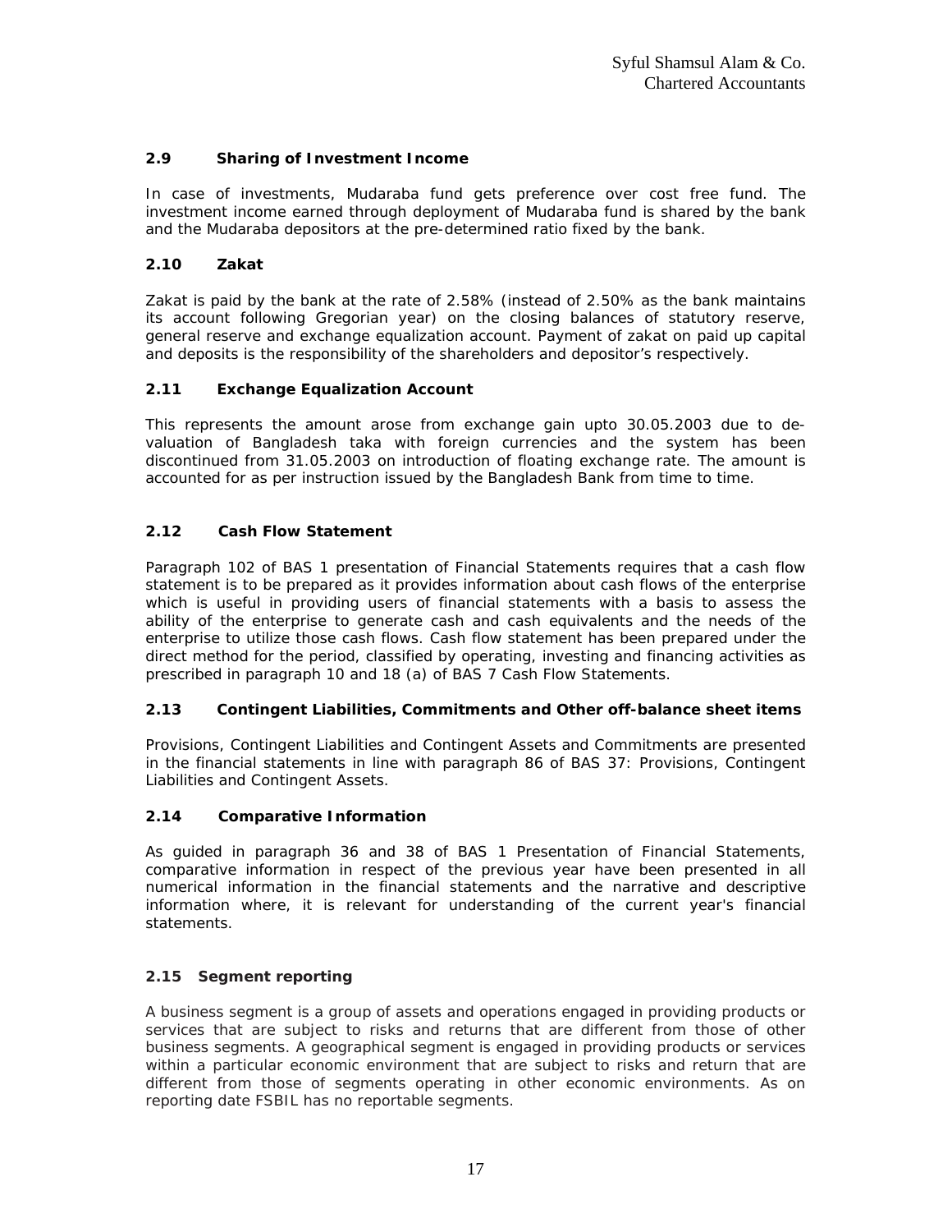### 2.9 Sharing of Investment Income

In case of investments, Mudaraba fund gets preference over cost free fund. The investment income earned through deployment of Mudaraba fund is shared by the bank and the Mudaraba depositors at the pre-determined ratio fixed by the bank.

### 2.10 Zakat

Zakat is paid by the bank at the rate of 2.58% (instead of 2.50% as the bank maintains its account following Gregorian year) on the closing balances of statutory reserve, general reserve and exchange equalization account. Payment of zakat on paid up capital and deposits is the responsibility of the shareholders and depositor's respectively.

### 2.11 Exchange Equalization Account

This represents the amount arose from exchange gain upto 30.05.2003 due to de-valuation of Bangladesh taka with foreign currencies and the system has been discontinued from 31.05.2003 on introduction of floating exchange rate. The amount is accounted for as per instruction issued by the Bangladesh Bank from time to time.

### 2.12 Cash Flow Statement

Paragraph 102 of BAS 1 presentation of Financial Statements requires that a cash flow statement is to be prepared as it provides information about cash flows of the enterprise which is useful in providing users of financial statements with a basis to assess the ability of the enterprise to generate cash and cash equivalents and the needs of the enterprise to utilize those cash flows. Cash flow statement has been prepared under the direct method for the period, classified by operating, investing and financing activities as prescribed in paragraph 10 and 18 (a) of BAS 7 Cash Flow Statements.

### 2.13 Contingent Liabilities, Commitments and Other off-balance sheet items

Provisions, Contingent Liabilities and Contingent Assets and Commitments are presented in the financial statements in line with paragraph 86 of BAS 37: Provisions, Contingent Liabilities and Contingent Assets.

### 2.14 Comparative Information

As guided in paragraph 36 and 38 of BAS 1 Presentation of Financial Statements, comparative information in respect of the previous year have been presented in all numerical information in the financial statements and the narrative and descriptive information where, it is relevant for understanding of the current year's financial statements.

### 2.15 Segment reporting

A business segment is a group of assets and operations engaged in providing products or services that are subject to risks and returns that are different from those of other business segments. A geographical segment is engaged in providing products or services within a particular economic environment that are subject to risks and return that are different from those of segments operating in other economic environments. As on reporting date FSBIL has no reportable segments.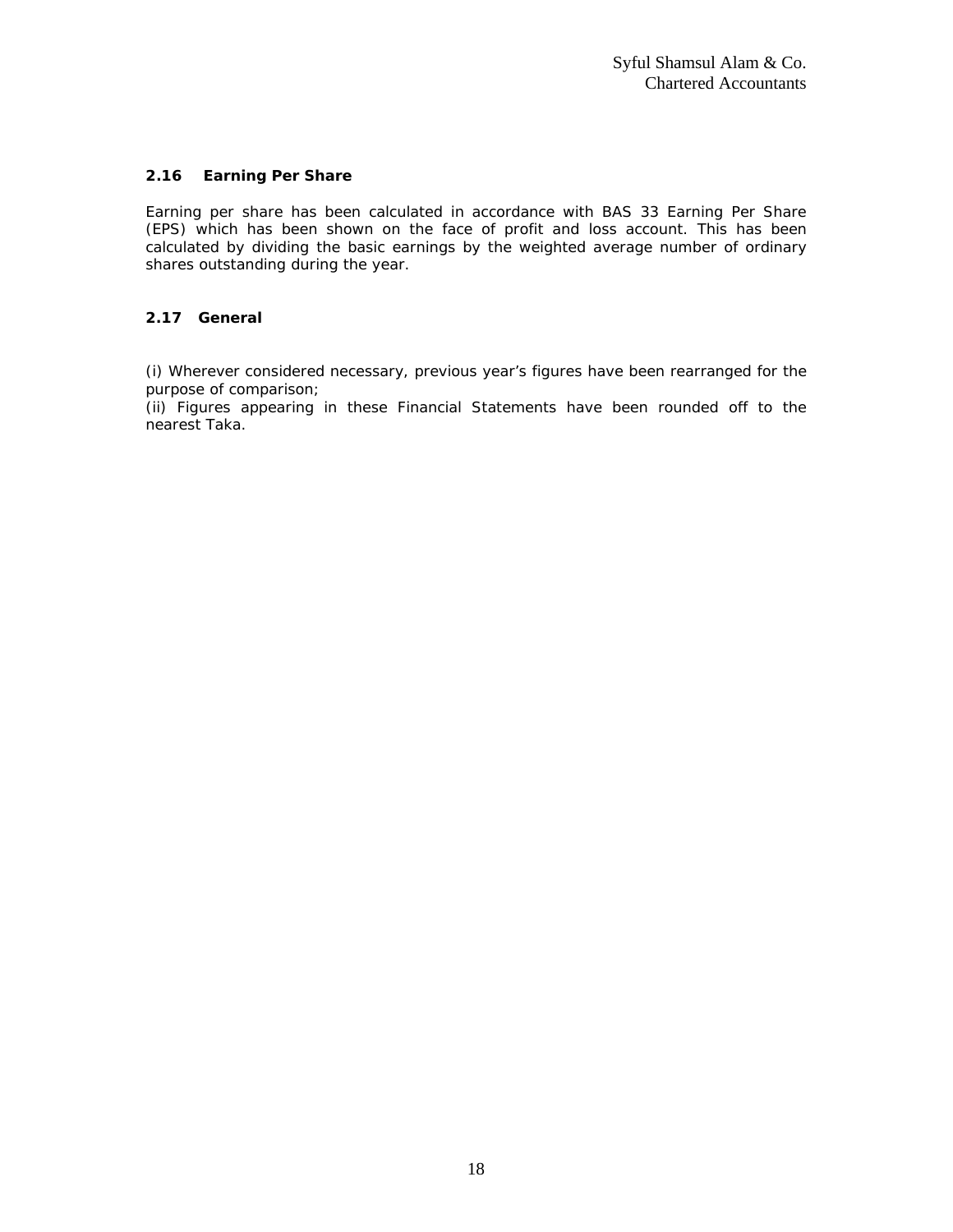### 2.16 Earning Per Share

Earning per share has been calculated in accordance with BAS 33 Earning Per Share (EPS) which has been shown on the face of profit and loss account. This has been calculated by dividing the basic earnings by the weighted average number of ordinary shares outstanding during the year.

### 2.17 General

(i) Wherever considered necessary, previous year's figures have been rearranged for the purpose of comparison;
(ii) Figures appearing in these Financial Statements have been rounded off to the nearest Taka.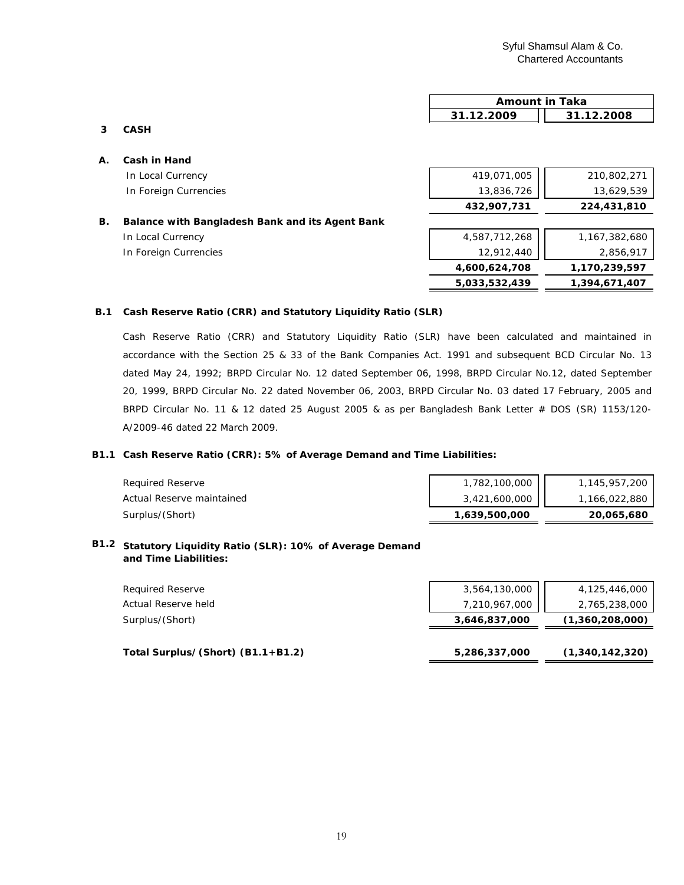Syful Shamsul Alam & Co.
Chartered Accountants

| | | Amount in Taka | |
|---|---|---|---|
| | | 31.12.2009 | 31.12.2008 |
| **3** | **CASH** | | |
| **A.** | **Cash in Hand** | | |
| | In Local Currency | 419,071,005 | 210,802,271 |
| | In Foreign Currencies | 13,836,726 | 13,629,539 |
| | | **432,907,731** | **224,431,810** |
| **B.** | **Balance with Bangladesh Bank and its Agent Bank** | | |
| | In Local Currency | 4,587,712,268 | 1,167,382,680 |
| | In Foreign Currencies | 12,912,440 | 2,856,917 |
| | | **4,600,624,708** | **1,170,239,597** |
| | | **5,033,532,439** | **1,394,671,407** |

**B.1 Cash Reserve Ratio (CRR) and Statutory Liquidity Ratio (SLR)**

Cash Reserve Ratio (CRR) and Statutory Liquidity Ratio (SLR) have been calculated and maintained in accordance with the Section 25 & 33 of the Bank Companies Act. 1991 and subsequent BCD Circular No. 13 dated May 24, 1992; BRPD Circular No. 12 dated September 06, 1998, BRPD Circular No.12, dated September 20, 1999, BRPD Circular No. 22 dated November 06, 2003, BRPD Circular No. 03 dated 17 February, 2005 and BRPD Circular No. 11 & 12 dated 25 August 2005 & as per Bangladesh Bank Letter # DOS (SR) 1153/120-A/2009-46 dated 22 March 2009.

**B1.1 Cash Reserve Ratio (CRR): 5% of Average Demand and Time Liabilities:**

| | 31.12.2009 | 31.12.2008 |
|---|---|---|
| Required Reserve | 1,782,100,000 | 1,145,957,200 |
| Actual Reserve maintained | 3,421,600,000 | 1,166,022,880 |
| Surplus/(Short) | **1,639,500,000** | **20,065,680** |

**B1.2 Statutory Liquidity Ratio (SLR): 10% of Average Demand and Time Liabilities:**

| | 31.12.2009 | 31.12.2008 |
|---|---|---|
| Required Reserve | 3,564,130,000 | 4,125,446,000 |
| Actual Reserve held | 7,210,967,000 | 2,765,238,000 |
| Surplus/(Short) | **3,646,837,000** | **(1,360,208,000)** |
| **Total Surplus/(Short) (B1.1+B1.2)** | **5,286,337,000** | **(1,340,142,320)** |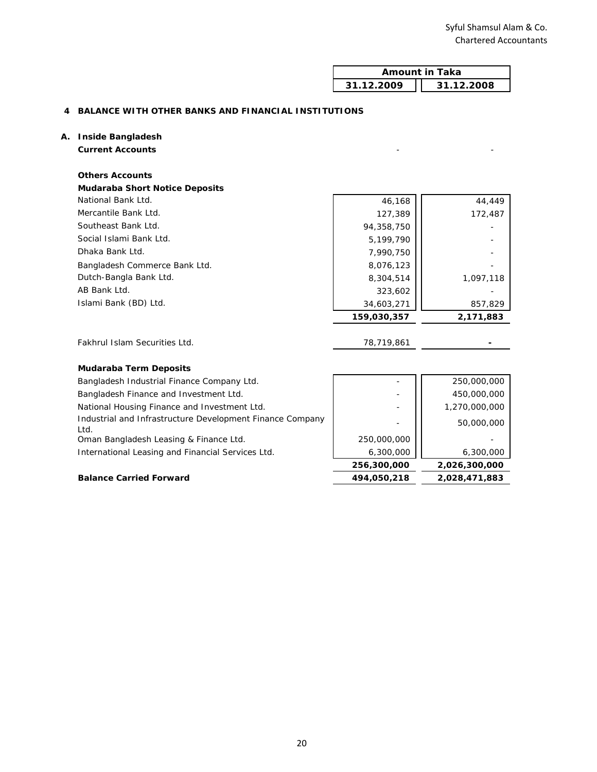| | Amount in Taka | |
|---|---|---|
| | **31.12.2009** | **31.12.2008** |
| **4 BALANCE WITH OTHER BANKS AND FINANCIAL INSTITUTIONS** | | |
| **A. Inside Bangladesh** | | |
| **Current Accounts** | - | - |
| **Others Accounts** | | |
| **Mudaraba Short Notice Deposits** | | |
| National Bank Ltd. | 46,168 | 44,449 |
| Mercantile Bank Ltd. | 127,389 | 172,487 |
| Southeast Bank Ltd. | 94,358,750 | - |
| Social Islami Bank Ltd. | 5,199,790 | - |
| Dhaka Bank Ltd. | 7,990,750 | - |
| Bangladesh Commerce Bank Ltd. | 8,076,123 | - |
| Dutch-Bangla Bank Ltd. | 8,304,514 | 1,097,118 |
| AB Bank Ltd. | 323,602 | - |
| Islami Bank (BD) Ltd. | 34,603,271 | 857,829 |
| | **159,030,357** | **2,171,883** |
| Fakhrul Islam Securities Ltd. | 78,719,861 | - |
| **Mudaraba Term Deposits** | | |
| Bangladesh Industrial Finance Company Ltd. | - | 250,000,000 |
| Bangladesh Finance and Investment Ltd. | - | 450,000,000 |
| National Housing Finance and Investment Ltd. | - | 1,270,000,000 |
| Industrial and Infrastructure Development Finance Company Ltd. | - | 50,000,000 |
| Oman Bangladesh Leasing & Finance Ltd. | 250,000,000 | - |
| International Leasing and Financial Services Ltd. | 6,300,000 | 6,300,000 |
| | **256,300,000** | **2,026,300,000** |
| **Balance Carried Forward** | **494,050,218** | **2,028,471,883** |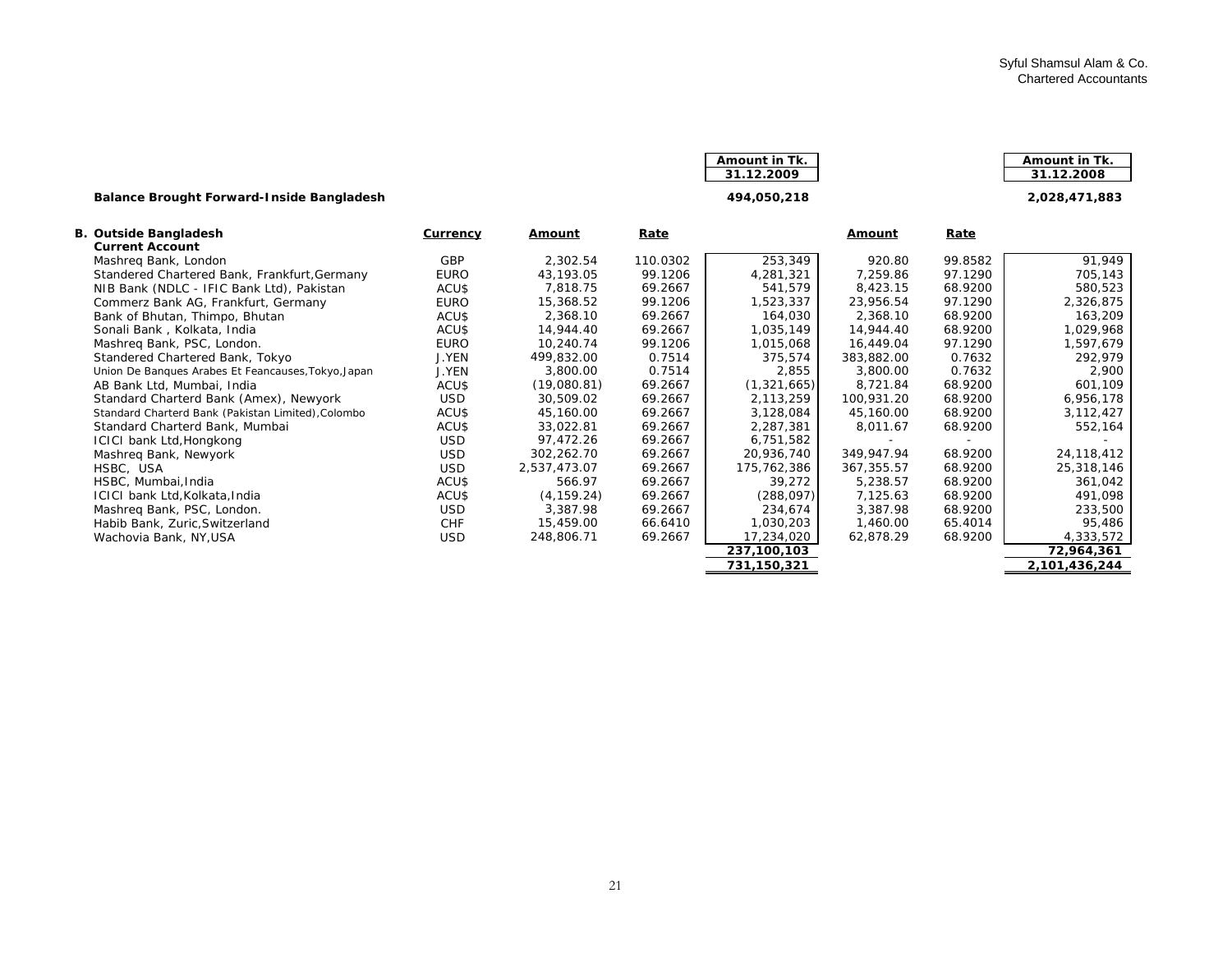| | Currency | Amount | Rate | Amount in Tk. 31.12.2009 | Amount | Rate | Amount in Tk. 31.12.2008 |
|---|---|---|---|---|---|---|---|
| **Balance Brought Forward-Inside Bangladesh** | | | | **494,050,218** | | | **2,028,471,883** |
| **B. Outside Bangladesh** | | | | | | | |
| **Current Account** | | | | | | | |
| Mashreq Bank, London | GBP | 2,302.54 | 110.0302 | 253,349 | 920.80 | 99.8582 | 91,949 |
| Standered Chartered Bank, Frankfurt,Germany | EURO | 43,193.05 | 99.1206 | 4,281,321 | 7,259.86 | 97.1290 | 705,143 |
| NIB Bank (NDLC - IFIC Bank Ltd), Pakistan | ACU$ | 7,818.75 | 69.2667 | 541,579 | 8,423.15 | 68.9200 | 580,523 |
| Commerz Bank AG, Frankfurt, Germany | EURO | 15,368.52 | 99.1206 | 1,523,337 | 23,956.54 | 97.1290 | 2,326,875 |
| Bank of Bhutan, Thimpo, Bhutan | ACU$ | 2,368.10 | 69.2667 | 164,030 | 2,368.10 | 68.9200 | 163,209 |
| Sonali Bank , Kolkata, India | ACU$ | 14,944.40 | 69.2667 | 1,035,149 | 14,944.40 | 68.9200 | 1,029,968 |
| Mashreq Bank, PSC, London. | EURO | 10,240.74 | 99.1206 | 1,015,068 | 16,449.04 | 97.1290 | 1,597,679 |
| Standered Chartered Bank, Tokyo | J.YEN | 499,832.00 | 0.7514 | 375,574 | 383,882.00 | 0.7632 | 292,979 |
| Union De Banques Arabes Et Feancauses,Tokyo,Japan | J.YEN | 3,800.00 | 0.7514 | 2,855 | 3,800.00 | 0.7632 | 2,900 |
| AB Bank Ltd, Mumbai, India | ACU$ | (19,080.81) | 69.2667 | (1,321,665) | 8,721.84 | 68.9200 | 601,109 |
| Standard Charterd Bank (Amex), Newyork | USD | 30,509.02 | 69.2667 | 2,113,259 | 100,931.20 | 68.9200 | 6,956,178 |
| Standard Charterd Bank (Pakistan Limited),Colombo | ACU$ | 45,160.00 | 69.2667 | 3,128,084 | 45,160.00 | 68.9200 | 3,112,427 |
| Standard Charterd Bank, Mumbai | ACU$ | 33,022.81 | 69.2667 | 2,287,381 | 8,011.67 | 68.9200 | 552,164 |
| ICICI bank Ltd,Hongkong | USD | 97,472.26 | 69.2667 | 6,751,582 | - | - | - |
| Mashreq Bank, Newyork | USD | 302,262.70 | 69.2667 | 20,936,740 | 349,947.94 | 68.9200 | 24,118,412 |
| HSBC, USA | USD | 2,537,473.07 | 69.2667 | 175,762,386 | 367,355.57 | 68.9200 | 25,318,146 |
| HSBC, Mumbai,India | ACU$ | 566.97 | 69.2667 | 39,272 | 5,238.57 | 68.9200 | 361,042 |
| ICICI bank Ltd,Kolkata,India | ACU$ | (4,159.24) | 69.2667 | (288,097) | 7,125.63 | 68.9200 | 491,098 |
| Mashreq Bank, PSC, London. | USD | 3,387.98 | 69.2667 | 234,674 | 3,387.98 | 68.9200 | 233,500 |
| Habib Bank, Zuric,Switzerland | CHF | 15,459.00 | 66.6410 | 1,030,203 | 1,460.00 | 65.4014 | 95,486 |
| Wachovia Bank, NY,USA | USD | 248,806.71 | 69.2667 | 17,234,020 | 62,878.29 | 68.9200 | 4,333,572 |
| | | | | **237,100,103** | | | **72,964,361** |
| | | | | **731,150,321** | | | **2,101,436,244** |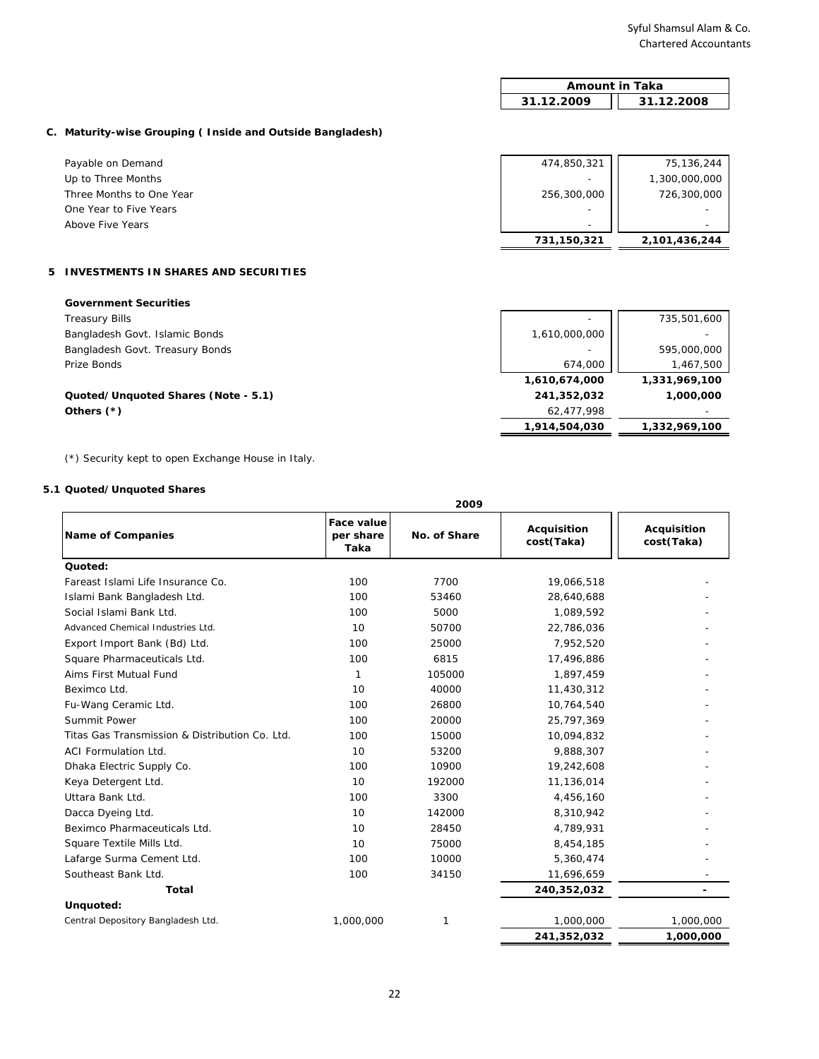| | Amount in Taka | |
|---|---|---|
| | 31.12.2009 | 31.12.2008 |

**C. Maturity-wise Grouping ( Inside and Outside Bangladesh)**

| | 31.12.2009 | 31.12.2008 |
|---|---|---|
| Payable on Demand | 474,850,321 | 75,136,244 |
| Up to Three Months | - | 1,300,000,000 |
| Three Months to One Year | 256,300,000 | 726,300,000 |
| One Year to Five Years | - | - |
| Above Five Years | - | - |
| | **731,150,321** | **2,101,436,244** |

## 5 INVESTMENTS IN SHARES AND SECURITIES

| | 31.12.2009 | 31.12.2008 |
|---|---|---|
| **Government Securities** | | |
| Treasury Bills | - | 735,501,600 |
| Bangladesh Govt. Islamic Bonds | 1,610,000,000 | - |
| Bangladesh Govt. Treasury Bonds | - | 595,000,000 |
| Prize Bonds | 674,000 | 1,467,500 |
| | **1,610,674,000** | **1,331,969,100** |
| **Quoted/Unquoted Shares (Note - 5.1)** | **241,352,032** | **1,000,000** |
| **Others (*)** | 62,477,998 | - |
| | **1,914,504,030** | **1,332,969,100** |

(*) Security kept to open Exchange House in Italy.

### 5.1 Quoted/Unquoted Shares

| Name of Companies | Face value per share Taka | No. of Share | Acquisition cost(Taka) 2009 | Acquisition cost(Taka) |
|---|---|---|---|---|
| **Quoted:** | | | | |
| Fareast Islami Life Insurance Co. | 100 | 7700 | 19,066,518 | - |
| Islami Bank Bangladesh Ltd. | 100 | 53460 | 28,640,688 | - |
| Social Islami Bank Ltd. | 100 | 5000 | 1,089,592 | - |
| Advanced Chemical Industries Ltd. | 10 | 50700 | 22,786,036 | - |
| Export Import Bank (Bd) Ltd. | 100 | 25000 | 7,952,520 | - |
| Square Pharmaceuticals Ltd. | 100 | 6815 | 17,496,886 | - |
| Aims First Mutual Fund | 1 | 105000 | 1,897,459 | - |
| Beximco Ltd. | 10 | 40000 | 11,430,312 | - |
| Fu-Wang Ceramic Ltd. | 100 | 26800 | 10,764,540 | - |
| Summit Power | 100 | 20000 | 25,797,369 | - |
| Titas Gas Transmission & Distribution Co. Ltd. | 100 | 15000 | 10,094,832 | - |
| ACI Formulation Ltd. | 10 | 53200 | 9,888,307 | - |
| Dhaka Electric Supply Co. | 100 | 10900 | 19,242,608 | - |
| Keya Detergent Ltd. | 10 | 192000 | 11,136,014 | - |
| Uttara Bank Ltd. | 100 | 3300 | 4,456,160 | - |
| Dacca Dyeing Ltd. | 10 | 142000 | 8,310,942 | - |
| Beximco Pharmaceuticals Ltd. | 10 | 28450 | 4,789,931 | - |
| Square Textile Mills Ltd. | 10 | 75000 | 8,454,185 | - |
| Lafarge Surma Cement Ltd. | 100 | 10000 | 5,360,474 | - |
| Southeast Bank Ltd. | 100 | 34150 | 11,696,659 | - |
| **Total** | | | **240,352,032** | **-** |
| **Unquoted:** | | | | |
| Central Depository Bangladesh Ltd. | 1,000,000 | 1 | 1,000,000 | 1,000,000 |
| | | | **241,352,032** | **1,000,000** |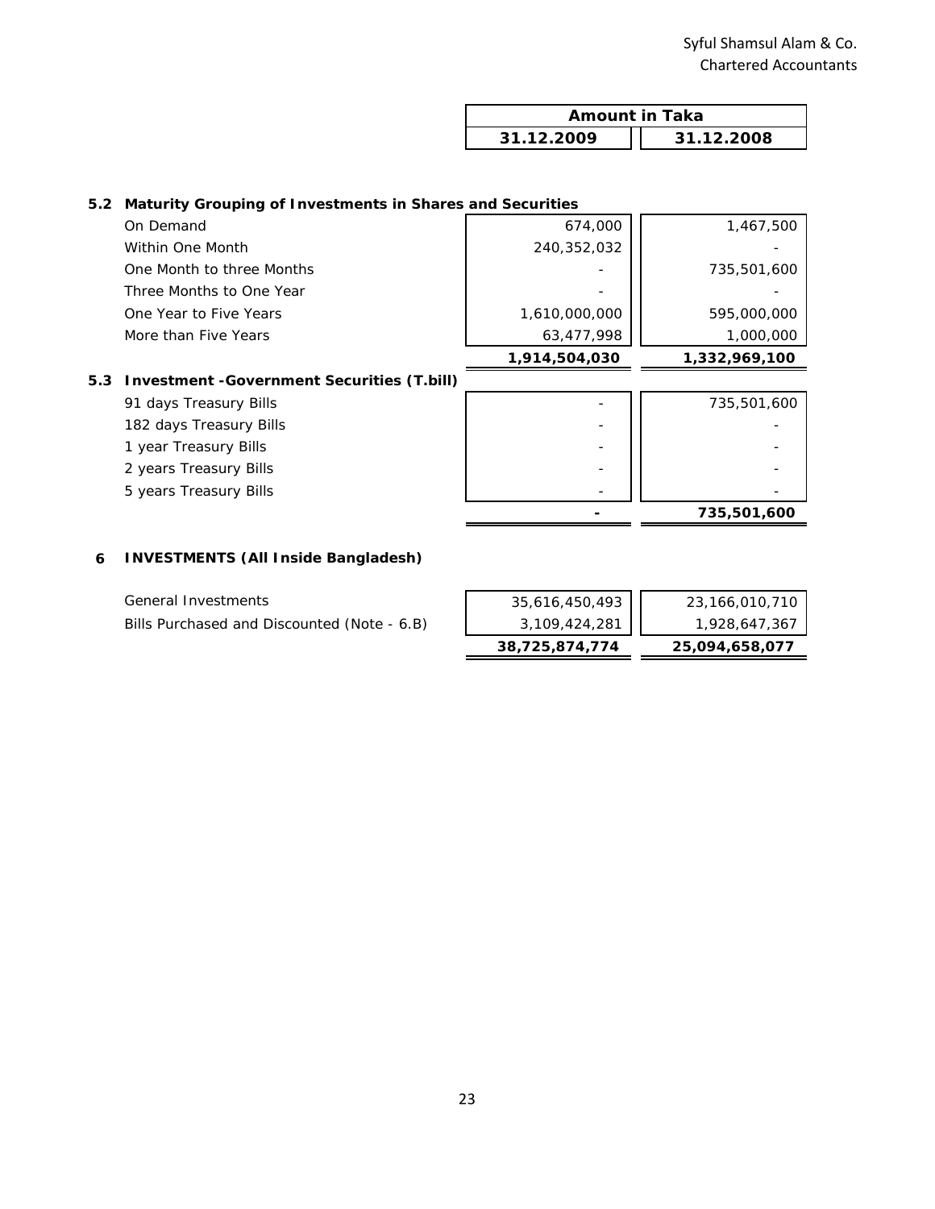| | Amount in Taka | |
|---|---|---|
| | 31.12.2009 | 31.12.2008 |

### 5.2 Maturity Grouping of Investments in Shares and Securities

| | 31.12.2009 | 31.12.2008 |
|---|---|---|
| On Demand | 674,000 | 1,467,500 |
| Within One Month | 240,352,032 | - |
| One Month to three Months | - | 735,501,600 |
| Three Months to One Year | - | - |
| One Year to Five Years | 1,610,000,000 | 595,000,000 |
| More than Five Years | 63,477,998 | 1,000,000 |
| | **1,914,504,030** | **1,332,969,100** |

### 5.3 Investment -Government Securities (T.bill)

| | 31.12.2009 | 31.12.2008 |
|---|---|---|
| 91 days Treasury Bills | - | 735,501,600 |
| 182 days Treasury Bills | - | - |
| 1 year Treasury Bills | - | - |
| 2 years Treasury Bills | - | - |
| 5 years Treasury Bills | - | - |
| | **-** | **735,501,600** |

## 6 INVESTMENTS (All Inside Bangladesh)

| | 31.12.2009 | 31.12.2008 |
|---|---|---|
| General Investments | 35,616,450,493 | 23,166,010,710 |
| Bills Purchased and Discounted (Note - 6.B) | 3,109,424,281 | 1,928,647,367 |
| | **38,725,874,774** | **25,094,658,077** |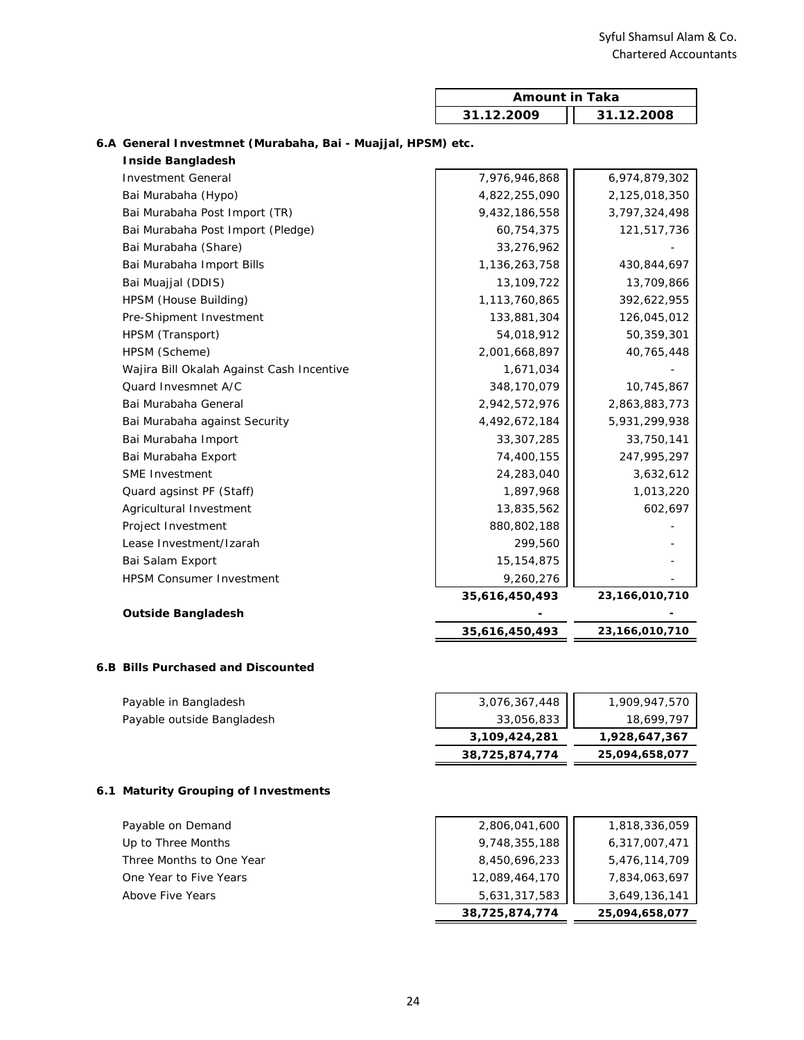Syful Shamsul Alam & Co.
Chartered Accountants

| | Amount in Taka | |
|---|---|---|
| | **31.12.2009** | **31.12.2008** |
| **6.A General Investmnet (Murabaha, Bai - Muajjal, HPSM) etc.** | | |
| **Inside Bangladesh** | | |
| Investment General | 7,976,946,868 | 6,974,879,302 |
| Bai Murabaha (Hypo) | 4,822,255,090 | 2,125,018,350 |
| Bai Murabaha Post Import (TR) | 9,432,186,558 | 3,797,324,498 |
| Bai Murabaha Post Import (Pledge) | 60,754,375 | 121,517,736 |
| Bai Murabaha (Share) | 33,276,962 | - |
| Bai Murabaha Import Bills | 1,136,263,758 | 430,844,697 |
| Bai Muajjal (DDIS) | 13,109,722 | 13,709,866 |
| HPSM (House Building) | 1,113,760,865 | 392,622,955 |
| Pre-Shipment Investment | 133,881,304 | 126,045,012 |
| HPSM (Transport) | 54,018,912 | 50,359,301 |
| HPSM (Scheme) | 2,001,668,897 | 40,765,448 |
| Wajira Bill Okalah Against Cash Incentive | 1,671,034 | - |
| Quard Invesmnet A/C | 348,170,079 | 10,745,867 |
| Bai Murabaha General | 2,942,572,976 | 2,863,883,773 |
| Bai Murabaha against Security | 4,492,672,184 | 5,931,299,938 |
| Bai Murabaha Import | 33,307,285 | 33,750,141 |
| Bai Murabaha Export | 74,400,155 | 247,995,297 |
| SME Investment | 24,283,040 | 3,632,612 |
| Quard agsinst PF (Staff) | 1,897,968 | 1,013,220 |
| Agricultural Investment | 13,835,562 | 602,697 |
| Project Investment | 880,802,188 | - |
| Lease Investment/Izarah | 299,560 | - |
| Bai Salam Export | 15,154,875 | - |
| HPSM Consumer Investment | 9,260,276 | - |
| | **35,616,450,493** | **23,166,010,710** |
| **Outside Bangladesh** | - | - |
| | **35,616,450,493** | **23,166,010,710** |

**6.B Bills Purchased and Discounted**

| | 31.12.2009 | 31.12.2008 |
|---|---|---|
| Payable in Bangladesh | 3,076,367,448 | 1,909,947,570 |
| Payable outside Bangladesh | 33,056,833 | 18,699,797 |
| | **3,109,424,281** | **1,928,647,367** |
| | **38,725,874,774** | **25,094,658,077** |

**6.1 Maturity Grouping of Investments**

| | 31.12.2009 | 31.12.2008 |
|---|---|---|
| Payable on Demand | 2,806,041,600 | 1,818,336,059 |
| Up to Three Months | 9,748,355,188 | 6,317,007,471 |
| Three Months to One Year | 8,450,696,233 | 5,476,114,709 |
| One Year to Five Years | 12,089,464,170 | 7,834,063,697 |
| Above Five Years | 5,631,317,583 | 3,649,136,141 |
| | **38,725,874,774** | **25,094,658,077** |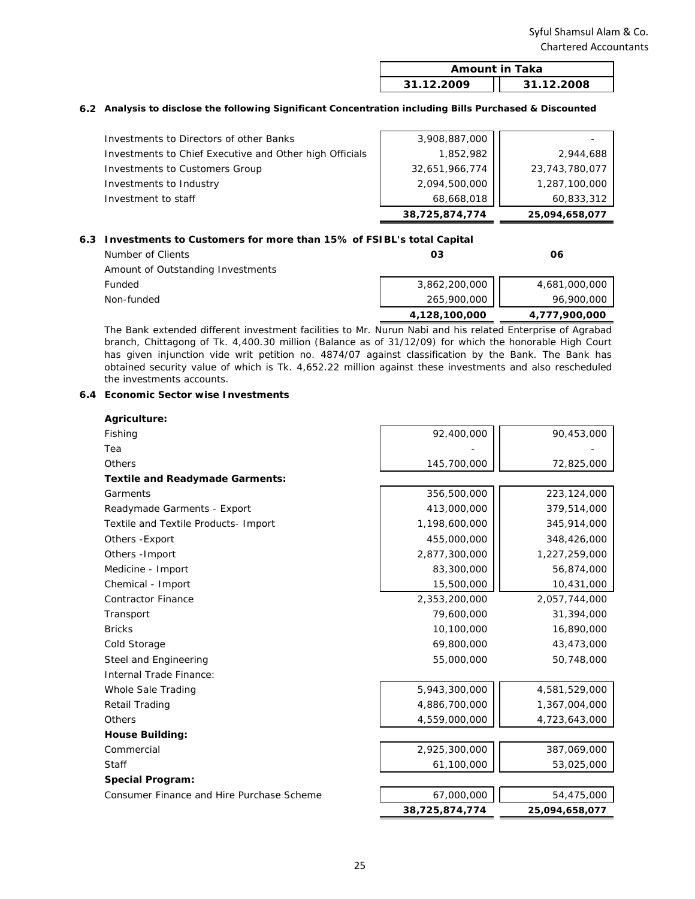| | Amount in Taka | |
|---|---|---|
| | **31.12.2009** | **31.12.2008** |

### 6.2 Analysis to disclose the following Significant Concentration including Bills Purchased & Discounted

| | 31.12.2009 | 31.12.2008 |
|---|---|---|
| Investments to Directors of other Banks | 3,908,887,000 | - |
| Investments to Chief Executive and Other high Officials | 1,852,982 | 2,944,688 |
| Investments to Customers Group | 32,651,966,774 | 23,743,780,077 |
| Investments to Industry | 2,094,500,000 | 1,287,100,000 |
| Investment to staff | 68,668,018 | 60,833,312 |
| | **38,725,874,774** | **25,094,658,077** |

### 6.3 Investments to Customers for more than 15% of FSIBL's total Capital

| | 31.12.2009 | 31.12.2008 |
|---|---|---|
| Number of Clients | **03** | **06** |
| Amount of Outstanding Investments | | |
| Funded | 3,862,200,000 | 4,681,000,000 |
| Non-funded | 265,900,000 | 96,900,000 |
| | **4,128,100,000** | **4,777,900,000** |

The Bank extended different investment facilities to Mr. Nurun Nabi and his related Enterprise of Agrabad branch, Chittagong of Tk. 4,400.30 million (Balance as of 31/12/09) for which the honorable High Court has given injunction vide writ petition no. 4874/07 against classification by the Bank. The Bank has obtained security value of which is Tk. 4,652.22 million against these investments and also rescheduled the investments accounts.

### 6.4 Economic Sector wise Investments

| | 31.12.2009 | 31.12.2008 |
|---|---|---|
| **Agriculture:** | | |
| Fishing | 92,400,000 | 90,453,000 |
| Tea | - | - |
| Others | 145,700,000 | 72,825,000 |
| **Textile and Readymade Garments:** | | |
| Garments | 356,500,000 | 223,124,000 |
| Readymade Garments - Export | 413,000,000 | 379,514,000 |
| Textile and Textile Products- Import | 1,198,600,000 | 345,914,000 |
| Others -Export | 455,000,000 | 348,426,000 |
| Others -Import | 2,877,300,000 | 1,227,259,000 |
| Medicine - Import | 83,300,000 | 56,874,000 |
| Chemical - Import | 15,500,000 | 10,431,000 |
| Contractor Finance | 2,353,200,000 | 2,057,744,000 |
| Transport | 79,600,000 | 31,394,000 |
| Bricks | 10,100,000 | 16,890,000 |
| Cold Storage | 69,800,000 | 43,473,000 |
| Steel and Engineering | 55,000,000 | 50,748,000 |
| Internal Trade Finance: | | |
| Whole Sale Trading | 5,943,300,000 | 4,581,529,000 |
| Retail Trading | 4,886,700,000 | 1,367,004,000 |
| Others | 4,559,000,000 | 4,723,643,000 |
| **House Building:** | | |
| Commercial | 2,925,300,000 | 387,069,000 |
| Staff | 61,100,000 | 53,025,000 |
| **Special Program:** | | |
| Consumer Finance and Hire Purchase Scheme | 67,000,000 | 54,475,000 |
| | **38,725,874,774** | **25,094,658,077** |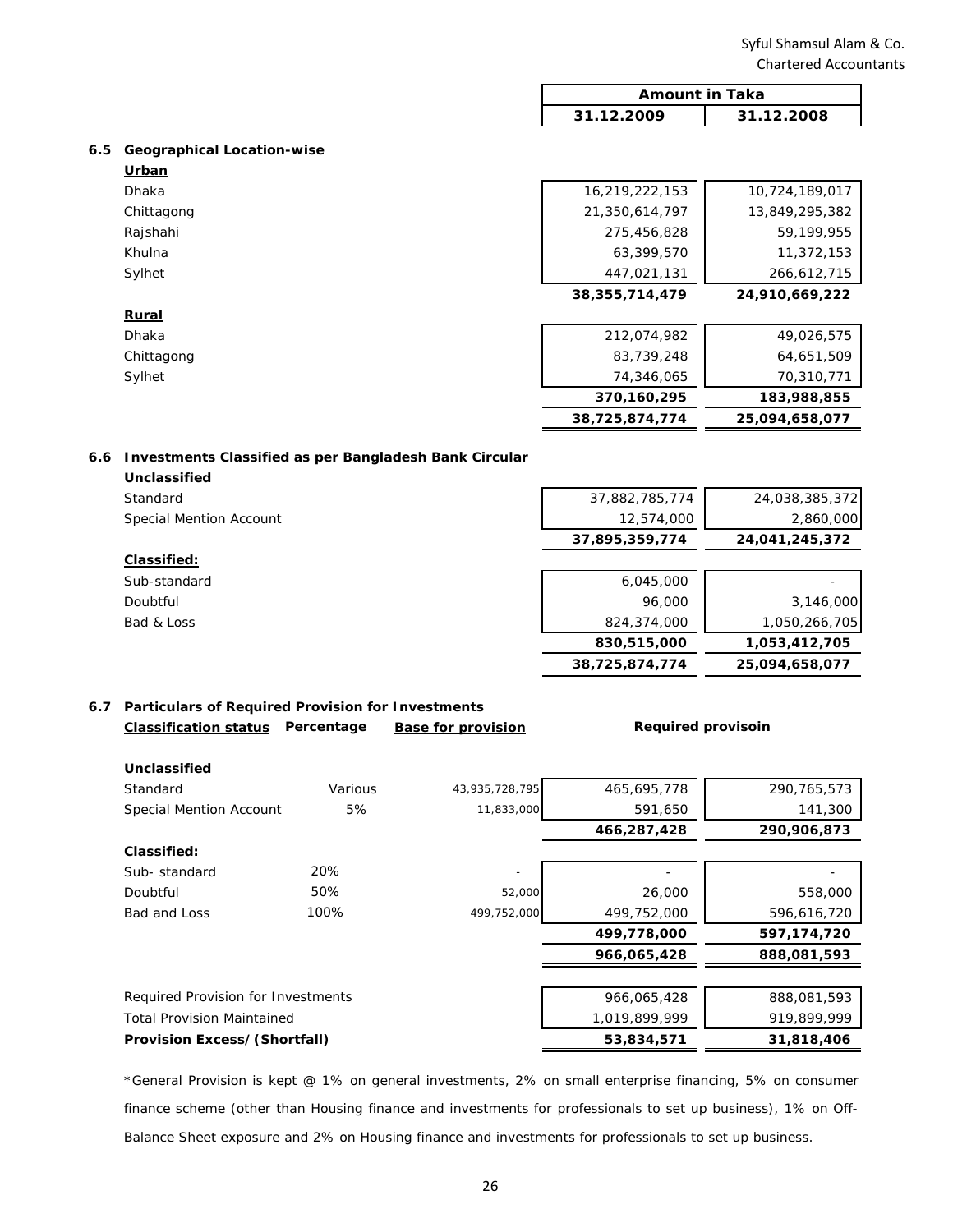| | Amount in Taka | |
|---|---|---|
| | **31.12.2009** | **31.12.2008** |

## 6.5 Geographical Location-wise

| | 31.12.2009 | 31.12.2008 |
|---|---|---|
| **Urban** | | |
| Dhaka | 16,219,222,153 | 10,724,189,017 |
| Chittagong | 21,350,614,797 | 13,849,295,382 |
| Rajshahi | 275,456,828 | 59,199,955 |
| Khulna | 63,399,570 | 11,372,153 |
| Sylhet | 447,021,131 | 266,612,715 |
| | **38,355,714,479** | **24,910,669,222** |
| **Rural** | | |
| Dhaka | 212,074,982 | 49,026,575 |
| Chittagong | 83,739,248 | 64,651,509 |
| Sylhet | 74,346,065 | 70,310,771 |
| | **370,160,295** | **183,988,855** |
| | **38,725,874,774** | **25,094,658,077** |

## 6.6 Investments Classified as per Bangladesh Bank Circular

| | 31.12.2009 | 31.12.2008 |
|---|---|---|
| **Unclassified** | | |
| Standard | 37,882,785,774 | 24,038,385,372 |
| Special Mention Account | 12,574,000 | 2,860,000 |
| | **37,895,359,774** | **24,041,245,372** |
| **Classified:** | | |
| Sub-standard | 6,045,000 | - |
| Doubtful | 96,000 | 3,146,000 |
| Bad & Loss | 824,374,000 | 1,050,266,705 |
| | **830,515,000** | **1,053,412,705** |
| | **38,725,874,774** | **25,094,658,077** |

## 6.7 Particulars of Required Provision for Investments

| Classification status | Percentage | Base for provision | Required provisoin 31.12.2009 | Required provisoin 31.12.2008 |
|---|---|---|---|---|
| **Unclassified** | | | | |
| Standard | Various | 43,935,728,795 | 465,695,778 | 290,765,573 |
| Special Mention Account | 5% | 11,833,000 | 591,650 | 141,300 |
| | | | **466,287,428** | **290,906,873** |
| **Classified:** | | | | |
| Sub- standard | 20% | - | - | - |
| Doubtful | 50% | 52,000 | 26,000 | 558,000 |
| Bad and Loss | 100% | 499,752,000 | 499,752,000 | 596,616,720 |
| | | | **499,778,000** | **597,174,720** |
| | | | **966,065,428** | **888,081,593** |
| Required Provision for Investments | | | 966,065,428 | 888,081,593 |
| Total Provision Maintained | | | 1,019,899,999 | 919,899,999 |
| **Provision Excess/(Shortfall)** | | | **53,834,571** | **31,818,406** |

*General Provision is kept @ 1% on general investments, 2% on small enterprise financing, 5% on consumer finance scheme (other than Housing finance and investments for professionals to set up business), 1% on Off-Balance Sheet exposure and 2% on Housing finance and investments for professionals to set up business.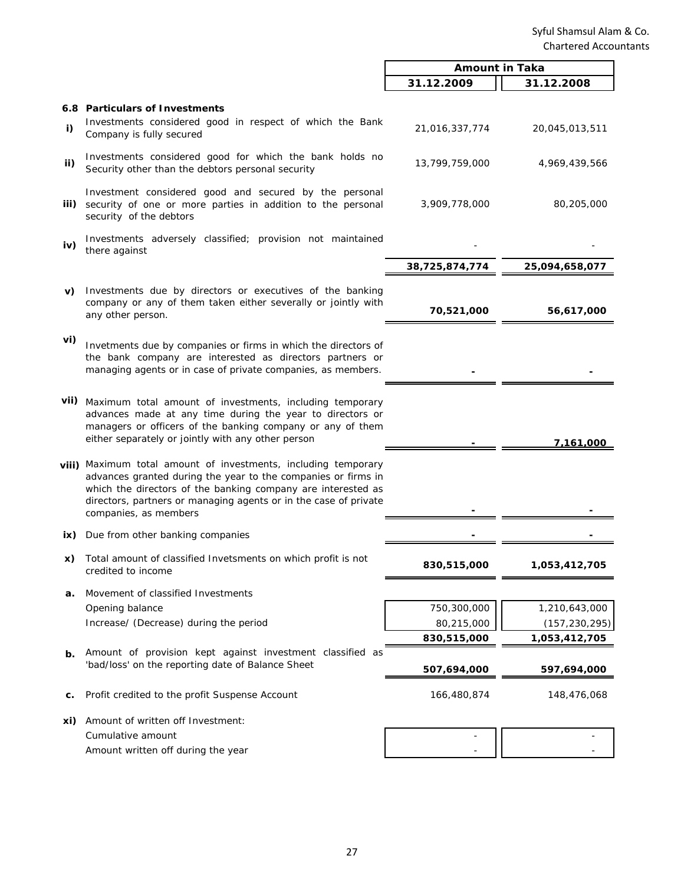| | | Amount in Taka | |
|---|---|---|---|
| | | 31.12.2009 | 31.12.2008 |
| **6.8** | **Particulars of Investments** | | |
| i) | Investments considered good in respect of which the Bank Company is fully secured | 21,016,337,774 | 20,045,013,511 |
| ii) | Investments considered good for which the bank holds no Security other than the debtors personal security | 13,799,759,000 | 4,969,439,566 |
| iii) | Investment considered good and secured by the personal security of one or more parties in addition to the personal security of the debtors | 3,909,778,000 | 80,205,000 |
| iv) | Investments adversely classified; provision not maintained there against | - | - |
| | | **38,725,874,774** | **25,094,658,077** |
| v) | Investments due by directors or executives of the banking company or any of them taken either severally or jointly with any other person. | **70,521,000** | **56,617,000** |
| vi) | Invetments due by companies or firms in which the directors of the bank company are interested as directors partners or managing agents or in case of private companies, as members. | **-** | **-** |
| vii) | Maximum total amount of investments, including temporary advances made at any time during the year to directors or managers or officers of the banking company or any of them either separately or jointly with any other person | **-** | **7,161,000** |
| viii) | Maximum total amount of investments, including temporary advances granted during the year to the companies or firms in which the directors of the banking company are interested as directors, partners or managing agents or in the case of private companies, as members | **-** | **-** |
| ix) | Due from other banking companies | **-** | **-** |
| x) | Total amount of classified Invetsments on which profit is not credited to income | **830,515,000** | **1,053,412,705** |
| a. | Movement of classified Investments | | |
| | Opening balance | 750,300,000 | 1,210,643,000 |
| | Increase/ (Decrease) during the period | 80,215,000 | (157,230,295) |
| | | **830,515,000** | **1,053,412,705** |
| b. | Amount of provision kept against investment classified as 'bad/loss' on the reporting date of Balance Sheet | **507,694,000** | **597,694,000** |
| c. | Profit credited to the profit Suspense Account | 166,480,874 | 148,476,068 |
| xi) | Amount of written off Investment: | | |
| | Cumulative amount | - | - |
| | Amount written off during the year | - | - |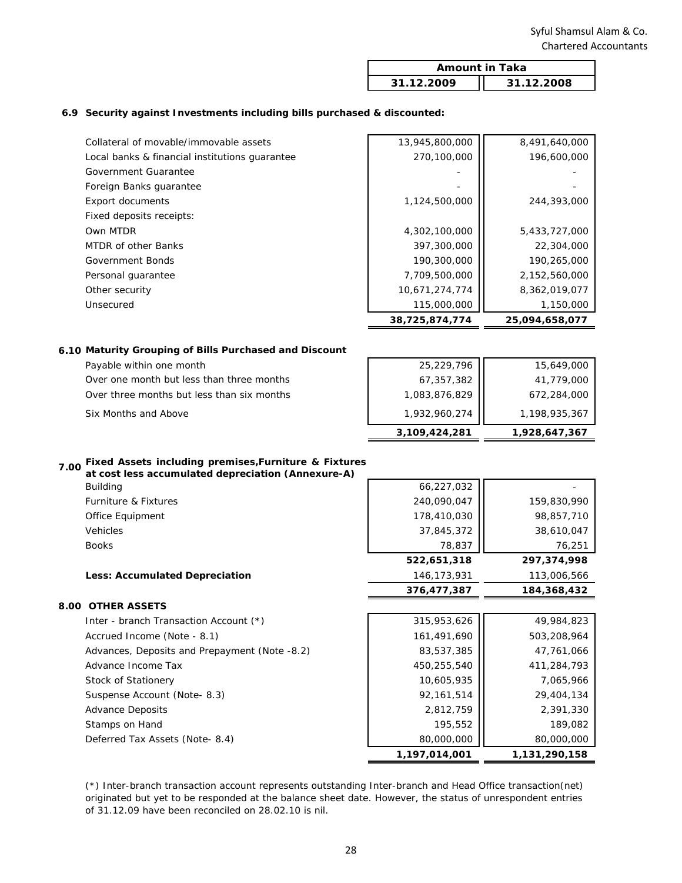Syful Shamsul Alam & Co.
Chartered Accountants

| | Amount in Taka | |
|---|---|---|
| | 31.12.2009 | 31.12.2008 |

**6.9 Security against Investments including bills purchased & discounted:**

| | 31.12.2009 | 31.12.2008 |
|---|---|---|
| Collateral of movable/immovable assets | 13,945,800,000 | 8,491,640,000 |
| Local banks & financial institutions guarantee | 270,100,000 | 196,600,000 |
| Government Guarantee | - | - |
| Foreign Banks guarantee | - | - |
| Export documents | 1,124,500,000 | 244,393,000 |
| Fixed deposits receipts: | | |
| Own MTDR | 4,302,100,000 | 5,433,727,000 |
| MTDR of other Banks | 397,300,000 | 22,304,000 |
| Government Bonds | 190,300,000 | 190,265,000 |
| Personal guarantee | 7,709,500,000 | 2,152,560,000 |
| Other security | 10,671,274,774 | 8,362,019,077 |
| Unsecured | 115,000,000 | 1,150,000 |
| | **38,725,874,774** | **25,094,658,077** |

**6.10 Maturity Grouping of Bills Purchased and Discount**

| | 31.12.2009 | 31.12.2008 |
|---|---|---|
| Payable within one month | 25,229,796 | 15,649,000 |
| Over one month but less than three months | 67,357,382 | 41,779,000 |
| Over three months but less than six months | 1,083,876,829 | 672,284,000 |
| Six Months and Above | 1,932,960,274 | 1,198,935,367 |
| | **3,109,424,281** | **1,928,647,367** |

**7.00 Fixed Assets including premises,Furniture & Fixtures at cost less accumulated depreciation (Annexure-A)**

| | 31.12.2009 | 31.12.2008 |
|---|---|---|
| Building | 66,227,032 | - |
| Furniture & Fixtures | 240,090,047 | 159,830,990 |
| Office Equipment | 178,410,030 | 98,857,710 |
| Vehicles | 37,845,372 | 38,610,047 |
| Books | 78,837 | 76,251 |
| | **522,651,318** | **297,374,998** |
| **Less: Accumulated Depreciation** | 146,173,931 | 113,006,566 |
| | **376,477,387** | **184,368,432** |

**8.00 OTHER ASSETS**

| | 31.12.2009 | 31.12.2008 |
|---|---|---|
| Inter - branch Transaction Account (*) | 315,953,626 | 49,984,823 |
| Accrued Income (Note - 8.1) | 161,491,690 | 503,208,964 |
| Advances, Deposits and Prepayment (Note -8.2) | 83,537,385 | 47,761,066 |
| Advance Income Tax | 450,255,540 | 411,284,793 |
| Stock of Stationery | 10,605,935 | 7,065,966 |
| Suspense Account (Note- 8.3) | 92,161,514 | 29,404,134 |
| Advance Deposits | 2,812,759 | 2,391,330 |
| Stamps on Hand | 195,552 | 189,082 |
| Deferred Tax Assets (Note- 8.4) | 80,000,000 | 80,000,000 |
| | **1,197,014,001** | **1,131,290,158** |

(*) Inter-branch transaction account represents outstanding Inter-branch and Head Office transaction(net) originated but yet to be responded at the balance sheet date. However, the status of unrespondent entries of 31.12.09 have been reconciled on 28.02.10 is nil.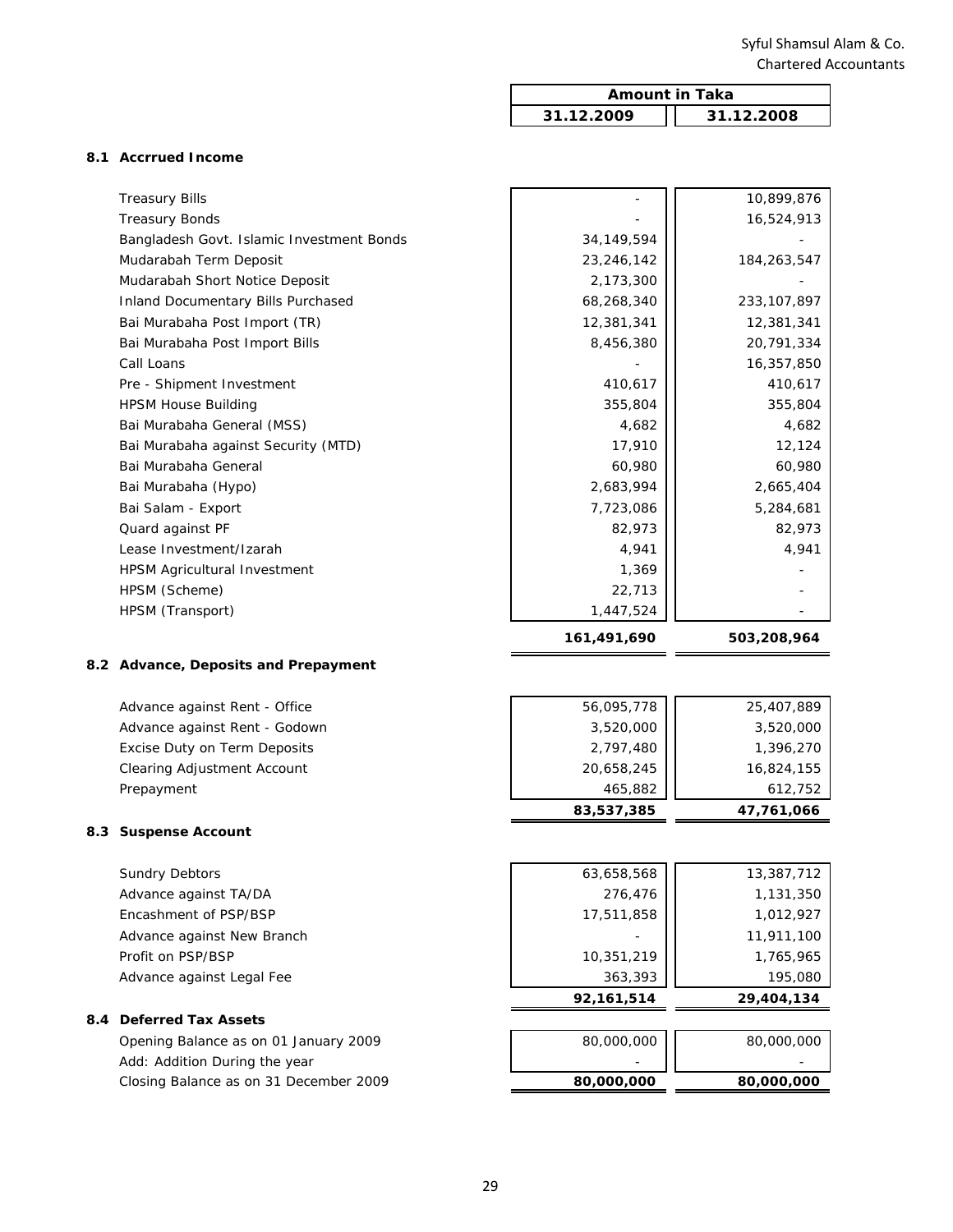Syful Shamsul Alam & Co.
Chartered Accountants

| | Amount in Taka | |
|---|---|---|
| | 31.12.2009 | 31.12.2008 |

**8.1 Accrrued Income**

| | 31.12.2009 | 31.12.2008 |
|---|---|---|
| Treasury Bills | - | 10,899,876 |
| Treasury Bonds | - | 16,524,913 |
| Bangladesh Govt. Islamic Investment Bonds | 34,149,594 | - |
| Mudarabah Term Deposit | 23,246,142 | 184,263,547 |
| Mudarabah Short Notice Deposit | 2,173,300 | - |
| Inland Documentary Bills Purchased | 68,268,340 | 233,107,897 |
| Bai Murabaha Post Import (TR) | 12,381,341 | 12,381,341 |
| Bai Murabaha Post Import Bills | 8,456,380 | 20,791,334 |
| Call Loans | - | 16,357,850 |
| Pre - Shipment Investment | 410,617 | 410,617 |
| HPSM House Building | 355,804 | 355,804 |
| Bai Murabaha General (MSS) | 4,682 | 4,682 |
| Bai Murabaha against Security (MTD) | 17,910 | 12,124 |
| Bai Murabaha General | 60,980 | 60,980 |
| Bai Murabaha (Hypo) | 2,683,994 | 2,665,404 |
| Bai Salam - Export | 7,723,086 | 5,284,681 |
| Quard against PF | 82,973 | 82,973 |
| Lease Investment/Izarah | 4,941 | 4,941 |
| HPSM Agricultural Investment | 1,369 | - |
| HPSM (Scheme) | 22,713 | - |
| HPSM (Transport) | 1,447,524 | - |
| | **161,491,690** | **503,208,964** |

**8.2 Advance, Deposits and Prepayment**

| | 31.12.2009 | 31.12.2008 |
|---|---|---|
| Advance against Rent - Office | 56,095,778 | 25,407,889 |
| Advance against Rent - Godown | 3,520,000 | 3,520,000 |
| Excise Duty on Term Deposits | 2,797,480 | 1,396,270 |
| Clearing Adjustment Account | 20,658,245 | 16,824,155 |
| Prepayment | 465,882 | 612,752 |
| | **83,537,385** | **47,761,066** |

**8.3 Suspense Account**

| | 31.12.2009 | 31.12.2008 |
|---|---|---|
| Sundry Debtors | 63,658,568 | 13,387,712 |
| Advance against TA/DA | 276,476 | 1,131,350 |
| Encashment of PSP/BSP | 17,511,858 | 1,012,927 |
| Advance against New Branch | - | 11,911,100 |
| Profit on PSP/BSP | 10,351,219 | 1,765,965 |
| Advance against Legal Fee | 363,393 | 195,080 |
| | **92,161,514** | **29,404,134** |

**8.4 Deferred Tax Assets**

| | 31.12.2009 | 31.12.2008 |
|---|---|---|
| Opening Balance as on 01 January 2009 | 80,000,000 | 80,000,000 |
| Add: Addition During the year | - | - |
| Closing Balance as on 31 December 2009 | **80,000,000** | **80,000,000** |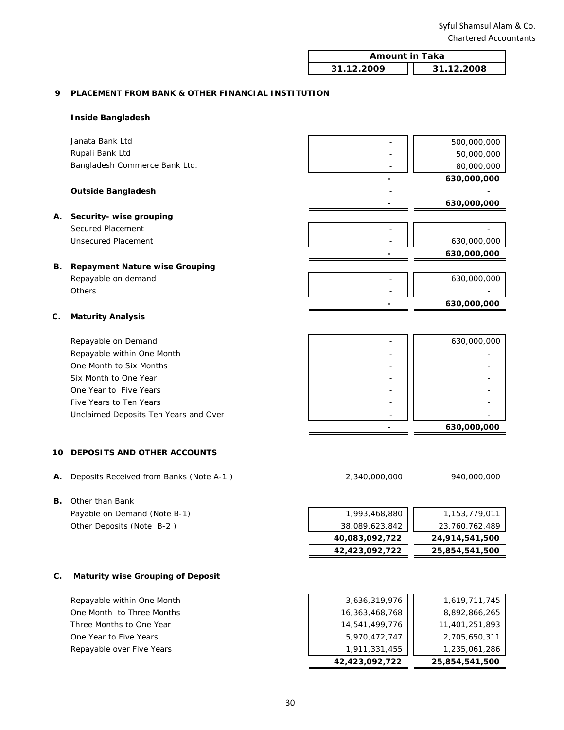Syful Shamsul Alam & Co.
Chartered Accountants

| | Amount in Taka | |
|---|---|---|
| | 31.12.2009 | 31.12.2008 |
| **9 PLACEMENT FROM BANK & OTHER FINANCIAL INSTITUTION** | | |
| **Inside Bangladesh** | | |
| Janata Bank Ltd | - | 500,000,000 |
| Rupali Bank Ltd | - | 50,000,000 |
| Bangladesh Commerce Bank Ltd. | - | 80,000,000 |
| | **-** | **630,000,000** |
| **Outside Bangladesh** | - | - |
| | **-** | **630,000,000** |
| **A. Security- wise grouping** | | |
| Secured Placement | - | - |
| Unsecured Placement | - | 630,000,000 |
| | **-** | **630,000,000** |
| **B. Repayment Nature wise Grouping** | | |
| Repayable on demand | - | 630,000,000 |
| Others | - | - |
| | **-** | **630,000,000** |
| **C. Maturity Analysis** | | |
| Repayable on Demand | - | 630,000,000 |
| Repayable within One Month | - | - |
| One Month to Six Months | - | - |
| Six Month to One Year | - | - |
| One Year to Five Years | - | - |
| Five Years to Ten Years | - | - |
| Unclaimed Deposits Ten Years and Over | - | - |
| | **-** | **630,000,000** |
| **10 DEPOSITS AND OTHER ACCOUNTS** | | |
| **A.** Deposits Received from Banks (Note A-1 ) | 2,340,000,000 | 940,000,000 |
| **B.** Other than Bank | | |
| Payable on Demand (Note B-1) | 1,993,468,880 | 1,153,779,011 |
| Other Deposits (Note B-2 ) | 38,089,623,842 | 23,760,762,489 |
| | **40,083,092,722** | **24,914,541,500** |
| | **42,423,092,722** | **25,854,541,500** |
| **C. Maturity wise Grouping of Deposit** | | |
| Repayable within One Month | 3,636,319,976 | 1,619,711,745 |
| One Month to Three Months | 16,363,468,768 | 8,892,866,265 |
| Three Months to One Year | 14,541,499,776 | 11,401,251,893 |
| One Year to Five Years | 5,970,472,747 | 2,705,650,311 |
| Repayable over Five Years | 1,911,331,455 | 1,235,061,286 |
| | **42,423,092,722** | **25,854,541,500** |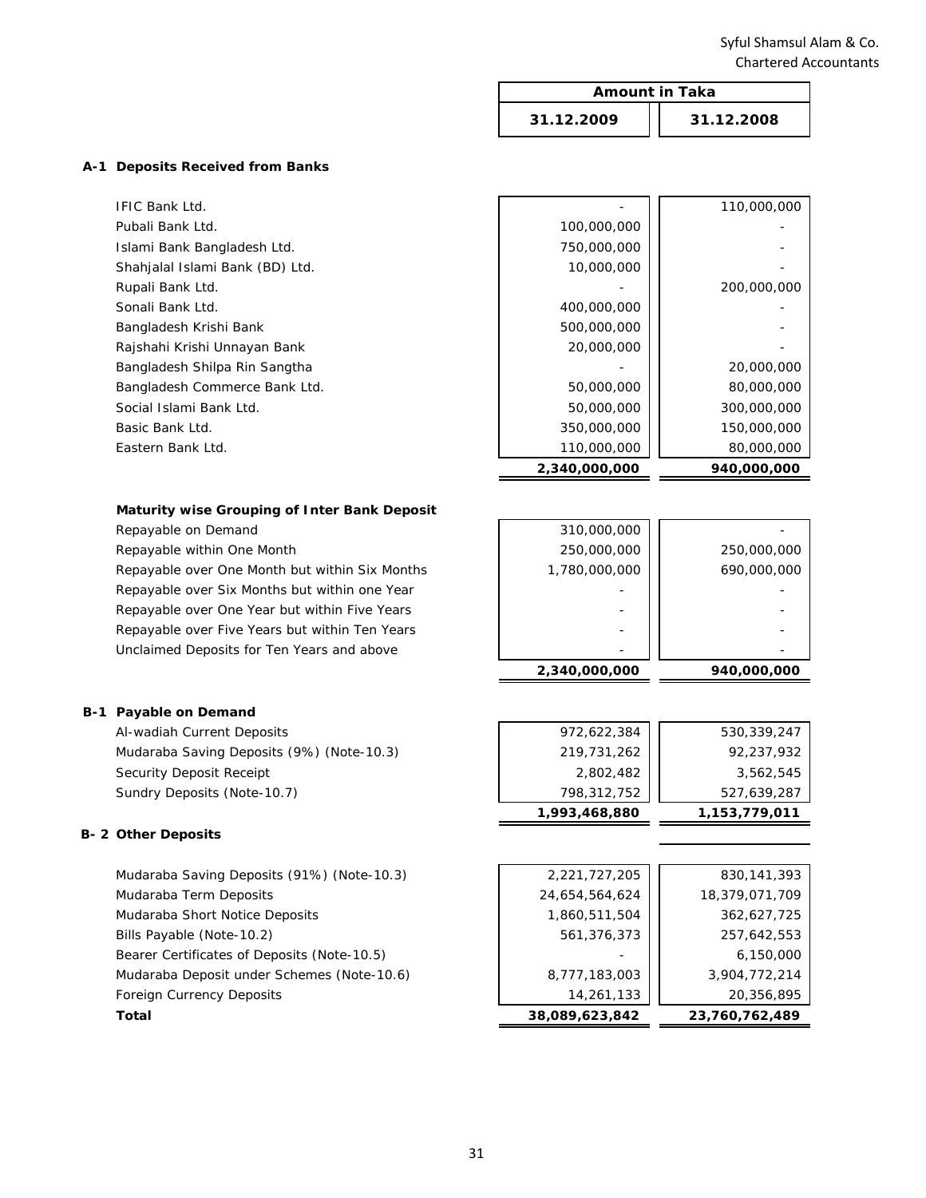| | Amount in Taka | |
|---|---|---|
| | **31.12.2009** | **31.12.2008** |

### A-1 Deposits Received from Banks

| | 31.12.2009 | 31.12.2008 |
|---|---|---|
| IFIC Bank Ltd. | - | 110,000,000 |
| Pubali Bank Ltd. | 100,000,000 | - |
| Islami Bank Bangladesh Ltd. | 750,000,000 | - |
| Shahjalal Islami Bank (BD) Ltd. | 10,000,000 | - |
| Rupali Bank Ltd. | - | 200,000,000 |
| Sonali Bank Ltd. | 400,000,000 | - |
| Bangladesh Krishi Bank | 500,000,000 | - |
| Rajshahi Krishi Unnayan Bank | 20,000,000 | - |
| Bangladesh Shilpa Rin Sangtha | - | 20,000,000 |
| Bangladesh Commerce Bank Ltd. | 50,000,000 | 80,000,000 |
| Social Islami Bank Ltd. | 50,000,000 | 300,000,000 |
| Basic Bank Ltd. | 350,000,000 | 150,000,000 |
| Eastern Bank Ltd. | 110,000,000 | 80,000,000 |
| | **2,340,000,000** | **940,000,000** |

**Maturity wise Grouping of Inter Bank Deposit**

| | 31.12.2009 | 31.12.2008 |
|---|---|---|
| Repayable on Demand | 310,000,000 | - |
| Repayable within One Month | 250,000,000 | 250,000,000 |
| Repayable over One Month but within Six Months | 1,780,000,000 | 690,000,000 |
| Repayable over Six Months but within one Year | - | - |
| Repayable over One Year but within Five Years | - | - |
| Repayable over Five Years but within Ten Years | - | - |
| Unclaimed Deposits for Ten Years and above | - | - |
| | **2,340,000,000** | **940,000,000** |

### B-1 Payable on Demand

| | 31.12.2009 | 31.12.2008 |
|---|---|---|
| Al-wadiah Current Deposits | 972,622,384 | 530,339,247 |
| Mudaraba Saving Deposits (9%) (Note-10.3) | 219,731,262 | 92,237,932 |
| Security Deposit Receipt | 2,802,482 | 3,562,545 |
| Sundry Deposits (Note-10.7) | 798,312,752 | 527,639,287 |
| | **1,993,468,880** | **1,153,779,011** |

### B- 2 Other Deposits

| | 31.12.2009 | 31.12.2008 |
|---|---|---|
| Mudaraba Saving Deposits (91%) (Note-10.3) | 2,221,727,205 | 830,141,393 |
| Mudaraba Term Deposits | 24,654,564,624 | 18,379,071,709 |
| Mudaraba Short Notice Deposits | 1,860,511,504 | 362,627,725 |
| Bills Payable (Note-10.2) | 561,376,373 | 257,642,553 |
| Bearer Certificates of Deposits (Note-10.5) | - | 6,150,000 |
| Mudaraba Deposit under Schemes (Note-10.6) | 8,777,183,003 | 3,904,772,214 |
| Foreign Currency Deposits | 14,261,133 | 20,356,895 |
| **Total** | **38,089,623,842** | **23,760,762,489** |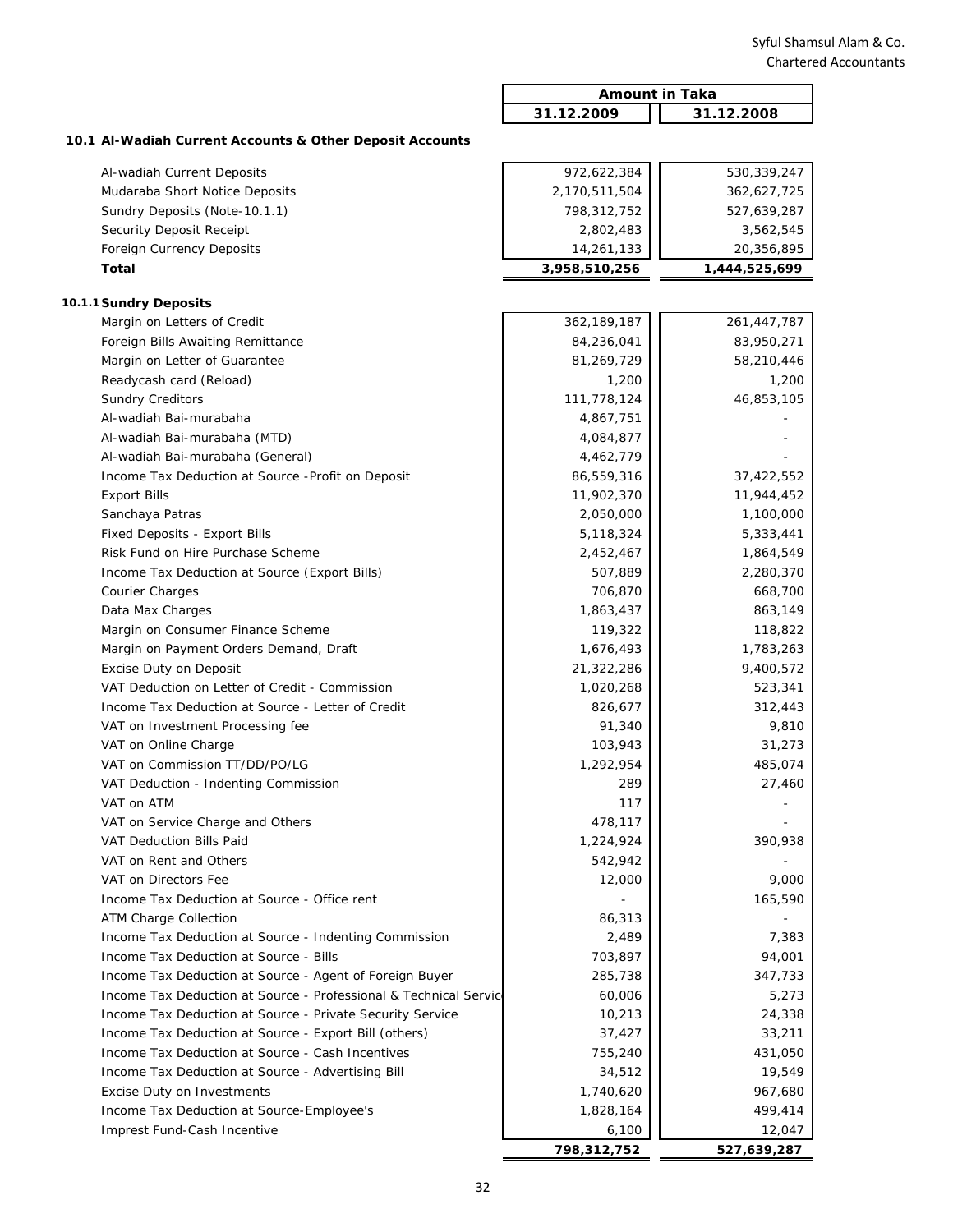Syful Shamsul Alam & Co.
Chartered Accountants

### 10.1 Al-Wadiah Current Accounts & Other Deposit Accounts

| | Amount in Taka | |
|---|---|---|
| | 31.12.2009 | 31.12.2008 |
| Al-wadiah Current Deposits | 972,622,384 | 530,339,247 |
| Mudaraba Short Notice Deposits | 2,170,511,504 | 362,627,725 |
| Sundry Deposits (Note-10.1.1) | 798,312,752 | 527,639,287 |
| Security Deposit Receipt | 2,802,483 | 3,562,545 |
| Foreign Currency Deposits | 14,261,133 | 20,356,895 |
| **Total** | **3,958,510,256** | **1,444,525,699** |

### 10.1.1 Sundry Deposits

| | 31.12.2009 | 31.12.2008 |
|---|---|---|
| Margin on Letters of Credit | 362,189,187 | 261,447,787 |
| Foreign Bills Awaiting Remittance | 84,236,041 | 83,950,271 |
| Margin on Letter of Guarantee | 81,269,729 | 58,210,446 |
| Readycash card (Reload) | 1,200 | 1,200 |
| Sundry Creditors | 111,778,124 | 46,853,105 |
| Al-wadiah Bai-murabaha | 4,867,751 | - |
| Al-wadiah Bai-murabaha (MTD) | 4,084,877 | - |
| Al-wadiah Bai-murabaha (General) | 4,462,779 | - |
| Income Tax Deduction at Source -Profit on Deposit | 86,559,316 | 37,422,552 |
| Export Bills | 11,902,370 | 11,944,452 |
| Sanchaya Patras | 2,050,000 | 1,100,000 |
| Fixed Deposits - Export Bills | 5,118,324 | 5,333,441 |
| Risk Fund on Hire Purchase Scheme | 2,452,467 | 1,864,549 |
| Income Tax Deduction at Source (Export Bills) | 507,889 | 2,280,370 |
| Courier Charges | 706,870 | 668,700 |
| Data Max Charges | 1,863,437 | 863,149 |
| Margin on Consumer Finance Scheme | 119,322 | 118,822 |
| Margin on Payment Orders Demand, Draft | 1,676,493 | 1,783,263 |
| Excise Duty on Deposit | 21,322,286 | 9,400,572 |
| VAT Deduction on Letter of Credit - Commission | 1,020,268 | 523,341 |
| Income Tax Deduction at Source - Letter of Credit | 826,677 | 312,443 |
| VAT on Investment Processing fee | 91,340 | 9,810 |
| VAT on Online Charge | 103,943 | 31,273 |
| VAT on Commission TT/DD/PO/LG | 1,292,954 | 485,074 |
| VAT Deduction - Indenting Commission | 289 | 27,460 |
| VAT on ATM | 117 | - |
| VAT on Service Charge and Others | 478,117 | - |
| VAT Deduction Bills Paid | 1,224,924 | 390,938 |
| VAT on Rent and Others | 542,942 | - |
| VAT on Directors Fee | 12,000 | 9,000 |
| Income Tax Deduction at Source - Office rent | - | 165,590 |
| ATM Charge Collection | 86,313 | - |
| Income Tax Deduction at Source - Indenting Commission | 2,489 | 7,383 |
| Income Tax Deduction at Source - Bills | 703,897 | 94,001 |
| Income Tax Deduction at Source - Agent of Foreign Buyer | 285,738 | 347,733 |
| Income Tax Deduction at Source - Professional & Technical Servic | 60,006 | 5,273 |
| Income Tax Deduction at Source - Private Security Service | 10,213 | 24,338 |
| Income Tax Deduction at Source - Export Bill (others) | 37,427 | 33,211 |
| Income Tax Deduction at Source - Cash Incentives | 755,240 | 431,050 |
| Income Tax Deduction at Source - Advertising Bill | 34,512 | 19,549 |
| Excise Duty on Investments | 1,740,620 | 967,680 |
| Income Tax Deduction at Source-Employee's | 1,828,164 | 499,414 |
| Imprest Fund-Cash Incentive | 6,100 | 12,047 |
| | **798,312,752** | **527,639,287** |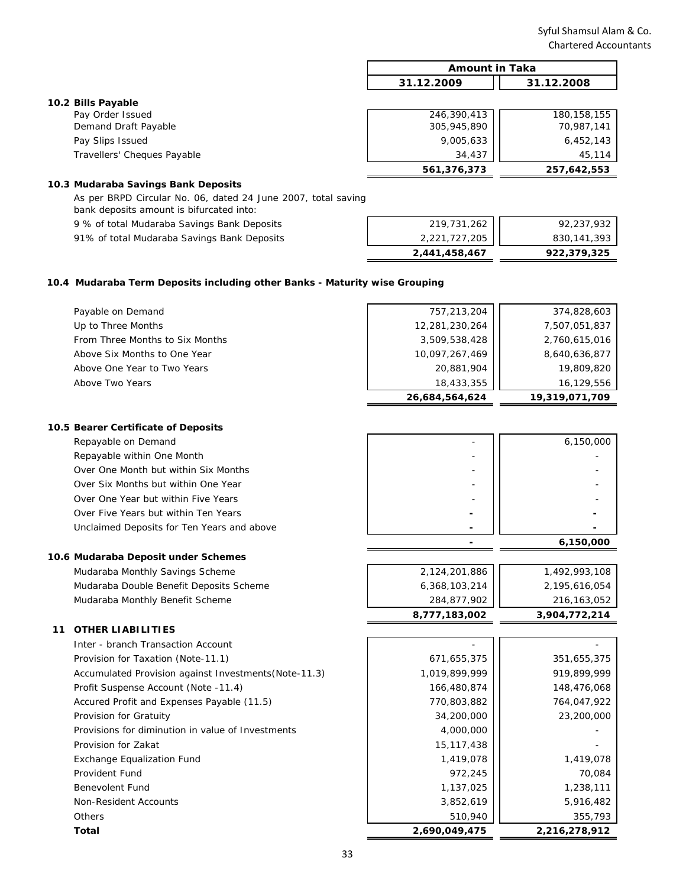| | Amount in Taka | |
|---|---|---|
| | **31.12.2009** | **31.12.2008** |

### 10.2 Bills Payable

| | 31.12.2009 | 31.12.2008 |
|---|---|---|
| Pay Order Issued | 246,390,413 | 180,158,155 |
| Demand Draft Payable | 305,945,890 | 70,987,141 |
| Pay Slips Issued | 9,005,633 | 6,452,143 |
| Travellers' Cheques Payable | 34,437 | 45,114 |
| | **561,376,373** | **257,642,553** |

### 10.3 Mudaraba Savings Bank Deposits

As per BRPD Circular No. 06, dated 24 June 2007, total saving bank deposits amount is bifurcated into:

| | 31.12.2009 | 31.12.2008 |
|---|---|---|
| 9 % of total Mudaraba Savings Bank Deposits | 219,731,262 | 92,237,932 |
| 91% of total Mudaraba Savings Bank Deposits | 2,221,727,205 | 830,141,393 |
| | **2,441,458,467** | **922,379,325** |

### 10.4 Mudaraba Term Deposits including other Banks - Maturity wise Grouping

| | 31.12.2009 | 31.12.2008 |
|---|---|---|
| Payable on Demand | 757,213,204 | 374,828,603 |
| Up to Three Months | 12,281,230,264 | 7,507,051,837 |
| From Three Months to Six Months | 3,509,538,428 | 2,760,615,016 |
| Above Six Months to One Year | 10,097,267,469 | 8,640,636,877 |
| Above One Year to Two Years | 20,881,904 | 19,809,820 |
| Above Two Years | 18,433,355 | 16,129,556 |
| | **26,684,564,624** | **19,319,071,709** |

### 10.5 Bearer Certificate of Deposits

| | 31.12.2009 | 31.12.2008 |
|---|---|---|
| Repayable on Demand | - | 6,150,000 |
| Repayable within One Month | - | - |
| Over One Month but within Six Months | - | - |
| Over Six Months but within One Year | - | - |
| Over One Year but within Five Years | - | - |
| Over Five Years but within Ten Years | - | - |
| Unclaimed Deposits for Ten Years and above | - | - |
| | **-** | **6,150,000** |

### 10.6 Mudaraba Deposit under Schemes

| | 31.12.2009 | 31.12.2008 |
|---|---|---|
| Mudaraba Monthly Savings Scheme | 2,124,201,886 | 1,492,993,108 |
| Mudaraba Double Benefit Deposits Scheme | 6,368,103,214 | 2,195,616,054 |
| Mudaraba Monthly Benefit Scheme | 284,877,902 | 216,163,052 |
| | **8,777,183,002** | **3,904,772,214** |

## 11 OTHER LIABILITIES

| | 31.12.2009 | 31.12.2008 |
|---|---|---|
| Inter - branch Transaction Account | - | - |
| Provision for Taxation (Note-11.1) | 671,655,375 | 351,655,375 |
| Accumulated Provision against Investments(Note-11.3) | 1,019,899,999 | 919,899,999 |
| Profit Suspense Account (Note -11.4) | 166,480,874 | 148,476,068 |
| Accured Profit and Expenses Payable (11.5) | 770,803,882 | 764,047,922 |
| Provision for Gratuity | 34,200,000 | 23,200,000 |
| Provisions for diminution in value of Investments | 4,000,000 | - |
| Provision for Zakat | 15,117,438 | - |
| Exchange Equalization Fund | 1,419,078 | 1,419,078 |
| Provident Fund | 972,245 | 70,084 |
| Benevolent Fund | 1,137,025 | 1,238,111 |
| Non-Resident Accounts | 3,852,619 | 5,916,482 |
| Others | 510,940 | 355,793 |
| **Total** | **2,690,049,475** | **2,216,278,912** |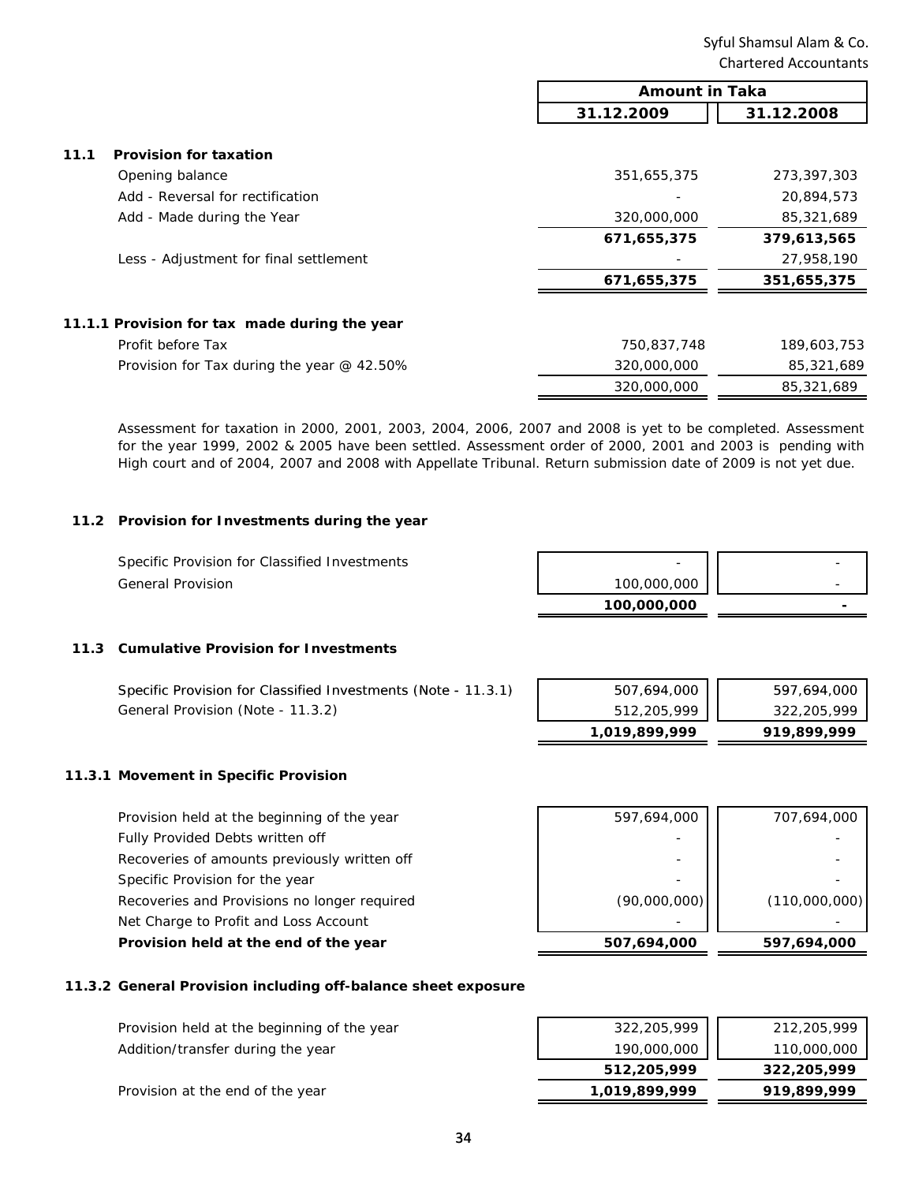Syful Shamsul Alam & Co.
Chartered Accountants

| | Amount in Taka | |
|---|---|---|
| | 31.12.2009 | 31.12.2008 |

### 11.1 Provision for taxation

| | 31.12.2009 | 31.12.2008 |
|---|---|---|
| Opening balance | 351,655,375 | 273,397,303 |
| Add - Reversal for rectification | - | 20,894,573 |
| Add - Made during the Year | 320,000,000 | 85,321,689 |
| | **671,655,375** | **379,613,565** |
| Less - Adjustment for final settlement | - | 27,958,190 |
| | **671,655,375** | **351,655,375** |

### 11.1.1 Provision for tax made during the year

| | 31.12.2009 | 31.12.2008 |
|---|---|---|
| Profit before Tax | 750,837,748 | 189,603,753 |
| Provision for Tax during the year @ 42.50% | 320,000,000 | 85,321,689 |
| | 320,000,000 | 85,321,689 |

Assessment for taxation in 2000, 2001, 2003, 2004, 2006, 2007 and 2008 is yet to be completed. Assessment for the year 1999, 2002 & 2005 have been settled. Assessment order of 2000, 2001 and 2003 is pending with High court and of 2004, 2007 and 2008 with Appellate Tribunal. Return submission date of 2009 is not yet due.

### 11.2 Provision for Investments during the year

| | 31.12.2009 | 31.12.2008 |
|---|---|---|
| Specific Provision for Classified Investments | - | - |
| General Provision | 100,000,000 | - |
| | **100,000,000** | **-** |

### 11.3 Cumulative Provision for Investments

| | 31.12.2009 | 31.12.2008 |
|---|---|---|
| Specific Provision for Classified Investments (Note - 11.3.1) | 507,694,000 | 597,694,000 |
| General Provision (Note - 11.3.2) | 512,205,999 | 322,205,999 |
| | **1,019,899,999** | **919,899,999** |

### 11.3.1 Movement in Specific Provision

| | 31.12.2009 | 31.12.2008 |
|---|---|---|
| Provision held at the beginning of the year | 597,694,000 | 707,694,000 |
| Fully Provided Debts written off | - | - |
| Recoveries of amounts previously written off | - | - |
| Specific Provision for the year | - | - |
| Recoveries and Provisions no longer required | (90,000,000) | (110,000,000) |
| Net Charge to Profit and Loss Account | - | - |
| **Provision held at the end of the year** | **507,694,000** | **597,694,000** |

### 11.3.2 General Provision including off-balance sheet exposure

| | 31.12.2009 | 31.12.2008 |
|---|---|---|
| Provision held at the beginning of the year | 322,205,999 | 212,205,999 |
| Addition/transfer during the year | 190,000,000 | 110,000,000 |
| | **512,205,999** | **322,205,999** |
| Provision at the end of the year | **1,019,899,999** | **919,899,999** |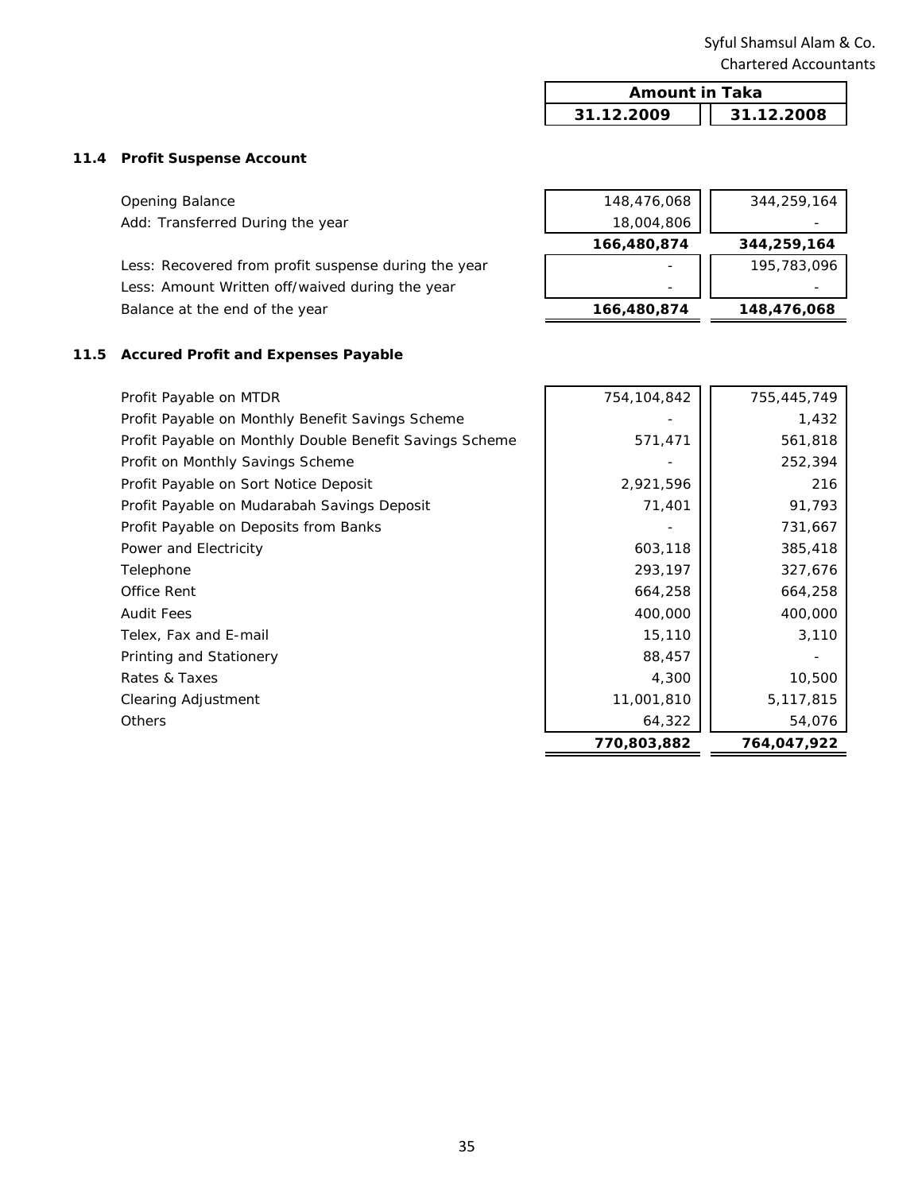Syful Shamsul Alam & Co.
Chartered Accountants

| | Amount in Taka | |
|---|---|---|
| | 31.12.2009 | 31.12.2008 |

### 11.4 Profit Suspense Account

| | 31.12.2009 | 31.12.2008 |
|---|---|---|
| Opening Balance | 148,476,068 | 344,259,164 |
| Add: Transferred During the year | 18,004,806 | - |
| | **166,480,874** | **344,259,164** |
| Less: Recovered from profit suspense during the year | - | 195,783,096 |
| Less: Amount Written off/waived during the year | - | - |
| Balance at the end of the year | **166,480,874** | **148,476,068** |

### 11.5 Accured Profit and Expenses Payable

| | 31.12.2009 | 31.12.2008 |
|---|---|---|
| Profit Payable on MTDR | 754,104,842 | 755,445,749 |
| Profit Payable on Monthly Benefit Savings Scheme | - | 1,432 |
| Profit Payable on Monthly Double Benefit Savings Scheme | 571,471 | 561,818 |
| Profit on Monthly Savings Scheme | - | 252,394 |
| Profit Payable on Sort Notice Deposit | 2,921,596 | 216 |
| Profit Payable on Mudarabah Savings Deposit | 71,401 | 91,793 |
| Profit Payable on Deposits from Banks | - | 731,667 |
| Power and Electricity | 603,118 | 385,418 |
| Telephone | 293,197 | 327,676 |
| Office Rent | 664,258 | 664,258 |
| Audit Fees | 400,000 | 400,000 |
| Telex, Fax and E-mail | 15,110 | 3,110 |
| Printing and Stationery | 88,457 | - |
| Rates & Taxes | 4,300 | 10,500 |
| Clearing Adjustment | 11,001,810 | 5,117,815 |
| Others | 64,322 | 54,076 |
| | **770,803,882** | **764,047,922** |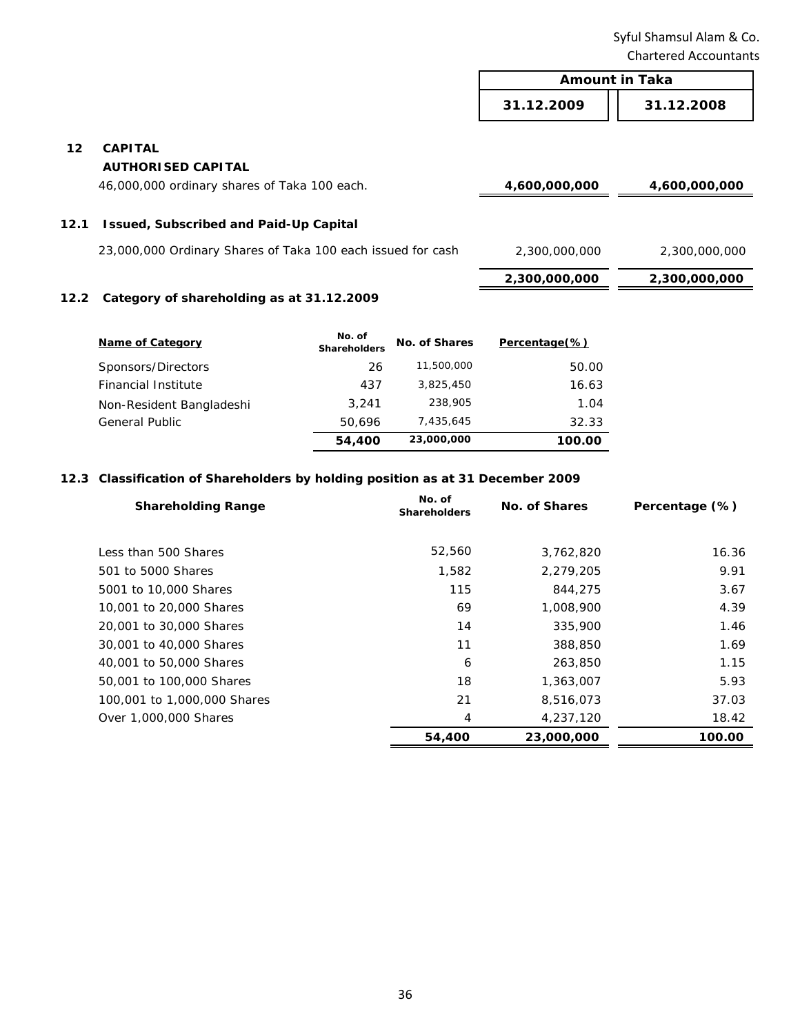Syful Shamsul Alam & Co.
Chartered Accountants

| | Amount in Taka | |
|---|---|---|
| | **31.12.2009** | **31.12.2008** |

## 12 CAPITAL

**AUTHORISED CAPITAL**

| | 31.12.2009 | 31.12.2008 |
|---|---|---|
| 46,000,000 ordinary shares of Taka 100 each. | **4,600,000,000** | **4,600,000,000** |

### 12.1 Issued, Subscribed and Paid-Up Capital

| | 31.12.2009 | 31.12.2008 |
|---|---|---|
| 23,000,000 Ordinary Shares of Taka 100 each issued for cash | 2,300,000,000 | 2,300,000,000 |
| | **2,300,000,000** | **2,300,000,000** |

### 12.2 Category of shareholding as at 31.12.2009

| Name of Category | No. of Shareholders | No. of Shares | Percentage(%) |
|---|---|---|---|
| Sponsors/Directors | 26 | 11,500,000 | 50.00 |
| Financial Institute | 437 | 3,825,450 | 16.63 |
| Non-Resident Bangladeshi | 3,241 | 238,905 | 1.04 |
| General Public | 50,696 | 7,435,645 | 32.33 |
| | **54,400** | **23,000,000** | **100.00** |

### 12.3 Classification of Shareholders by holding position as at 31 December 2009

| Shareholding Range | No. of Shareholders | No. of Shares | Percentage (%) |
|---|---|---|---|
| Less than 500 Shares | 52,560 | 3,762,820 | 16.36 |
| 501 to 5000 Shares | 1,582 | 2,279,205 | 9.91 |
| 5001 to 10,000 Shares | 115 | 844,275 | 3.67 |
| 10,001 to 20,000 Shares | 69 | 1,008,900 | 4.39 |
| 20,001 to 30,000 Shares | 14 | 335,900 | 1.46 |
| 30,001 to 40,000 Shares | 11 | 388,850 | 1.69 |
| 40,001 to 50,000 Shares | 6 | 263,850 | 1.15 |
| 50,001 to 100,000 Shares | 18 | 1,363,007 | 5.93 |
| 100,001 to 1,000,000 Shares | 21 | 8,516,073 | 37.03 |
| Over 1,000,000 Shares | 4 | 4,237,120 | 18.42 |
| | **54,400** | **23,000,000** | **100.00** |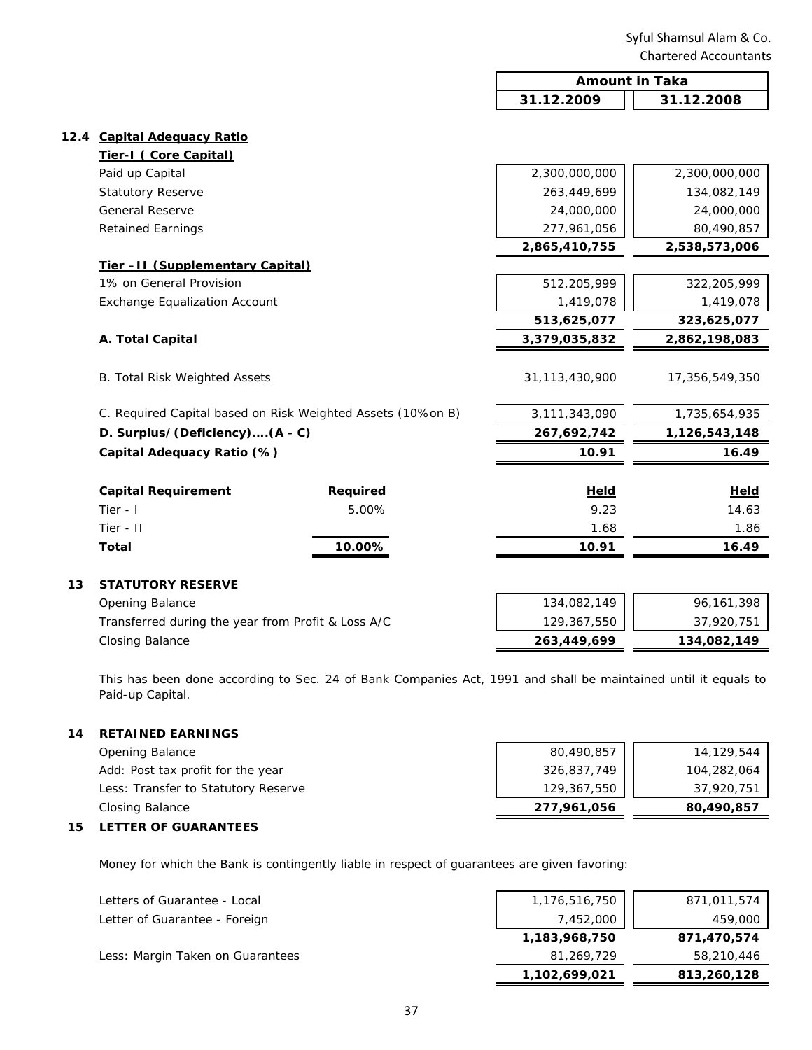| | Amount in Taka | |
|---|---|---|
| | 31.12.2009 | 31.12.2008 |

## 12.4 Capital Adequacy Ratio

| | | 31.12.2009 | 31.12.2008 |
|---|---|---|---|
| **Tier-I ( Core Capital)** | | | |
| Paid up Capital | | 2,300,000,000 | 2,300,000,000 |
| Statutory Reserve | | 263,449,699 | 134,082,149 |
| General Reserve | | 24,000,000 | 24,000,000 |
| Retained Earnings | | 277,961,056 | 80,490,857 |
| | | **2,865,410,755** | **2,538,573,006** |
| **Tier –II (Supplementary Capital)** | | | |
| 1% on General Provision | | 512,205,999 | 322,205,999 |
| Exchange Equalization Account | | 1,419,078 | 1,419,078 |
| | | **513,625,077** | **323,625,077** |
| **A. Total Capital** | | **3,379,035,832** | **2,862,198,083** |
| B. Total Risk Weighted Assets | | 31,113,430,900 | 17,356,549,350 |
| C. Required Capital based on Risk Weighted Assets (10% on B) | | 3,111,343,090 | 1,735,654,935 |
| **D. Surplus/(Deficiency)….(A - C)** | | **267,692,742** | **1,126,543,148** |
| **Capital Adequacy Ratio (%)** | | **10.91** | **16.49** |
| **Capital Requirement** | **Required** | **Held** | **Held** |
| Tier - I | 5.00% | 9.23 | 14.63 |
| Tier - II | | 1.68 | 1.86 |
| **Total** | **10.00%** | **10.91** | **16.49** |

## 13 STATUTORY RESERVE

| | 31.12.2009 | 31.12.2008 |
|---|---|---|
| Opening Balance | 134,082,149 | 96,161,398 |
| Transferred during the year from Profit & Loss A/C | 129,367,550 | 37,920,751 |
| Closing Balance | **263,449,699** | **134,082,149** |

This has been done according to Sec. 24 of Bank Companies Act, 1991 and shall be maintained until it equals to Paid-up Capital.

## 14 RETAINED EARNINGS

| | 31.12.2009 | 31.12.2008 |
|---|---|---|
| Opening Balance | 80,490,857 | 14,129,544 |
| Add: Post tax profit for the year | 326,837,749 | 104,282,064 |
| Less: Transfer to Statutory Reserve | 129,367,550 | 37,920,751 |
| Closing Balance | **277,961,056** | **80,490,857** |

## 15 LETTER OF GUARANTEES

Money for which the Bank is contingently liable in respect of guarantees are given favoring:

| | 31.12.2009 | 31.12.2008 |
|---|---|---|
| Letters of Guarantee - Local | 1,176,516,750 | 871,011,574 |
| Letter of Guarantee - Foreign | 7,452,000 | 459,000 |
| | **1,183,968,750** | **871,470,574** |
| Less: Margin Taken on Guarantees | 81,269,729 | 58,210,446 |
| | **1,102,699,021** | **813,260,128** |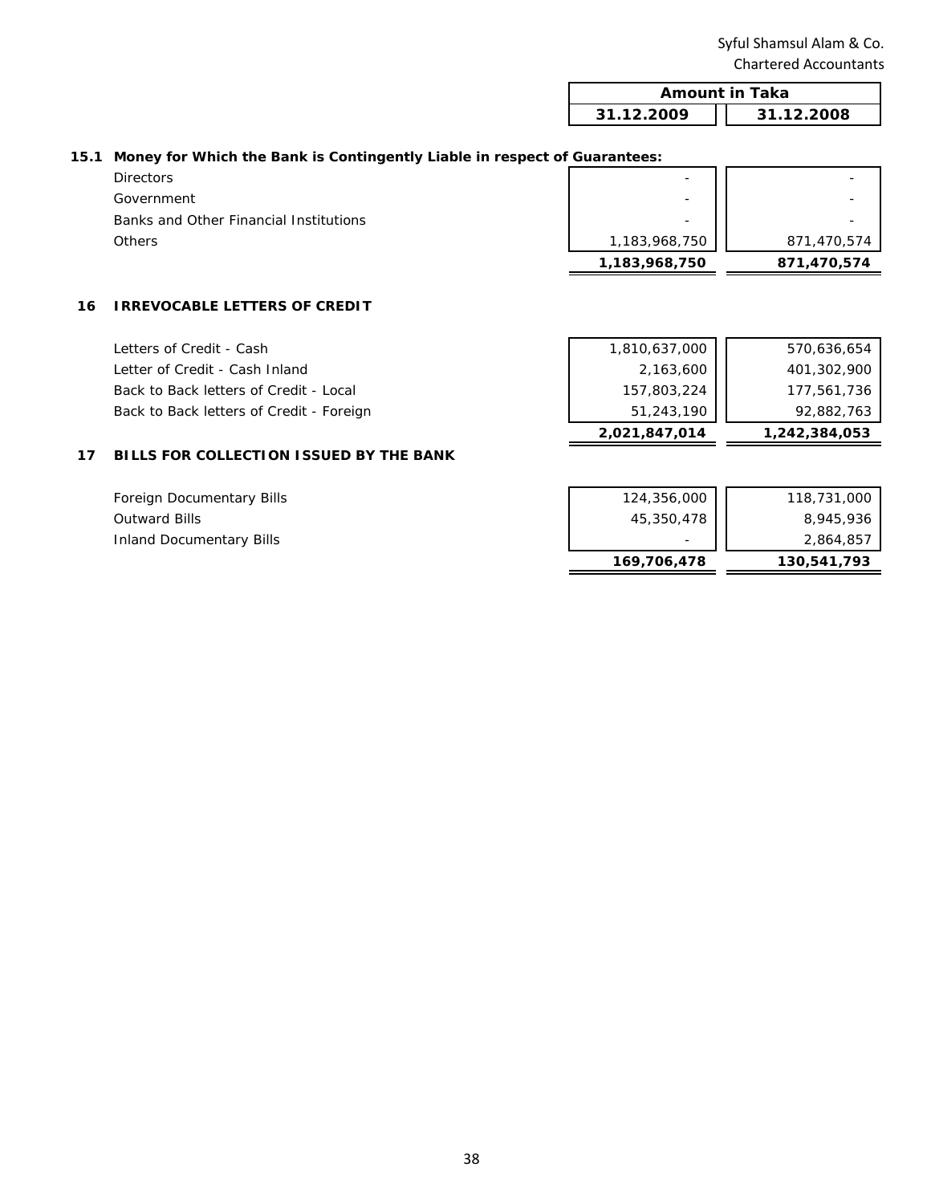| | Amount in Taka | |
|---|---|---|
| | 31.12.2009 | 31.12.2008 |

**15.1 Money for Which the Bank is Contingently Liable in respect of Guarantees:**

| | 31.12.2009 | 31.12.2008 |
|---|---|---|
| Directors | - | - |
| Government | - | - |
| Banks and Other Financial Institutions | - | - |
| Others | 1,183,968,750 | 871,470,574 |
| | **1,183,968,750** | **871,470,574** |

## 16 IRREVOCABLE LETTERS OF CREDIT

| | 31.12.2009 | 31.12.2008 |
|---|---|---|
| Letters of Credit - Cash | 1,810,637,000 | 570,636,654 |
| Letter of Credit - Cash Inland | 2,163,600 | 401,302,900 |
| Back to Back letters of Credit - Local | 157,803,224 | 177,561,736 |
| Back to Back letters of Credit - Foreign | 51,243,190 | 92,882,763 |
| | **2,021,847,014** | **1,242,384,053** |

## 17 BILLS FOR COLLECTION ISSUED BY THE BANK

| | 31.12.2009 | 31.12.2008 |
|---|---|---|
| Foreign Documentary Bills | 124,356,000 | 118,731,000 |
| Outward Bills | 45,350,478 | 8,945,936 |
| Inland Documentary Bills | - | 2,864,857 |
| | **169,706,478** | **130,541,793** |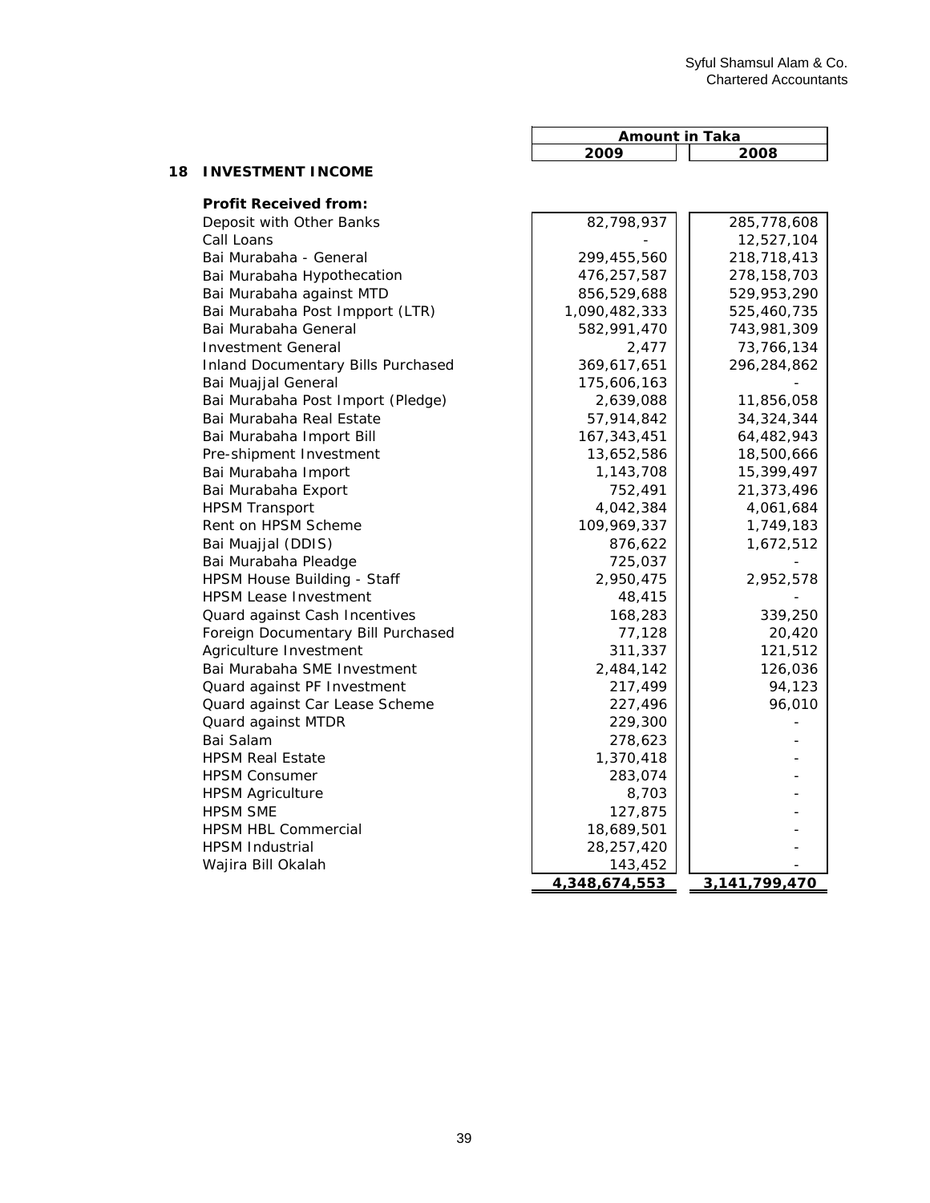## 18 INVESTMENT INCOME

| | Amount in Taka | |
|---|---|---|
| | 2009 | 2008 |
| **Profit Received from:** | | |
| Deposit with Other Banks | 82,798,937 | 285,778,608 |
| Call Loans | - | 12,527,104 |
| Bai Murabaha - General | 299,455,560 | 218,718,413 |
| Bai Murabaha Hypothecation | 476,257,587 | 278,158,703 |
| Bai Murabaha against MTD | 856,529,688 | 529,953,290 |
| Bai Murabaha Post Impport (LTR) | 1,090,482,333 | 525,460,735 |
| Bai Murabaha General | 582,991,470 | 743,981,309 |
| Investment General | 2,477 | 73,766,134 |
| Inland Documentary Bills Purchased | 369,617,651 | 296,284,862 |
| Bai Muajjal General | 175,606,163 | - |
| Bai Murabaha Post Import (Pledge) | 2,639,088 | 11,856,058 |
| Bai Murabaha Real Estate | 57,914,842 | 34,324,344 |
| Bai Murabaha Import Bill | 167,343,451 | 64,482,943 |
| Pre-shipment Investment | 13,652,586 | 18,500,666 |
| Bai Murabaha Import | 1,143,708 | 15,399,497 |
| Bai Murabaha Export | 752,491 | 21,373,496 |
| HPSM Transport | 4,042,384 | 4,061,684 |
| Rent on HPSM Scheme | 109,969,337 | 1,749,183 |
| Bai Muajjal (DDIS) | 876,622 | 1,672,512 |
| Bai Murabaha Pleadge | 725,037 | - |
| HPSM House Building - Staff | 2,950,475 | 2,952,578 |
| HPSM Lease Investment | 48,415 | - |
| Quard against Cash Incentives | 168,283 | 339,250 |
| Foreign Documentary Bill Purchased | 77,128 | 20,420 |
| Agriculture Investment | 311,337 | 121,512 |
| Bai Murabaha SME Investment | 2,484,142 | 126,036 |
| Quard against PF Investment | 217,499 | 94,123 |
| Quard against Car Lease Scheme | 227,496 | 96,010 |
| Quard against MTDR | 229,300 | - |
| Bai Salam | 278,623 | - |
| HPSM Real Estate | 1,370,418 | - |
| HPSM Consumer | 283,074 | - |
| HPSM Agriculture | 8,703 | - |
| HPSM SME | 127,875 | - |
| HPSM HBL Commercial | 18,689,501 | - |
| HPSM Industrial | 28,257,420 | - |
| Wajira Bill Okalah | 143,452 | - |
| | **4,348,674,553** | **3,141,799,470** |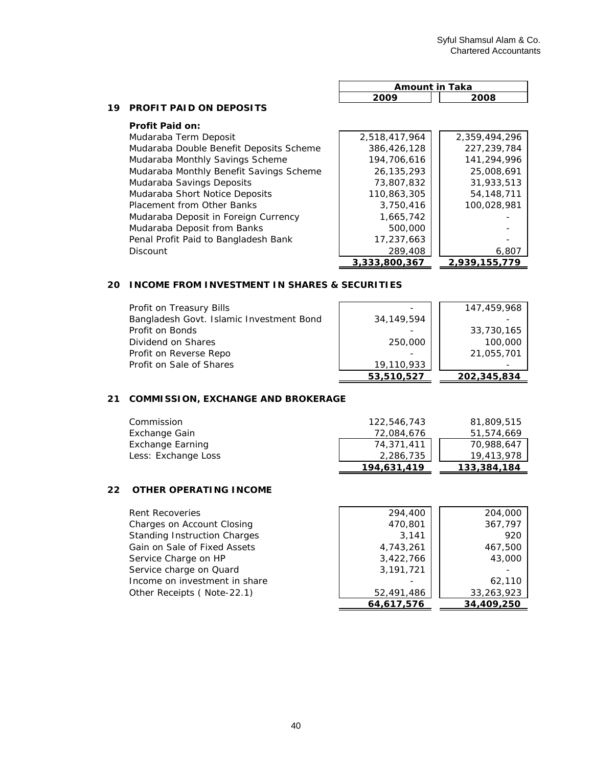Syful Shamsul Alam & Co.
Chartered Accountants

| | Amount in Taka | |
|---|---|---|
| | **2009** | **2008** |

## 19 PROFIT PAID ON DEPOSITS

| **Profit Paid on:** | | |
|---|---|---|
| Mudaraba Term Deposit | 2,518,417,964 | 2,359,494,296 |
| Mudaraba Double Benefit Deposits Scheme | 386,426,128 | 227,239,784 |
| Mudaraba Monthly Savings Scheme | 194,706,616 | 141,294,996 |
| Mudaraba Monthly Benefit Savings Scheme | 26,135,293 | 25,008,691 |
| Mudaraba Savings Deposits | 73,807,832 | 31,933,513 |
| Mudaraba Short Notice Deposits | 110,863,305 | 54,148,711 |
| Placement from Other Banks | 3,750,416 | 100,028,981 |
| Mudaraba Deposit in Foreign Currency | 1,665,742 | - |
| Mudaraba Deposit from Banks | 500,000 | - |
| Penal Profit Paid to Bangladesh Bank | 17,237,663 | - |
| Discount | 289,408 | 6,807 |
| | **3,333,800,367** | **2,939,155,779** |

## 20 INCOME FROM INVESTMENT IN SHARES & SECURITIES

| | 2009 | 2008 |
|---|---|---|
| Profit on Treasury Bills | - | 147,459,968 |
| Bangladesh Govt. Islamic Investment Bond | 34,149,594 | - |
| Profit on Bonds | - | 33,730,165 |
| Dividend on Shares | 250,000 | 100,000 |
| Profit on Reverse Repo | - | 21,055,701 |
| Profit on Sale of Shares | 19,110,933 | - |
| | **53,510,527** | **202,345,834** |

## 21 COMMISSION, EXCHANGE AND BROKERAGE

| | 2009 | 2008 |
|---|---|---|
| Commission | 122,546,743 | 81,809,515 |
| Exchange Gain | 72,084,676 | 51,574,669 |
| Exchange Earning | 74,371,411 | 70,988,647 |
| Less: Exchange Loss | 2,286,735 | 19,413,978 |
| | **194,631,419** | **133,384,184** |

## 22 OTHER OPERATING INCOME

| | 2009 | 2008 |
|---|---|---|
| Rent Recoveries | 294,400 | 204,000 |
| Charges on Account Closing | 470,801 | 367,797 |
| Standing Instruction Charges | 3,141 | 920 |
| Gain on Sale of Fixed Assets | 4,743,261 | 467,500 |
| Service Charge on HP | 3,422,766 | 43,000 |
| Service charge on Quard | 3,191,721 | - |
| Income on investment in share | - | 62,110 |
| Other Receipts ( Note-22.1) | 52,491,486 | 33,263,923 |
| | **64,617,576** | **34,409,250** |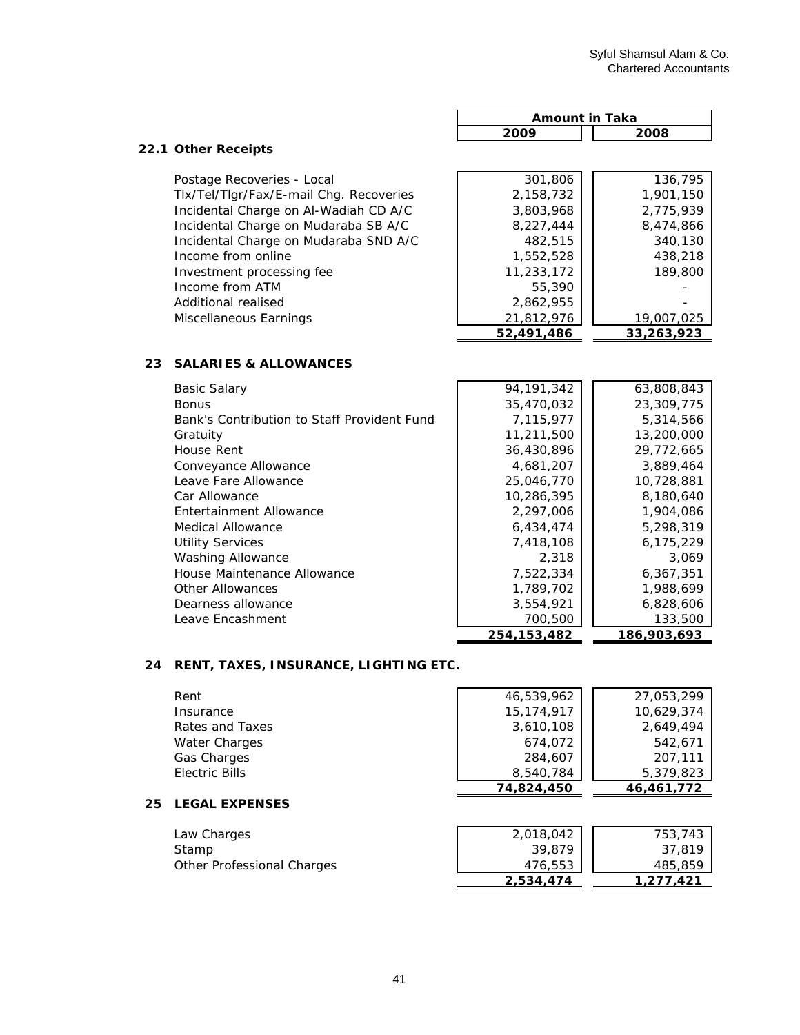| | Amount in Taka | |
|---|---|---|
| | 2009 | 2008 |

## 22.1 Other Receipts

| | 2009 | 2008 |
|---|---|---|
| Postage Recoveries - Local | 301,806 | 136,795 |
| Tlx/Tel/Tlgr/Fax/E-mail Chg. Recoveries | 2,158,732 | 1,901,150 |
| Incidental Charge on Al-Wadiah CD A/C | 3,803,968 | 2,775,939 |
| Incidental Charge on Mudaraba SB A/C | 8,227,444 | 8,474,866 |
| Incidental Charge on Mudaraba SND A/C | 482,515 | 340,130 |
| Income from online | 1,552,528 | 438,218 |
| Investment processing fee | 11,233,172 | 189,800 |
| Income from ATM | 55,390 | - |
| Additional realised | 2,862,955 | - |
| Miscellaneous Earnings | 21,812,976 | 19,007,025 |
| | **52,491,486** | **33,263,923** |

## 23 SALARIES & ALLOWANCES

| | 2009 | 2008 |
|---|---|---|
| Basic Salary | 94,191,342 | 63,808,843 |
| Bonus | 35,470,032 | 23,309,775 |
| Bank's Contribution to Staff Provident Fund | 7,115,977 | 5,314,566 |
| Gratuity | 11,211,500 | 13,200,000 |
| House Rent | 36,430,896 | 29,772,665 |
| Conveyance Allowance | 4,681,207 | 3,889,464 |
| Leave Fare Allowance | 25,046,770 | 10,728,881 |
| Car Allowance | 10,286,395 | 8,180,640 |
| Entertainment Allowance | 2,297,006 | 1,904,086 |
| Medical Allowance | 6,434,474 | 5,298,319 |
| Utility Services | 7,418,108 | 6,175,229 |
| Washing Allowance | 2,318 | 3,069 |
| House Maintenance Allowance | 7,522,334 | 6,367,351 |
| Other Allowances | 1,789,702 | 1,988,699 |
| Dearness allowance | 3,554,921 | 6,828,606 |
| Leave Encashment | 700,500 | 133,500 |
| | **254,153,482** | **186,903,693** |

## 24 RENT, TAXES, INSURANCE, LIGHTING ETC.

| | 2009 | 2008 |
|---|---|---|
| Rent | 46,539,962 | 27,053,299 |
| Insurance | 15,174,917 | 10,629,374 |
| Rates and Taxes | 3,610,108 | 2,649,494 |
| Water Charges | 674,072 | 542,671 |
| Gas Charges | 284,607 | 207,111 |
| Electric Bills | 8,540,784 | 5,379,823 |
| | **74,824,450** | **46,461,772** |

## 25 LEGAL EXPENSES

| | 2009 | 2008 |
|---|---|---|
| Law Charges | 2,018,042 | 753,743 |
| Stamp | 39,879 | 37,819 |
| Other Professional Charges | 476,553 | 485,859 |
| | **2,534,474** | **1,277,421** |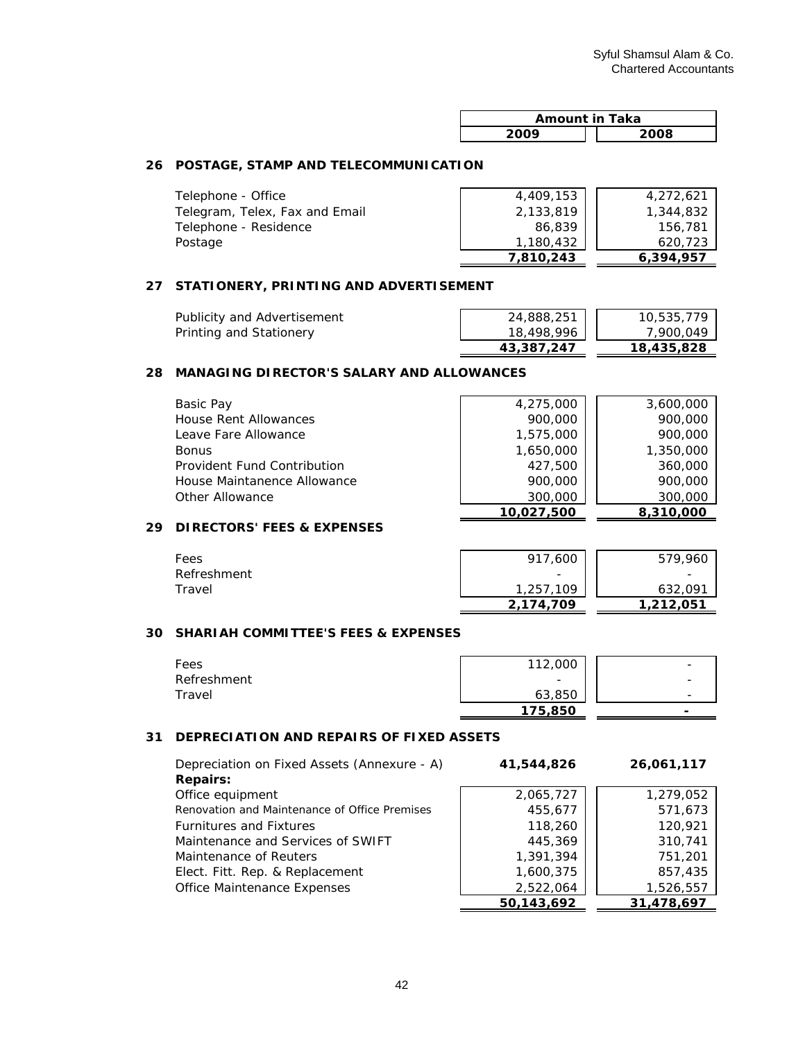Syful Shamsul Alam & Co.
Chartered Accountants

| | Amount in Taka | |
|---|---|---|
| | 2009 | 2008 |

## 26 POSTAGE, STAMP AND TELECOMMUNICATION

| | 2009 | 2008 |
|---|---|---|
| Telephone - Office | 4,409,153 | 4,272,621 |
| Telegram, Telex, Fax and Email | 2,133,819 | 1,344,832 |
| Telephone - Residence | 86,839 | 156,781 |
| Postage | 1,180,432 | 620,723 |
| | **7,810,243** | **6,394,957** |

## 27 STATIONERY, PRINTING AND ADVERTISEMENT

| | 2009 | 2008 |
|---|---|---|
| Publicity and Advertisement | 24,888,251 | 10,535,779 |
| Printing and Stationery | 18,498,996 | 7,900,049 |
| | **43,387,247** | **18,435,828** |

## 28 MANAGING DIRECTOR'S SALARY AND ALLOWANCES

| | 2009 | 2008 |
|---|---|---|
| Basic Pay | 4,275,000 | 3,600,000 |
| House Rent Allowances | 900,000 | 900,000 |
| Leave Fare Allowance | 1,575,000 | 900,000 |
| Bonus | 1,650,000 | 1,350,000 |
| Provident Fund Contribution | 427,500 | 360,000 |
| House Maintanence Allowance | 900,000 | 900,000 |
| Other Allowance | 300,000 | 300,000 |
| | **10,027,500** | **8,310,000** |

## 29 DIRECTORS' FEES & EXPENSES

| | 2009 | 2008 |
|---|---|---|
| Fees | 917,600 | 579,960 |
| Refreshment | - | - |
| Travel | 1,257,109 | 632,091 |
| | **2,174,709** | **1,212,051** |

## 30 SHARIAH COMMITTEE'S FEES & EXPENSES

| | 2009 | 2008 |
|---|---|---|
| Fees | 112,000 | - |
| Refreshment | - | - |
| Travel | 63,850 | - |
| | **175,850** | **-** |

## 31 DEPRECIATION AND REPAIRS OF FIXED ASSETS

| | 2009 | 2008 |
|---|---|---|
| Depreciation on Fixed Assets (Annexure - A) | **41,544,826** | **26,061,117** |
| **Repairs:** | | |
| Office equipment | 2,065,727 | 1,279,052 |
| Renovation and Maintenance of Office Premises | 455,677 | 571,673 |
| Furnitures and Fixtures | 118,260 | 120,921 |
| Maintenance and Services of SWIFT | 445,369 | 310,741 |
| Maintenance of Reuters | 1,391,394 | 751,201 |
| Elect. Fitt. Rep. & Replacement | 1,600,375 | 857,435 |
| Office Maintenance Expenses | 2,522,064 | 1,526,557 |
| | **50,143,692** | **31,478,697** |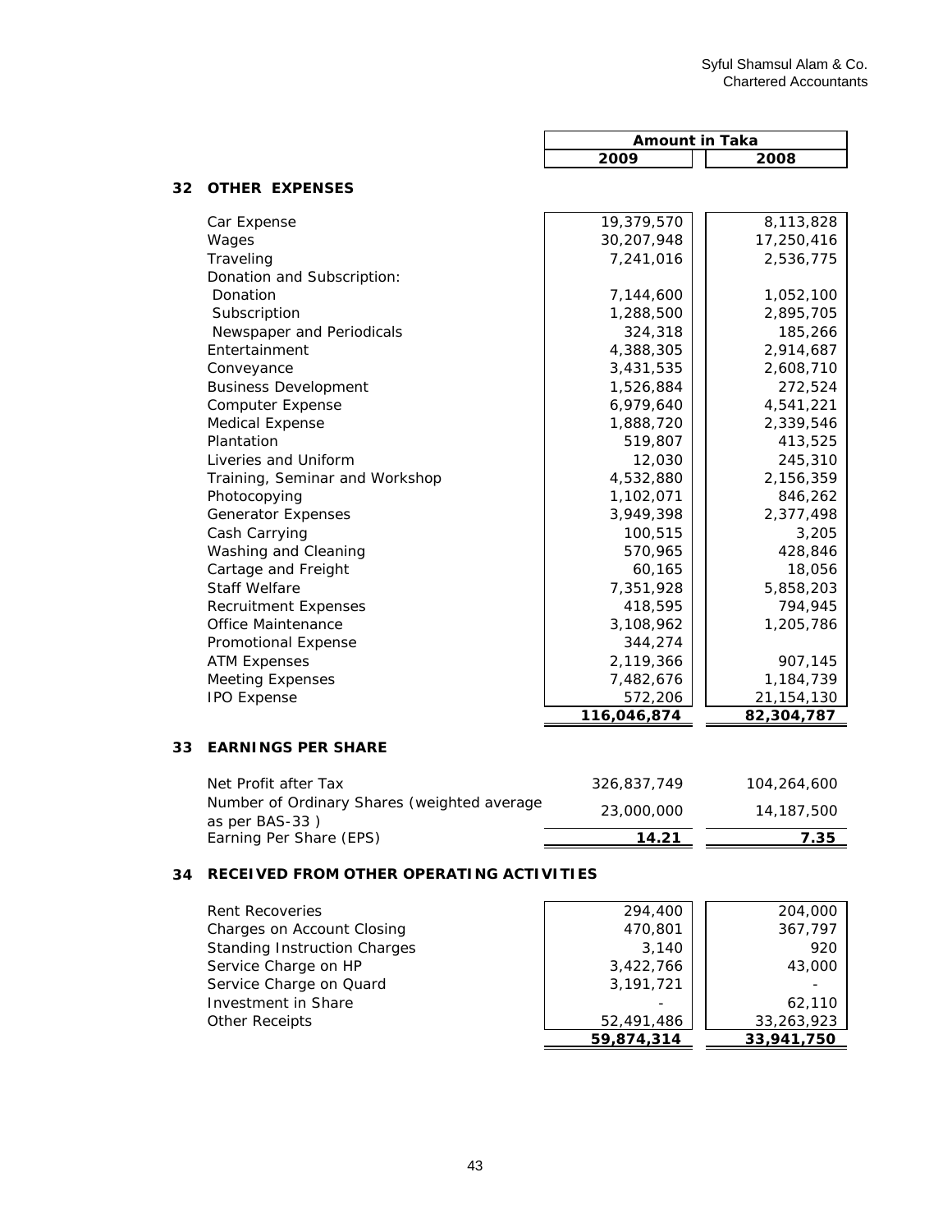| | Amount in Taka | |
|---|---|---|
| | 2009 | 2008 |

## 32 OTHER EXPENSES

| | 2009 | 2008 |
|---|---|---|
| Car Expense | 19,379,570 | 8,113,828 |
| Wages | 30,207,948 | 17,250,416 |
| Traveling | 7,241,016 | 2,536,775 |
| Donation and Subscription: | | |
| Donation | 7,144,600 | 1,052,100 |
| Subscription | 1,288,500 | 2,895,705 |
| Newspaper and Periodicals | 324,318 | 185,266 |
| Entertainment | 4,388,305 | 2,914,687 |
| Conveyance | 3,431,535 | 2,608,710 |
| Business Development | 1,526,884 | 272,524 |
| Computer Expense | 6,979,640 | 4,541,221 |
| Medical Expense | 1,888,720 | 2,339,546 |
| Plantation | 519,807 | 413,525 |
| Liveries and Uniform | 12,030 | 245,310 |
| Training, Seminar and Workshop | 4,532,880 | 2,156,359 |
| Photocopying | 1,102,071 | 846,262 |
| Generator Expenses | 3,949,398 | 2,377,498 |
| Cash Carrying | 100,515 | 3,205 |
| Washing and Cleaning | 570,965 | 428,846 |
| Cartage and Freight | 60,165 | 18,056 |
| Staff Welfare | 7,351,928 | 5,858,203 |
| Recruitment Expenses | 418,595 | 794,945 |
| Office Maintenance | 3,108,962 | 1,205,786 |
| Promotional Expense | 344,274 | |
| ATM Expenses | 2,119,366 | 907,145 |
| Meeting Expenses | 7,482,676 | 1,184,739 |
| IPO Expense | 572,206 | 21,154,130 |
| | **116,046,874** | **82,304,787** |

## 33 EARNINGS PER SHARE

| | 2009 | 2008 |
|---|---|---|
| Net Profit after Tax | 326,837,749 | 104,264,600 |
| Number of Ordinary Shares (weighted average as per BAS-33 ) | 23,000,000 | 14,187,500 |
| Earning Per Share (EPS) | **14.21** | **7.35** |

## 34 RECEIVED FROM OTHER OPERATING ACTIVITIES

| | 2009 | 2008 |
|---|---|---|
| Rent Recoveries | 294,400 | 204,000 |
| Charges on Account Closing | 470,801 | 367,797 |
| Standing Instruction Charges | 3,140 | 920 |
| Service Charge on HP | 3,422,766 | 43,000 |
| Service Charge on Quard | 3,191,721 | - |
| Investment in Share | - | 62,110 |
| Other Receipts | 52,491,486 | 33,263,923 |
| | **59,874,314** | **33,941,750** |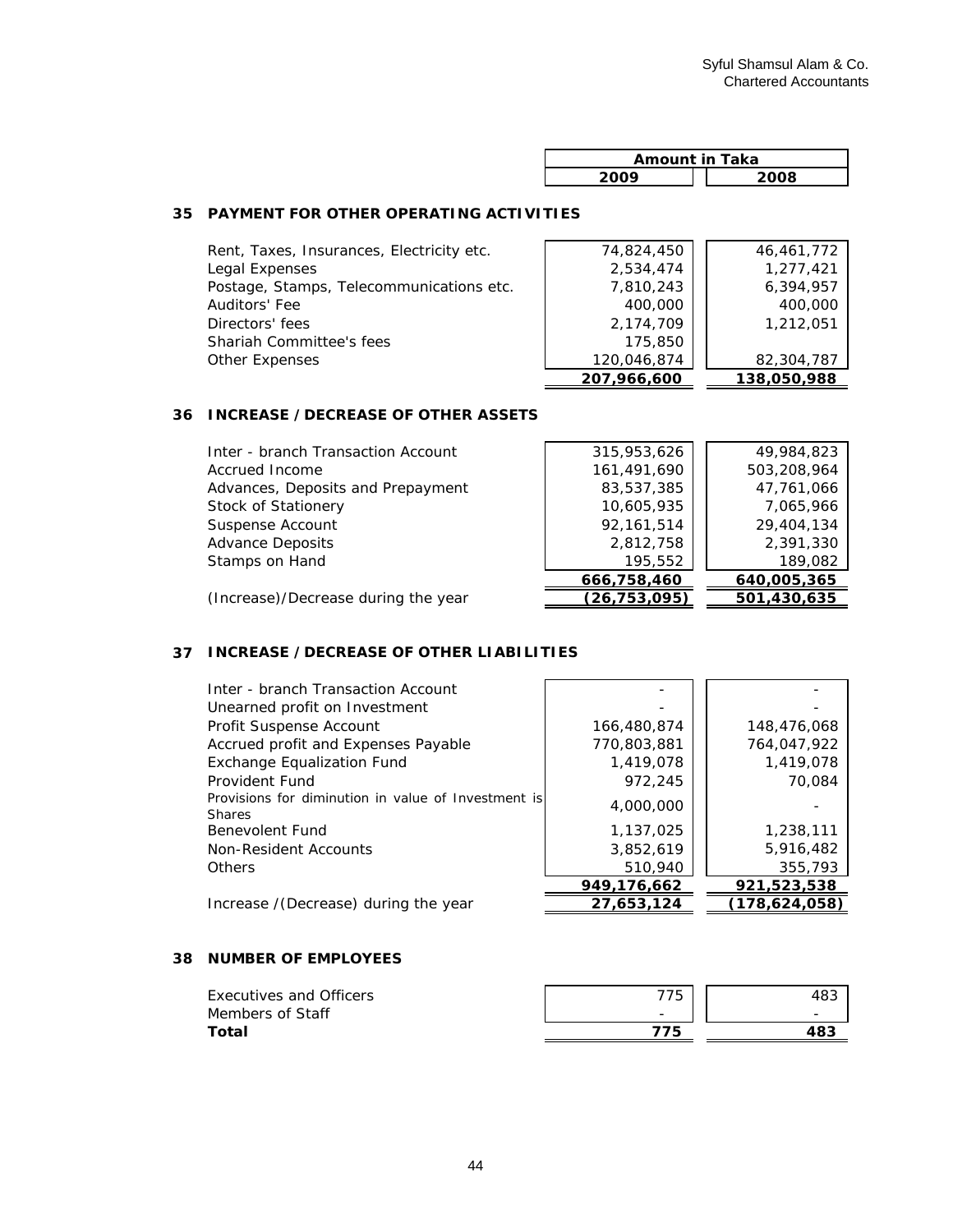Syful Shamsul Alam & Co.
Chartered Accountants

| | Amount in Taka | |
|---|---|---|
| | 2009 | 2008 |

## 35 PAYMENT FOR OTHER OPERATING ACTIVITIES

| | 2009 | 2008 |
|---|---|---|
| Rent, Taxes, Insurances, Electricity etc. | 74,824,450 | 46,461,772 |
| Legal Expenses | 2,534,474 | 1,277,421 |
| Postage, Stamps, Telecommunications etc. | 7,810,243 | 6,394,957 |
| Auditors' Fee | 400,000 | 400,000 |
| Directors' fees | 2,174,709 | 1,212,051 |
| Shariah Committee's fees | 175,850 | |
| Other Expenses | 120,046,874 | 82,304,787 |
| | **207,966,600** | **138,050,988** |

## 36 INCREASE / DECREASE OF OTHER ASSETS

| | 2009 | 2008 |
|---|---|---|
| Inter - branch Transaction Account | 315,953,626 | 49,984,823 |
| Accrued Income | 161,491,690 | 503,208,964 |
| Advances, Deposits and Prepayment | 83,537,385 | 47,761,066 |
| Stock of Stationery | 10,605,935 | 7,065,966 |
| Suspense Account | 92,161,514 | 29,404,134 |
| Advance Deposits | 2,812,758 | 2,391,330 |
| Stamps on Hand | 195,552 | 189,082 |
| | **666,758,460** | **640,005,365** |
| (Increase)/Decrease during the year | **(26,753,095)** | **501,430,635** |

## 37 INCREASE / DECREASE OF OTHER LIABILITIES

| | 2009 | 2008 |
|---|---|---|
| Inter - branch Transaction Account | - | - |
| Unearned profit on Investment | - | - |
| Profit Suspense Account | 166,480,874 | 148,476,068 |
| Accrued profit and Expenses Payable | 770,803,881 | 764,047,922 |
| Exchange Equalization Fund | 1,419,078 | 1,419,078 |
| Provident Fund | 972,245 | 70,084 |
| Provisions for diminution in value of Investment is Shares | 4,000,000 | - |
| Benevolent Fund | 1,137,025 | 1,238,111 |
| Non-Resident Accounts | 3,852,619 | 5,916,482 |
| Others | 510,940 | 355,793 |
| | **949,176,662** | **921,523,538** |
| Increase /(Decrease) during the year | **27,653,124** | **(178,624,058)** |

## 38 NUMBER OF EMPLOYEES

| | 2009 | 2008 |
|---|---|---|
| Executives and Officers | 775 | 483 |
| Members of Staff | - | - |
| **Total** | **775** | **483** |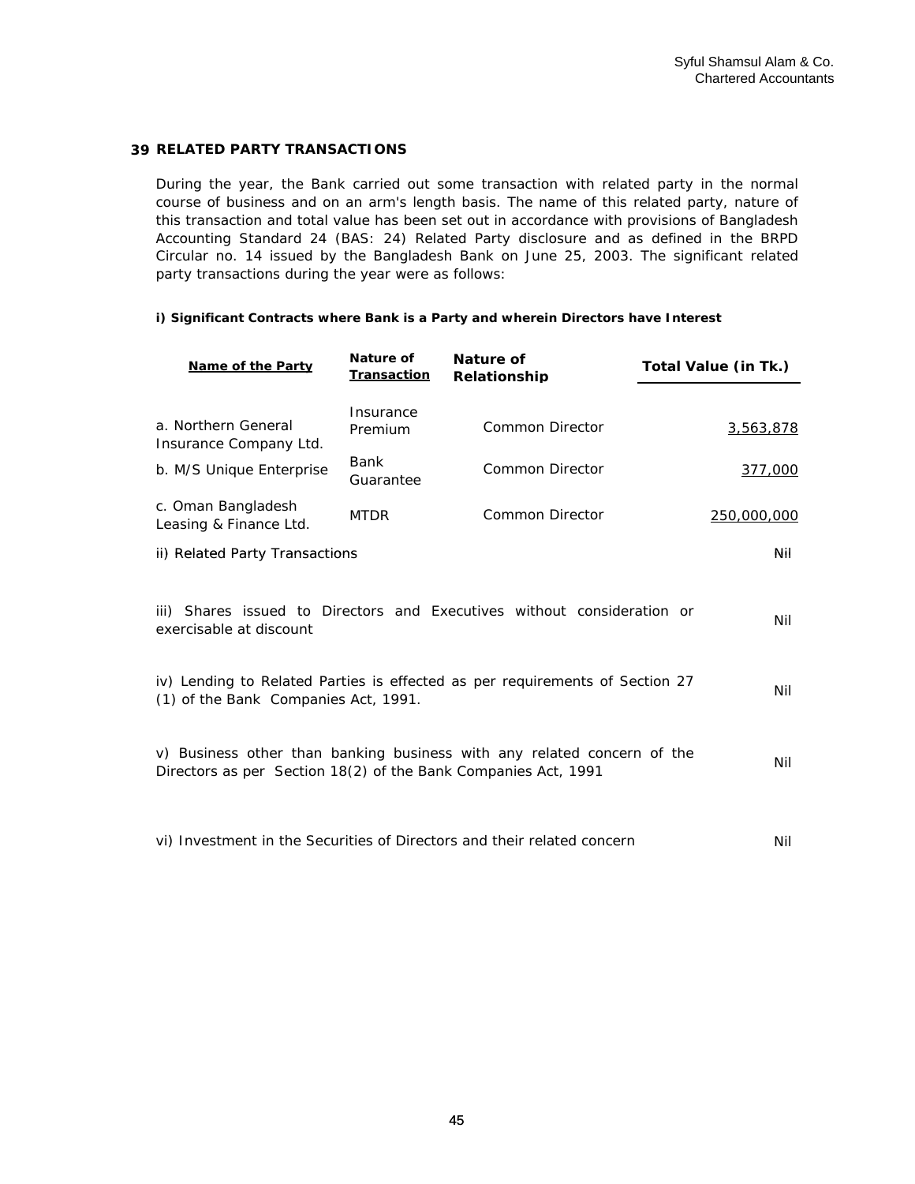## 39 RELATED PARTY TRANSACTIONS

During the year, the Bank carried out some transaction with related party in the normal course of business and on an arm's length basis. The name of this related party, nature of this transaction and total value has been set out in accordance with provisions of Bangladesh Accounting Standard 24 (BAS: 24) Related Party disclosure and as defined in the BRPD Circular no. 14 issued by the Bangladesh Bank on June 25, 2003. The significant related party transactions during the year were as follows:

**i) Significant Contracts where Bank is a Party and wherein Directors have Interest**

| Name of the Party | Nature of Transaction | Nature of Relationship | Total Value (in Tk.) |
|---|---|---|---|
| a. Northern General Insurance Company Ltd. | Insurance Premium | Common Director | 3,563,878 |
| b. M/S Unique Enterprise | Bank Guarantee | Common Director | 377,000 |
| c. Oman Bangladesh Leasing & Finance Ltd. | MTDR | Common Director | 250,000,000 |

| | |
|---|---|
| ii) Related Party Transactions | Nil |
| iii) Shares issued to Directors and Executives without consideration or exercisable at discount | Nil |
| iv) Lending to Related Parties is effected as per requirements of Section 27 (1) of the Bank Companies Act, 1991. | Nil |
| v) Business other than banking business with any related concern of the Directors as per Section 18(2) of the Bank Companies Act, 1991 | Nil |
| vi) Investment in the Securities of Directors and their related concern | Nil |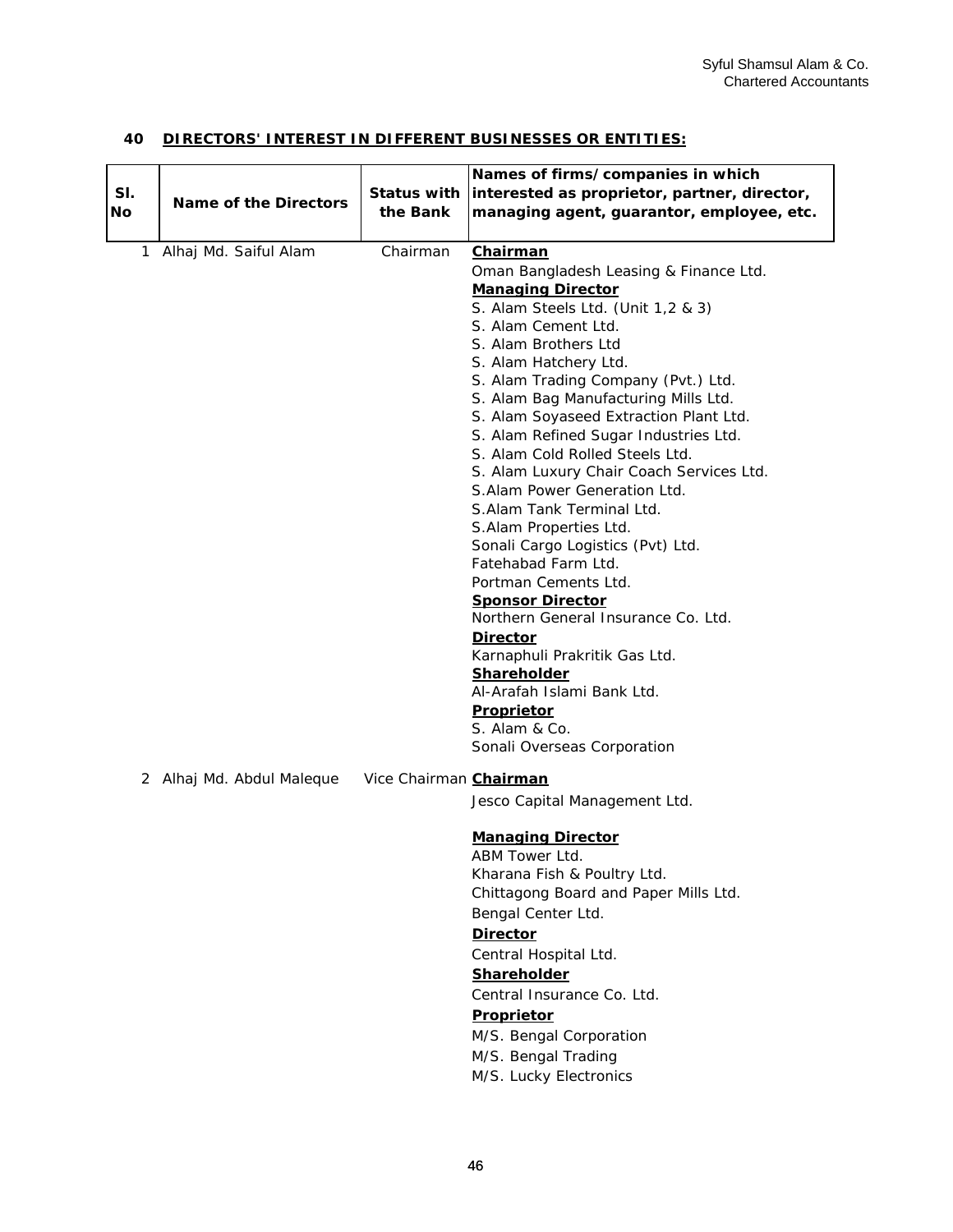## 40 DIRECTORS' INTEREST IN DIFFERENT BUSINESSES OR ENTITIES:

| Sl. No | Name of the Directors | Status with the Bank | Names of firms/companies in which interested as proprietor, partner, director, managing agent, guarantor, employee, etc. |
|---|---|---|---|
| 1 | Alhaj Md. Saiful Alam | Chairman | **Chairman** |
| | | | Oman Bangladesh Leasing & Finance Ltd. |
| | | | **Managing Director** |
| | | | S. Alam Steels Ltd. (Unit 1,2 & 3) |
| | | | S. Alam Cement Ltd. |
| | | | S. Alam Brothers Ltd |
| | | | S. Alam Hatchery Ltd. |
| | | | S. Alam Trading Company (Pvt.) Ltd. |
| | | | S. Alam Bag Manufacturing Mills Ltd. |
| | | | S. Alam Soyaseed Extraction Plant Ltd. |
| | | | S. Alam Refined Sugar Industries Ltd. |
| | | | S. Alam Cold Rolled Steels Ltd. |
| | | | S. Alam Luxury Chair Coach Services Ltd. |
| | | | S.Alam Power Generation Ltd. |
| | | | S.Alam Tank Terminal Ltd. |
| | | | S.Alam Properties Ltd. |
| | | | Sonali Cargo Logistics (Pvt) Ltd. |
| | | | Fatehabad Farm Ltd. |
| | | | Portman Cements Ltd. |
| | | | **Sponsor Director** |
| | | | Northern General Insurance Co. Ltd. |
| | | | **Director** |
| | | | Karnaphuli Prakritik Gas Ltd. |
| | | | **Shareholder** |
| | | | Al-Arafah Islami Bank Ltd. |
| | | | **Proprietor** |
| | | | S. Alam & Co. |
| | | | Sonali Overseas Corporation |
| 2 | Alhaj Md. Abdul Maleque | Vice Chairman | **Chairman** |
| | | | Jesco Capital Management Ltd. |
| | | | **Managing Director** |
| | | | ABM Tower Ltd. |
| | | | Kharana Fish & Poultry Ltd. |
| | | | Chittagong Board and Paper Mills Ltd. |
| | | | Bengal Center Ltd. |
| | | | **Director** |
| | | | Central Hospital Ltd. |
| | | | **Shareholder** |
| | | | Central Insurance Co. Ltd. |
| | | | **Proprietor** |
| | | | M/S. Bengal Corporation |
| | | | M/S. Bengal Trading |
| | | | M/S. Lucky Electronics |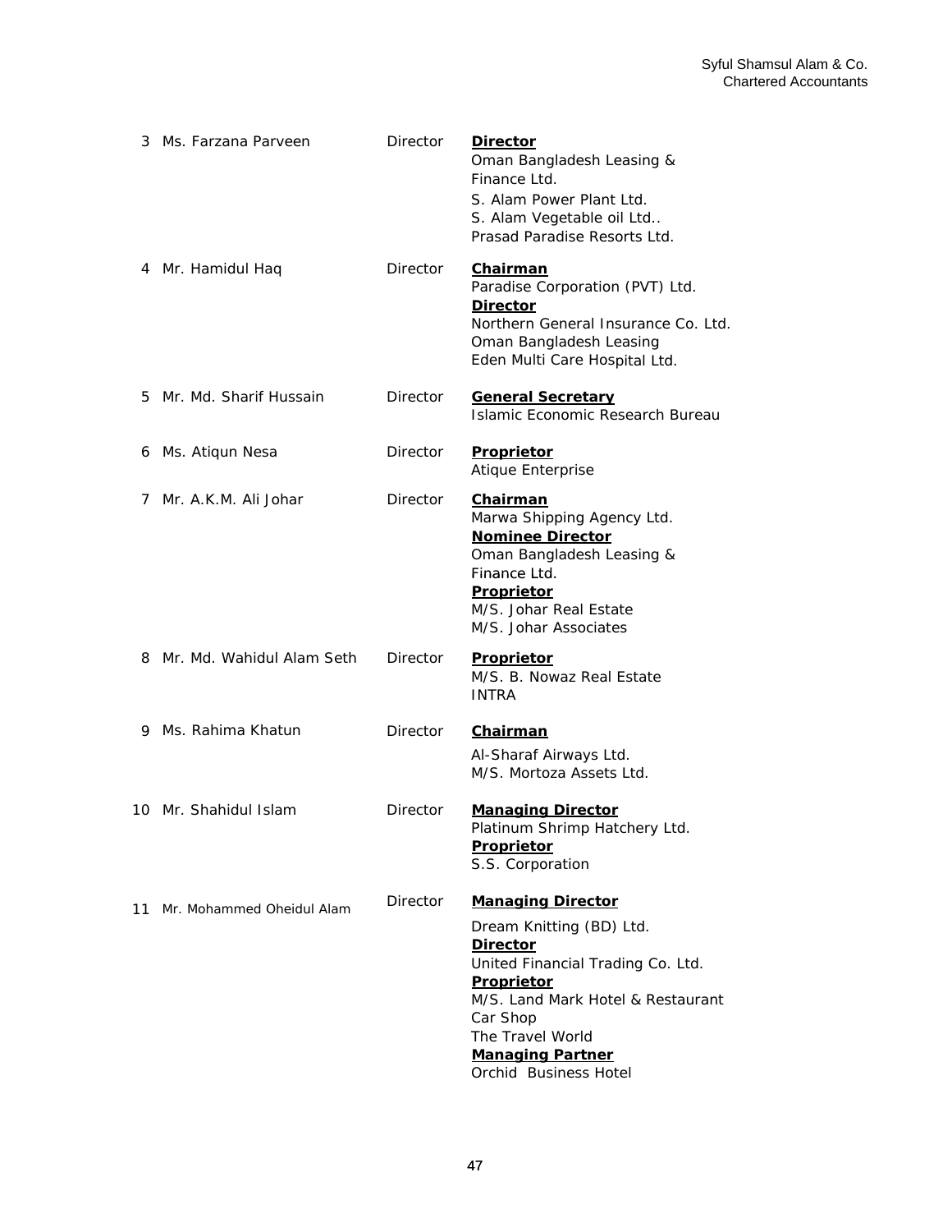| | | | |
|---|---|---|---|
| 3 | Ms. Farzana Parveen | Director | **Director**<br>Oman Bangladesh Leasing & Finance Ltd.<br>S. Alam Power Plant Ltd.<br>S. Alam Vegetable oil Ltd..<br>Prasad Paradise Resorts Ltd. |
| 4 | Mr. Hamidul Haq | Director | **Chairman**<br>Paradise Corporation (PVT) Ltd.<br>**Director**<br>Northern General Insurance Co. Ltd.<br>Oman Bangladesh Leasing<br>Eden Multi Care Hospital Ltd. |
| 5 | Mr. Md. Sharif Hussain | Director | **General Secretary**<br>Islamic Economic Research Bureau |
| 6 | Ms. Atiqun Nesa | Director | **Proprietor**<br>Atique Enterprise |
| 7 | Mr. A.K.M. Ali Johar | Director | **Chairman**<br>Marwa Shipping Agency Ltd.<br>**Nominee Director**<br>Oman Bangladesh Leasing & Finance Ltd.<br>**Proprietor**<br>M/S. Johar Real Estate<br>M/S. Johar Associates |
| 8 | Mr. Md. Wahidul Alam Seth | Director | **Proprietor**<br>M/S. B. Nowaz Real Estate<br>INTRA |
| 9 | Ms. Rahima Khatun | Director | **Chairman**<br>Al-Sharaf Airways Ltd.<br>M/S. Mortoza Assets Ltd. |
| 10 | Mr. Shahidul Islam | Director | **Managing Director**<br>Platinum Shrimp Hatchery Ltd.<br>**Proprietor**<br>S.S. Corporation |
| 11 | Mr. Mohammed Oheidul Alam | Director | **Managing Director**<br>Dream Knitting (BD) Ltd.<br>**Director**<br>United Financial Trading Co. Ltd.<br>**Proprietor**<br>M/S. Land Mark Hotel & Restaurant<br>Car Shop<br>The Travel World<br>**Managing Partner**<br>Orchid Business Hotel |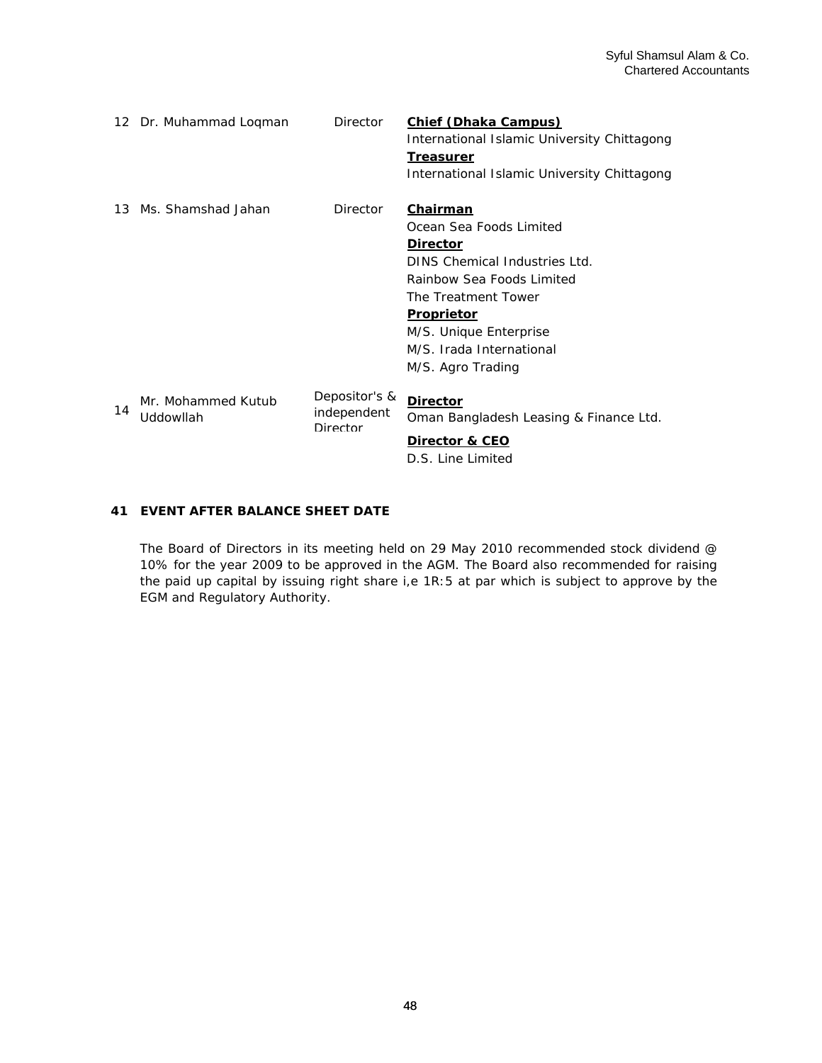| | | | |
|---|---|---|---|
| 12 | Dr. Muhammad Loqman | Director | **Chief (Dhaka Campus)**<br>International Islamic University Chittagong<br>**Treasurer**<br>International Islamic University Chittagong |
| 13 | Ms. Shamshad Jahan | Director | **Chairman**<br>Ocean Sea Foods Limited<br>**Director**<br>DINS Chemical Industries Ltd.<br>Rainbow Sea Foods Limited<br>The Treatment Tower<br>**Proprietor**<br>M/S. Unique Enterprise<br>M/S. Irada International<br>M/S. Agro Trading |
| 14 | Mr. Mohammed Kutub Uddowllah | Depositor's & independent Director | **Director**<br>Oman Bangladesh Leasing & Finance Ltd.<br>**Director & CEO**<br>D.S. Line Limited |

## 41 EVENT AFTER BALANCE SHEET DATE

The Board of Directors in its meeting held on 29 May 2010 recommended stock dividend @ 10% for the year 2009 to be approved in the AGM. The Board also recommended for raising the paid up capital by issuing right share i,e 1R:5 at par which is subject to approve by the EGM and Regulatory Authority.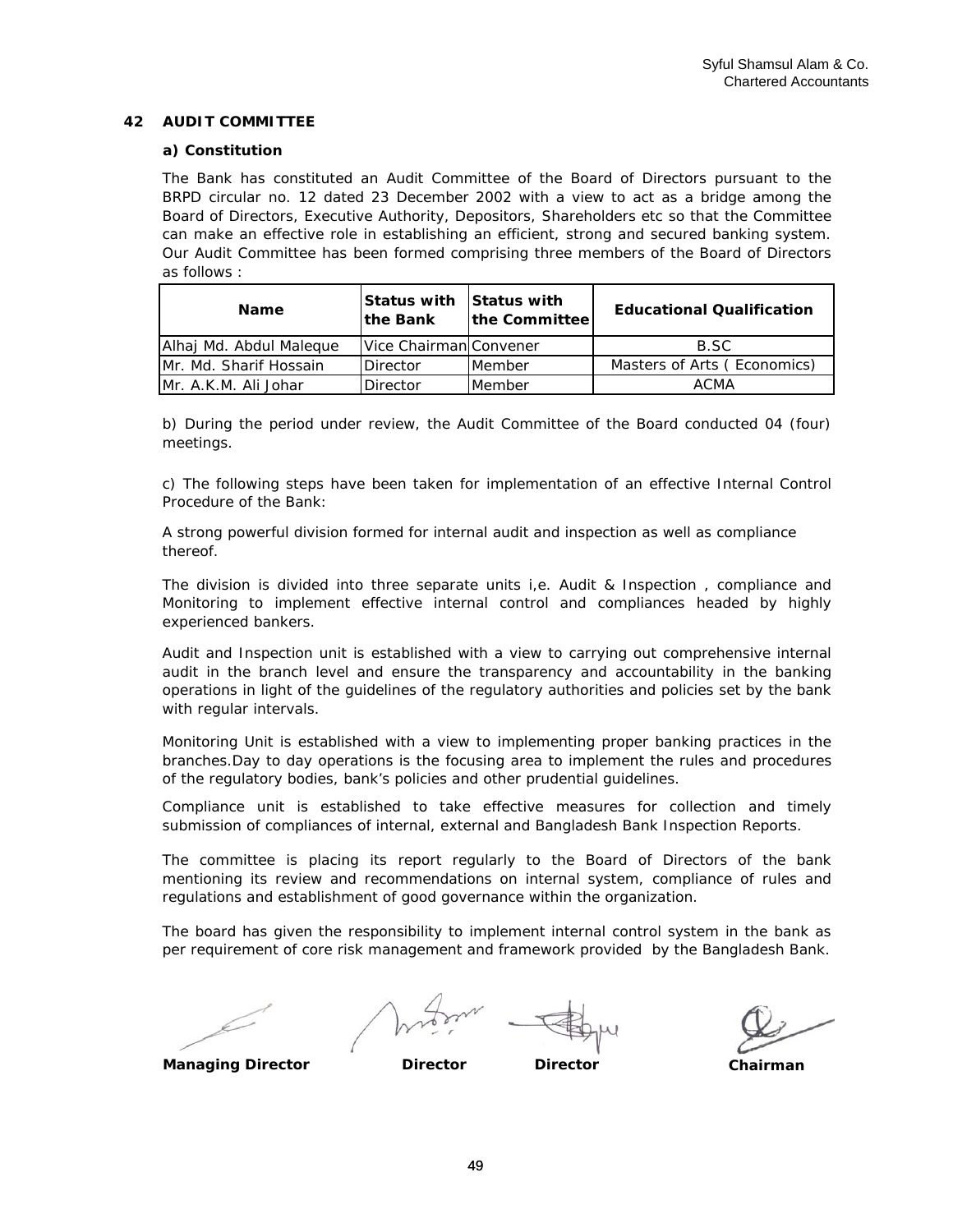## 42 AUDIT COMMITTEE

### a) Constitution

The Bank has constituted an Audit Committee of the Board of Directors pursuant to the BRPD circular no. 12 dated 23 December 2002 with a view to act as a bridge among the Board of Directors, Executive Authority, Depositors, Shareholders etc so that the Committee can make an effective role in establishing an efficient, strong and secured banking system. Our Audit Committee has been formed comprising three members of the Board of Directors as follows :

| Name | Status with the Bank | Status with the Committee | Educational Qualification |
|---|---|---|---|
| Alhaj Md. Abdul Maleque | Vice Chairman | Convener | B.SC |
| Mr. Md. Sharif Hossain | Director | Member | Masters of Arts ( Economics) |
| Mr. A.K.M. Ali Johar | Director | Member | ACMA |

b) During the period under review, the Audit Committee of the Board conducted 04 (four) meetings.

c) The following steps have been taken for implementation of an effective Internal Control Procedure of the Bank:

A strong powerful division formed for internal audit and inspection as well as compliance thereof.

The division is divided into three separate units i,e. Audit & Inspection , compliance and Monitoring to implement effective internal control and compliances headed by highly experienced bankers.

Audit and Inspection unit is established with a view to carrying out comprehensive internal audit in the branch level and ensure the transparency and accountability in the banking operations in light of the guidelines of the regulatory authorities and policies set by the bank with regular intervals.

Monitoring Unit is established with a view to implementing proper banking practices in the branches.Day to day operations is the focusing area to implement the rules and procedures of the regulatory bodies, bank's policies and other prudential guidelines.

Compliance unit is established to take effective measures for collection and timely submission of compliances of internal, external and Bangladesh Bank Inspection Reports.

The committee is placing its report regularly to the Board of Directors of the bank mentioning its review and recommendations on internal system, compliance of rules and regulations and establishment of good governance within the organization.

The board has given the responsibility to implement internal control system in the bank as per requirement of core risk management and framework provided by the Bangladesh Bank.

**Managing Director** **Director** **Director** **Chairman**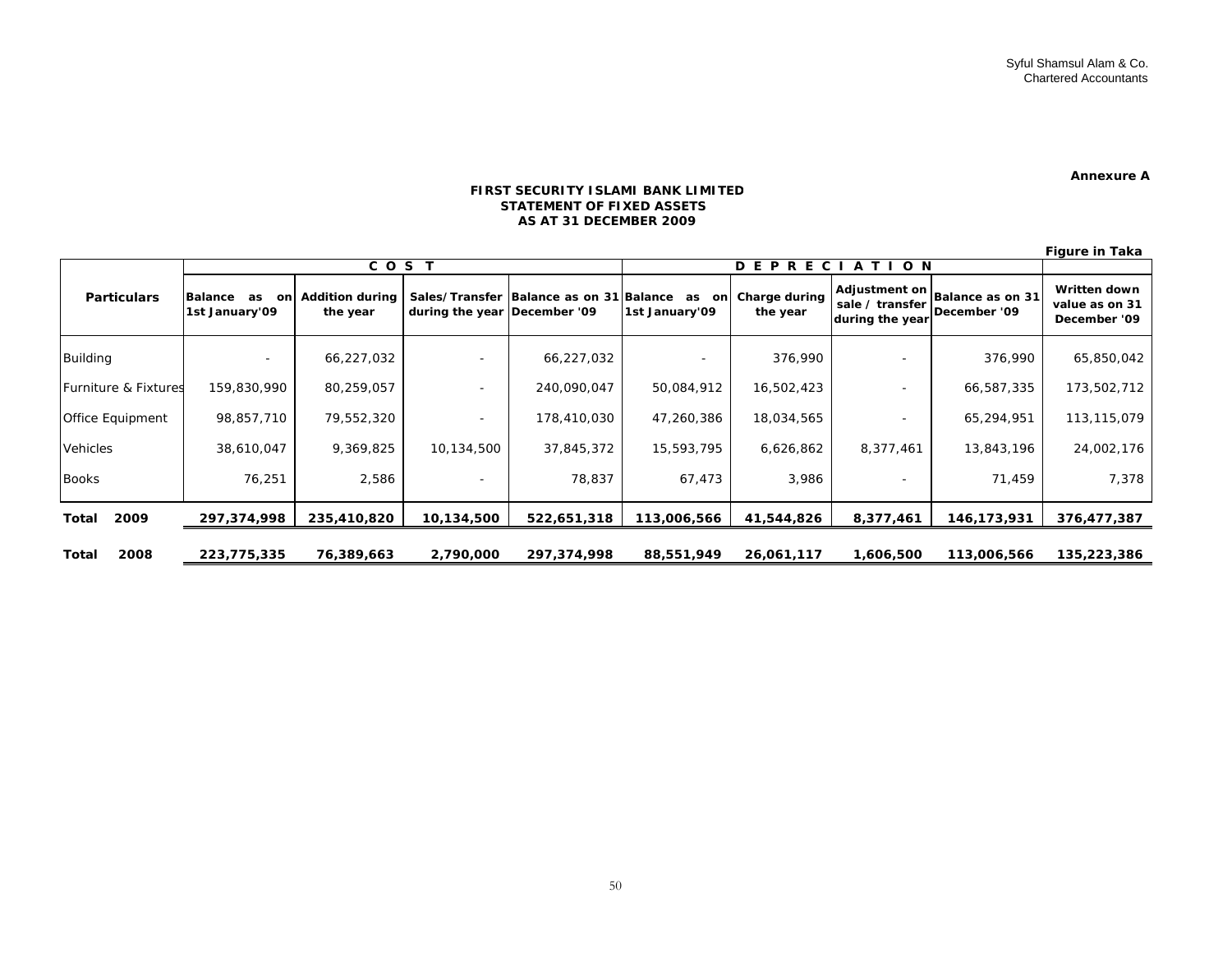Syful Shamsul Alam & Co.
Chartered Accountants

**Annexure A**

**FIRST SECURITY ISLAMI BANK LIMITED**
**STATEMENT OF FIXED ASSETS**
**AS AT 31 DECEMBER 2009**

**Figure in Taka**

| Particulars | COST | | | | DEPRECIATION | | | | |
|---|---|---|---|---|---|---|---|---|---|
| | Balance as on 1st January'09 | Addition during the year | Sales/Transfer during the year | Balance as on 31 December '09 | Balance as on 1st January'09 | Charge during the year | Adjustment on sale / transfer during the year | Balance as on 31 December '09 | Written down value as on 31 December '09 |
| Building | - | 66,227,032 | - | 66,227,032 | - | 376,990 | - | 376,990 | 65,850,042 |
| Furniture & Fixtures | 159,830,990 | 80,259,057 | - | 240,090,047 | 50,084,912 | 16,502,423 | - | 66,587,335 | 173,502,712 |
| Office Equipment | 98,857,710 | 79,552,320 | - | 178,410,030 | 47,260,386 | 18,034,565 | - | 65,294,951 | 113,115,079 |
| Vehicles | 38,610,047 | 9,369,825 | 10,134,500 | 37,845,372 | 15,593,795 | 6,626,862 | 8,377,461 | 13,843,196 | 24,002,176 |
| Books | 76,251 | 2,586 | - | 78,837 | 67,473 | 3,986 | - | 71,459 | 7,378 |
| **Total 2009** | **297,374,998** | **235,410,820** | **10,134,500** | **522,651,318** | **113,006,566** | **41,544,826** | **8,377,461** | **146,173,931** | **376,477,387** |
| **Total 2008** | **223,775,335** | **76,389,663** | **2,790,000** | **297,374,998** | **88,551,949** | **26,061,117** | **1,606,500** | **113,006,566** | **135,223,386** |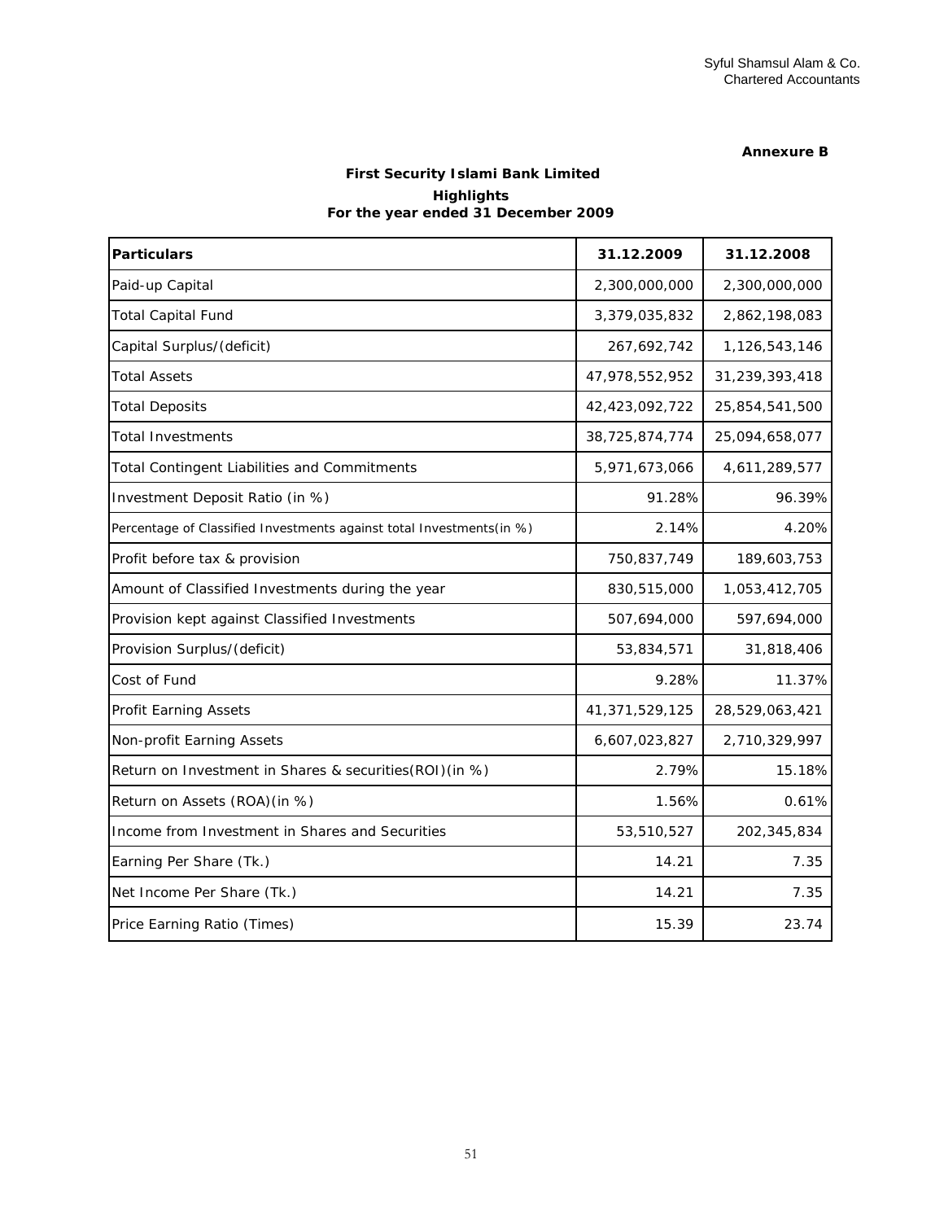Syful Shamsul Alam & Co.
Chartered Accountants

**Annexure B**

# First Security Islami Bank Limited

## Highlights

### For the year ended 31 December 2009

| Particulars | 31.12.2009 | 31.12.2008 |
|---|---|---|
| Paid-up Capital | 2,300,000,000 | 2,300,000,000 |
| Total Capital Fund | 3,379,035,832 | 2,862,198,083 |
| Capital Surplus/(deficit) | 267,692,742 | 1,126,543,146 |
| Total Assets | 47,978,552,952 | 31,239,393,418 |
| Total Deposits | 42,423,092,722 | 25,854,541,500 |
| Total Investments | 38,725,874,774 | 25,094,658,077 |
| Total Contingent Liabilities and Commitments | 5,971,673,066 | 4,611,289,577 |
| Investment Deposit Ratio (in %) | 91.28% | 96.39% |
| Percentage of Classified Investments against total Investments(in %) | 2.14% | 4.20% |
| Profit before tax & provision | 750,837,749 | 189,603,753 |
| Amount of Classified Investments during the year | 830,515,000 | 1,053,412,705 |
| Provision kept against Classified Investments | 507,694,000 | 597,694,000 |
| Provision Surplus/(deficit) | 53,834,571 | 31,818,406 |
| Cost of Fund | 9.28% | 11.37% |
| Profit Earning Assets | 41,371,529,125 | 28,529,063,421 |
| Non-profit Earning Assets | 6,607,023,827 | 2,710,329,997 |
| Return on Investment in Shares & securities(ROI)(in %) | 2.79% | 15.18% |
| Return on Assets (ROA)(in %) | 1.56% | 0.61% |
| Income from Investment in Shares and Securities | 53,510,527 | 202,345,834 |
| Earning Per Share (Tk.) | 14.21 | 7.35 |
| Net Income Per Share (Tk.) | 14.21 | 7.35 |
| Price Earning Ratio (Times) | 15.39 | 23.74 |